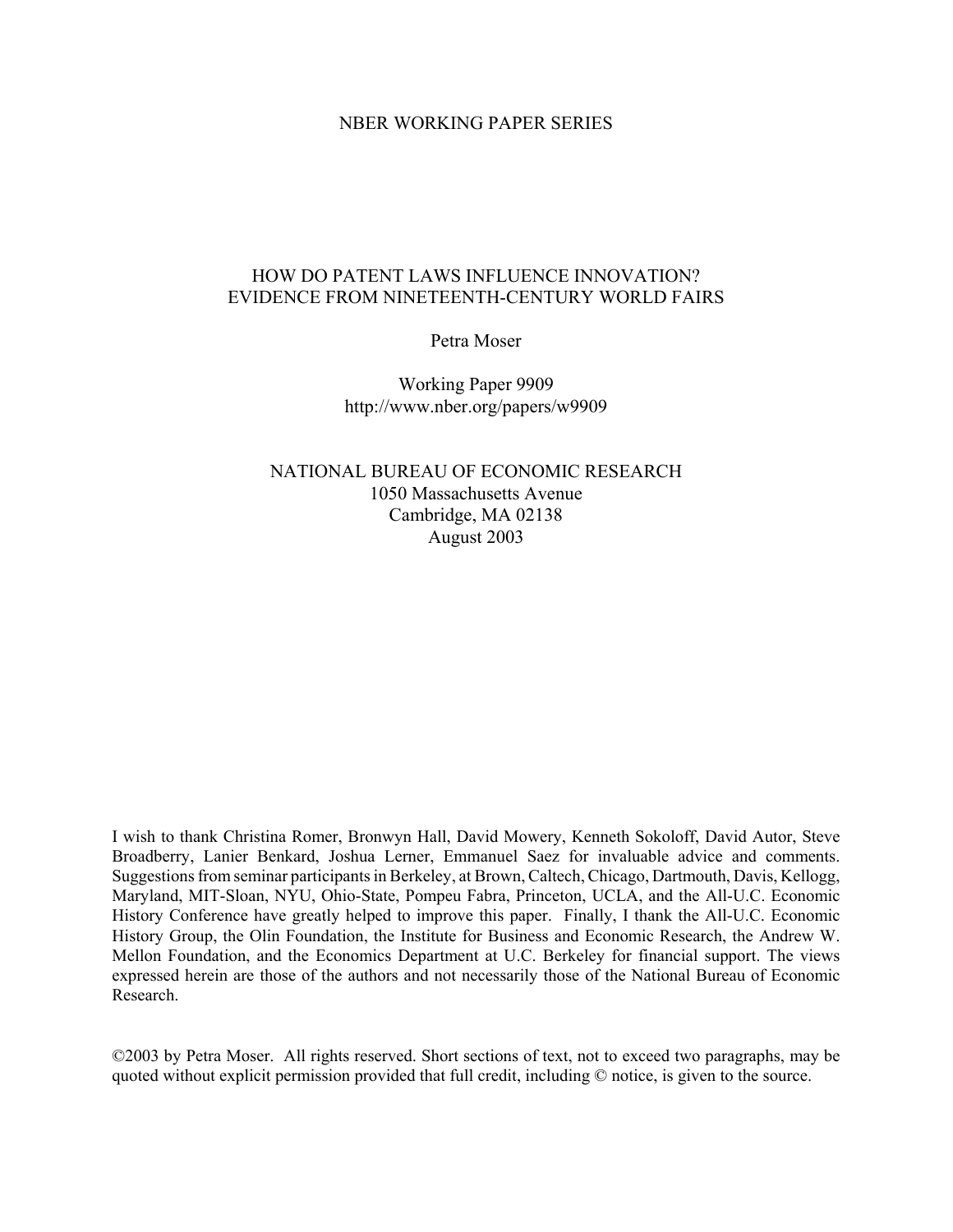NBER WORKING PAPER SERIES

# HOW DO PATENT LAWS INFLUENCE INNOVATION? EVIDENCE FROM NINETEENTH-CENTURY WORLD FAIRS

Petra Moser

Working Paper 9909
http://www.nber.org/papers/w9909

NATIONAL BUREAU OF ECONOMIC RESEARCH
1050 Massachusetts Avenue
Cambridge, MA 02138
August 2003

I wish to thank Christina Romer, Bronwyn Hall, David Mowery, Kenneth Sokoloff, David Autor, Steve Broadberry, Lanier Benkard, Joshua Lerner, Emmanuel Saez for invaluable advice and comments. Suggestions from seminar participants in Berkeley, at Brown, Caltech, Chicago, Dartmouth, Davis, Kellogg, Maryland, MIT-Sloan, NYU, Ohio-State, Pompeu Fabra, Princeton, UCLA, and the All-U.C. Economic History Conference have greatly helped to improve this paper. Finally, I thank the All-U.C. Economic History Group, the Olin Foundation, the Institute for Business and Economic Research, the Andrew W. Mellon Foundation, and the Economics Department at U.C. Berkeley for financial support. The views expressed herein are those of the authors and not necessarily those of the National Bureau of Economic Research.

©2003 by Petra Moser. All rights reserved. Short sections of text, not to exceed two paragraphs, may be quoted without explicit permission provided that full credit, including © notice, is given to the source.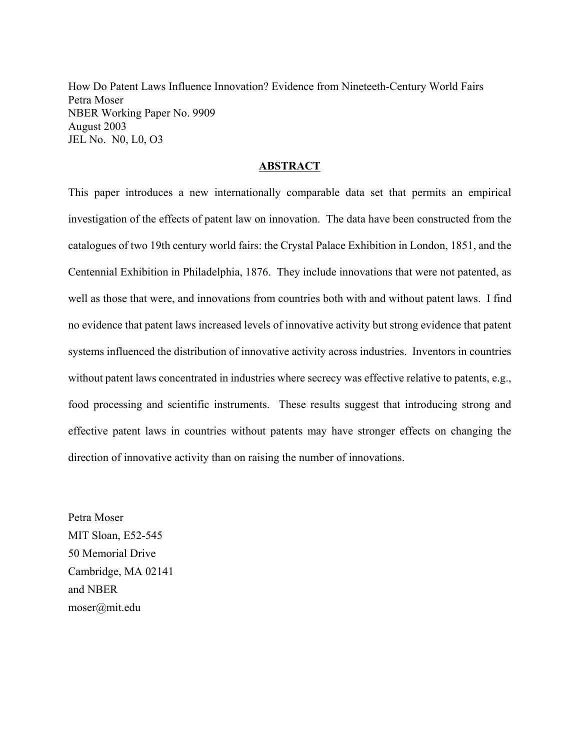How Do Patent Laws Influence Innovation? Evidence from Nineteeth-Century World Fairs
Petra Moser
NBER Working Paper No. 9909
August 2003
JEL No. N0, L0, O3

## ABSTRACT

This paper introduces a new internationally comparable data set that permits an empirical investigation of the effects of patent law on innovation. The data have been constructed from the catalogues of two 19th century world fairs: the Crystal Palace Exhibition in London, 1851, and the Centennial Exhibition in Philadelphia, 1876. They include innovations that were not patented, as well as those that were, and innovations from countries both with and without patent laws. I find no evidence that patent laws increased levels of innovative activity but strong evidence that patent systems influenced the distribution of innovative activity across industries. Inventors in countries without patent laws concentrated in industries where secrecy was effective relative to patents, e.g., food processing and scientific instruments. These results suggest that introducing strong and effective patent laws in countries without patents may have stronger effects on changing the direction of innovative activity than on raising the number of innovations.

Petra Moser
MIT Sloan, E52-545
50 Memorial Drive
Cambridge, MA 02141
and NBER
moser@mit.edu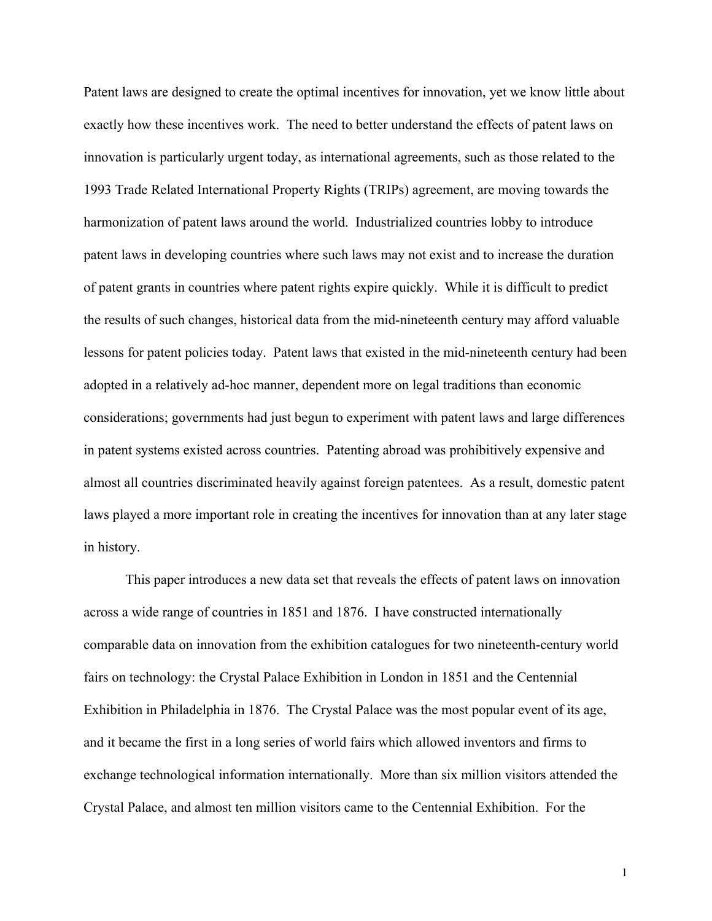Patent laws are designed to create the optimal incentives for innovation, yet we know little about exactly how these incentives work. The need to better understand the effects of patent laws on innovation is particularly urgent today, as international agreements, such as those related to the 1993 Trade Related International Property Rights (TRIPs) agreement, are moving towards the harmonization of patent laws around the world. Industrialized countries lobby to introduce patent laws in developing countries where such laws may not exist and to increase the duration of patent grants in countries where patent rights expire quickly. While it is difficult to predict the results of such changes, historical data from the mid-nineteenth century may afford valuable lessons for patent policies today. Patent laws that existed in the mid-nineteenth century had been adopted in a relatively ad-hoc manner, dependent more on legal traditions than economic considerations; governments had just begun to experiment with patent laws and large differences in patent systems existed across countries. Patenting abroad was prohibitively expensive and almost all countries discriminated heavily against foreign patentees. As a result, domestic patent laws played a more important role in creating the incentives for innovation than at any later stage in history.

This paper introduces a new data set that reveals the effects of patent laws on innovation across a wide range of countries in 1851 and 1876. I have constructed internationally comparable data on innovation from the exhibition catalogues for two nineteenth-century world fairs on technology: the Crystal Palace Exhibition in London in 1851 and the Centennial Exhibition in Philadelphia in 1876. The Crystal Palace was the most popular event of its age, and it became the first in a long series of world fairs which allowed inventors and firms to exchange technological information internationally. More than six million visitors attended the Crystal Palace, and almost ten million visitors came to the Centennial Exhibition. For the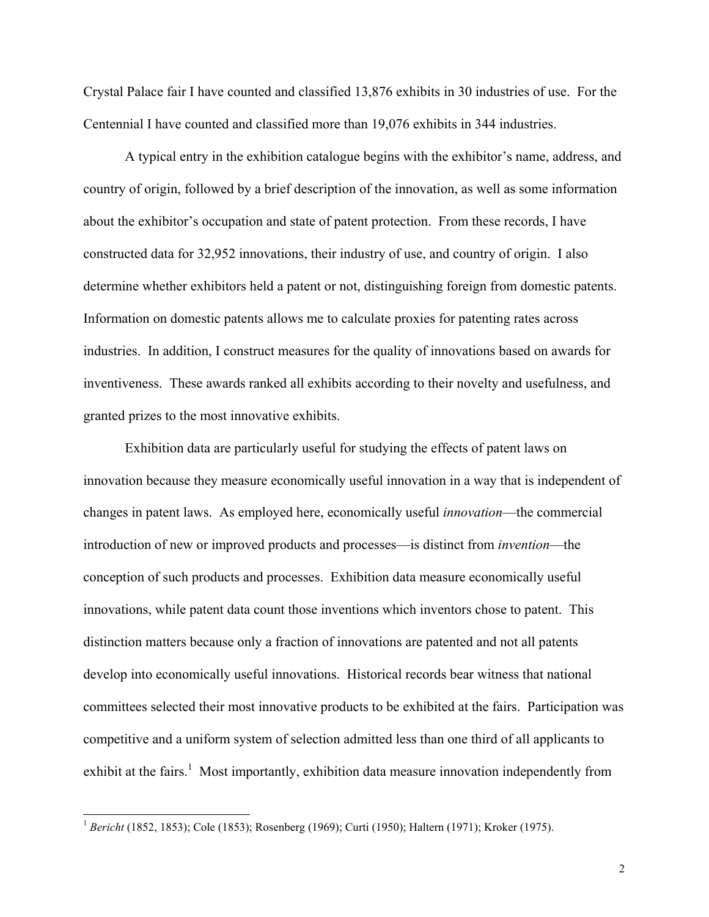Crystal Palace fair I have counted and classified 13,876 exhibits in 30 industries of use. For the Centennial I have counted and classified more than 19,076 exhibits in 344 industries.

A typical entry in the exhibition catalogue begins with the exhibitor's name, address, and country of origin, followed by a brief description of the innovation, as well as some information about the exhibitor's occupation and state of patent protection. From these records, I have constructed data for 32,952 innovations, their industry of use, and country of origin. I also determine whether exhibitors held a patent or not, distinguishing foreign from domestic patents. Information on domestic patents allows me to calculate proxies for patenting rates across industries. In addition, I construct measures for the quality of innovations based on awards for inventiveness. These awards ranked all exhibits according to their novelty and usefulness, and granted prizes to the most innovative exhibits.

Exhibition data are particularly useful for studying the effects of patent laws on innovation because they measure economically useful innovation in a way that is independent of changes in patent laws. As employed here, economically useful *innovation*—the commercial introduction of new or improved products and processes—is distinct from *invention*—the conception of such products and processes. Exhibition data measure economically useful innovations, while patent data count those inventions which inventors chose to patent. This distinction matters because only a fraction of innovations are patented and not all patents develop into economically useful innovations. Historical records bear witness that national committees selected their most innovative products to be exhibited at the fairs. Participation was competitive and a uniform system of selection admitted less than one third of all applicants to exhibit at the fairs.[1] Most importantly, exhibition data measure innovation independently from

[1] *Bericht* (1852, 1853); Cole (1853); Rosenberg (1969); Curti (1950); Haltern (1971); Kroker (1975).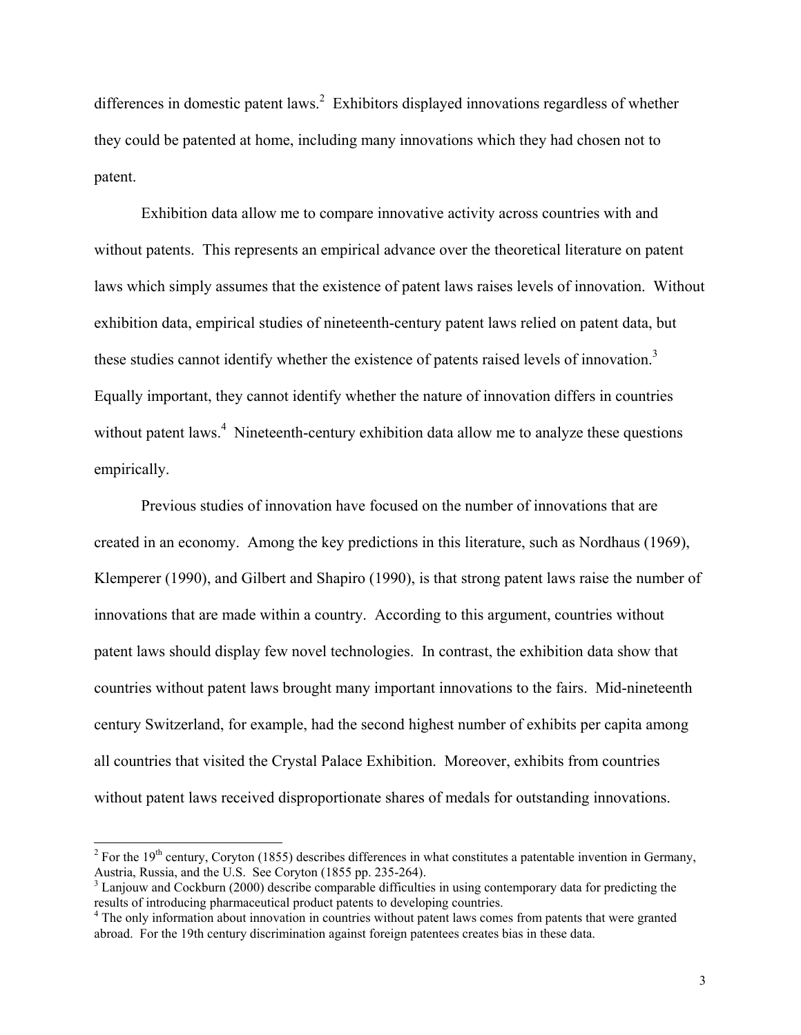differences in domestic patent laws.[2] Exhibitors displayed innovations regardless of whether they could be patented at home, including many innovations which they had chosen not to patent.

Exhibition data allow me to compare innovative activity across countries with and without patents. This represents an empirical advance over the theoretical literature on patent laws which simply assumes that the existence of patent laws raises levels of innovation. Without exhibition data, empirical studies of nineteenth-century patent laws relied on patent data, but these studies cannot identify whether the existence of patents raised levels of innovation.[3] Equally important, they cannot identify whether the nature of innovation differs in countries without patent laws.[4] Nineteenth-century exhibition data allow me to analyze these questions empirically.

Previous studies of innovation have focused on the number of innovations that are created in an economy. Among the key predictions in this literature, such as Nordhaus (1969), Klemperer (1990), and Gilbert and Shapiro (1990), is that strong patent laws raise the number of innovations that are made within a country. According to this argument, countries without patent laws should display few novel technologies. In contrast, the exhibition data show that countries without patent laws brought many important innovations to the fairs. Mid-nineteenth century Switzerland, for example, had the second highest number of exhibits per capita among all countries that visited the Crystal Palace Exhibition. Moreover, exhibits from countries without patent laws received disproportionate shares of medals for outstanding innovations.

---

[2] For the 19th century, Coryton (1855) describes differences in what constitutes a patentable invention in Germany, Austria, Russia, and the U.S. See Coryton (1855 pp. 235-264).

[3] Lanjouw and Cockburn (2000) describe comparable difficulties in using contemporary data for predicting the results of introducing pharmaceutical product patents to developing countries.

[4] The only information about innovation in countries without patent laws comes from patents that were granted abroad. For the 19th century discrimination against foreign patentees creates bias in these data.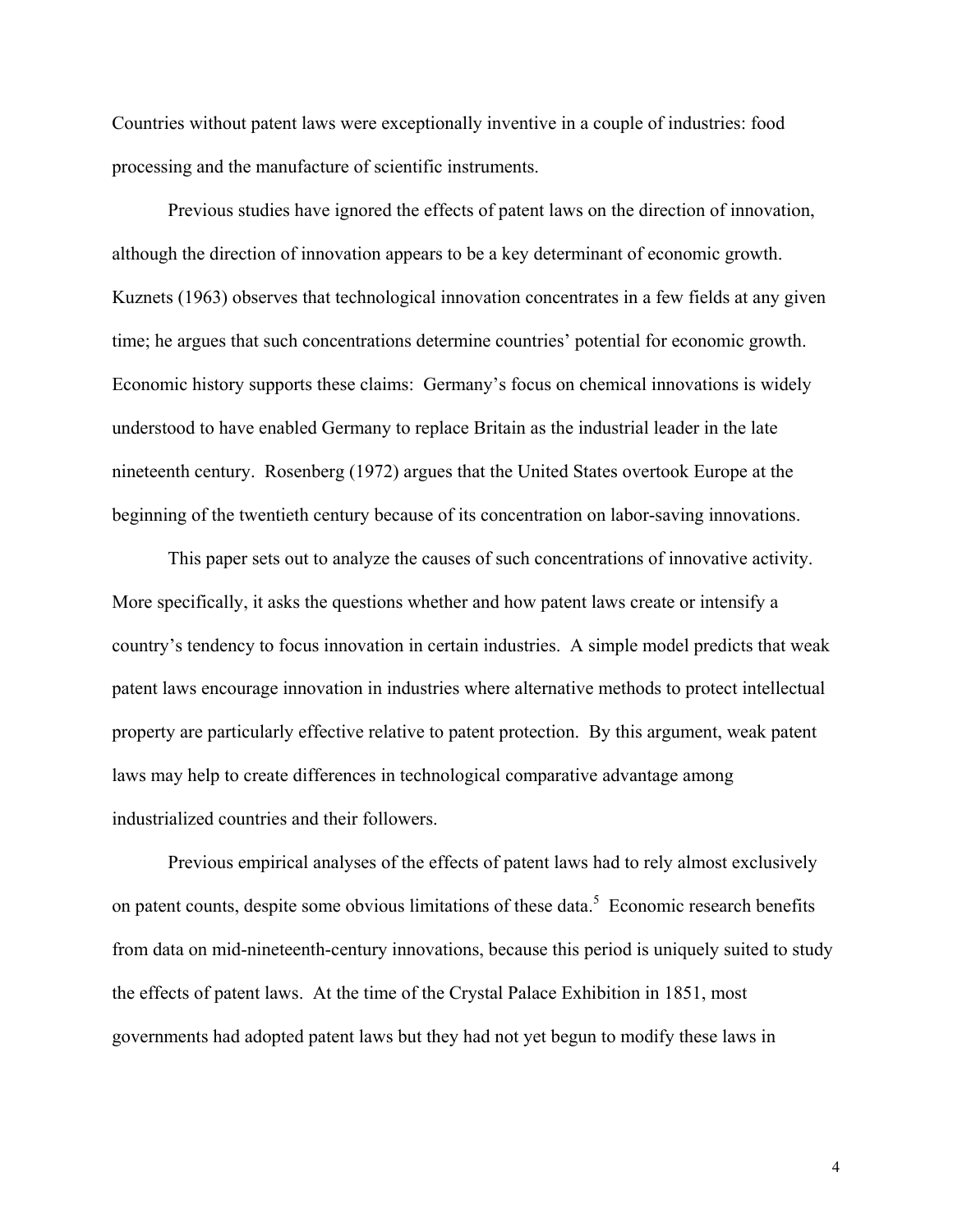Countries without patent laws were exceptionally inventive in a couple of industries: food processing and the manufacture of scientific instruments.

Previous studies have ignored the effects of patent laws on the direction of innovation, although the direction of innovation appears to be a key determinant of economic growth. Kuznets (1963) observes that technological innovation concentrates in a few fields at any given time; he argues that such concentrations determine countries' potential for economic growth. Economic history supports these claims: Germany's focus on chemical innovations is widely understood to have enabled Germany to replace Britain as the industrial leader in the late nineteenth century. Rosenberg (1972) argues that the United States overtook Europe at the beginning of the twentieth century because of its concentration on labor-saving innovations.

This paper sets out to analyze the causes of such concentrations of innovative activity. More specifically, it asks the questions whether and how patent laws create or intensify a country's tendency to focus innovation in certain industries. A simple model predicts that weak patent laws encourage innovation in industries where alternative methods to protect intellectual property are particularly effective relative to patent protection. By this argument, weak patent laws may help to create differences in technological comparative advantage among industrialized countries and their followers.

Previous empirical analyses of the effects of patent laws had to rely almost exclusively on patent counts, despite some obvious limitations of these data.[5] Economic research benefits from data on mid-nineteenth-century innovations, because this period is uniquely suited to study the effects of patent laws. At the time of the Crystal Palace Exhibition in 1851, most governments had adopted patent laws but they had not yet begun to modify these laws in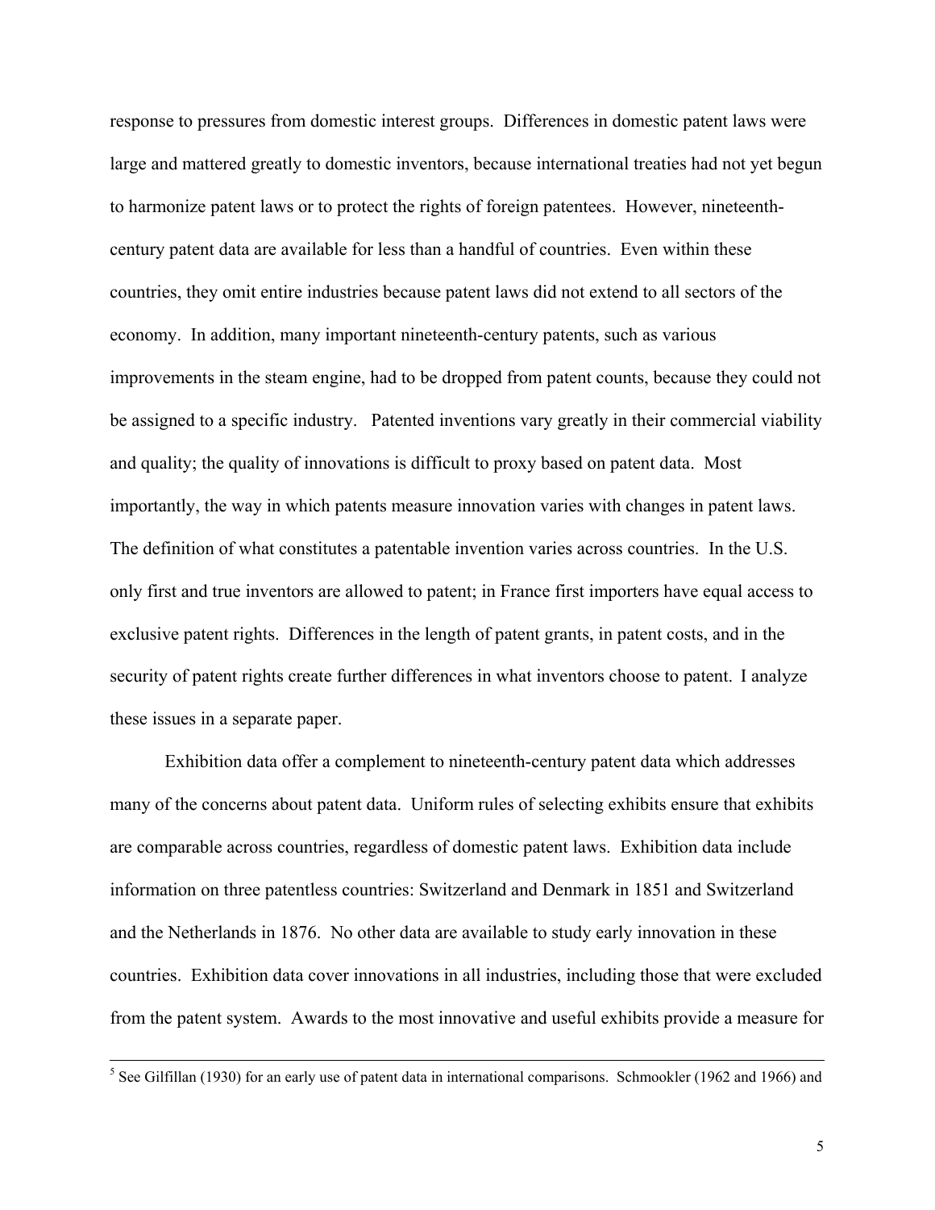response to pressures from domestic interest groups. Differences in domestic patent laws were large and mattered greatly to domestic inventors, because international treaties had not yet begun to harmonize patent laws or to protect the rights of foreign patentees. However, nineteenth-century patent data are available for less than a handful of countries. Even within these countries, they omit entire industries because patent laws did not extend to all sectors of the economy. In addition, many important nineteenth-century patents, such as various improvements in the steam engine, had to be dropped from patent counts, because they could not be assigned to a specific industry. Patented inventions vary greatly in their commercial viability and quality; the quality of innovations is difficult to proxy based on patent data. Most importantly, the way in which patents measure innovation varies with changes in patent laws. The definition of what constitutes a patentable invention varies across countries. In the U.S. only first and true inventors are allowed to patent; in France first importers have equal access to exclusive patent rights. Differences in the length of patent grants, in patent costs, and in the security of patent rights create further differences in what inventors choose to patent. I analyze these issues in a separate paper.

Exhibition data offer a complement to nineteenth-century patent data which addresses many of the concerns about patent data. Uniform rules of selecting exhibits ensure that exhibits are comparable across countries, regardless of domestic patent laws. Exhibition data include information on three patentless countries: Switzerland and Denmark in 1851 and Switzerland and the Netherlands in 1876. No other data are available to study early innovation in these countries. Exhibition data cover innovations in all industries, including those that were excluded from the patent system. Awards to the most innovative and useful exhibits provide a measure for

[5] See Gilfillan (1930) for an early use of patent data in international comparisons. Schmookler (1962 and 1966) and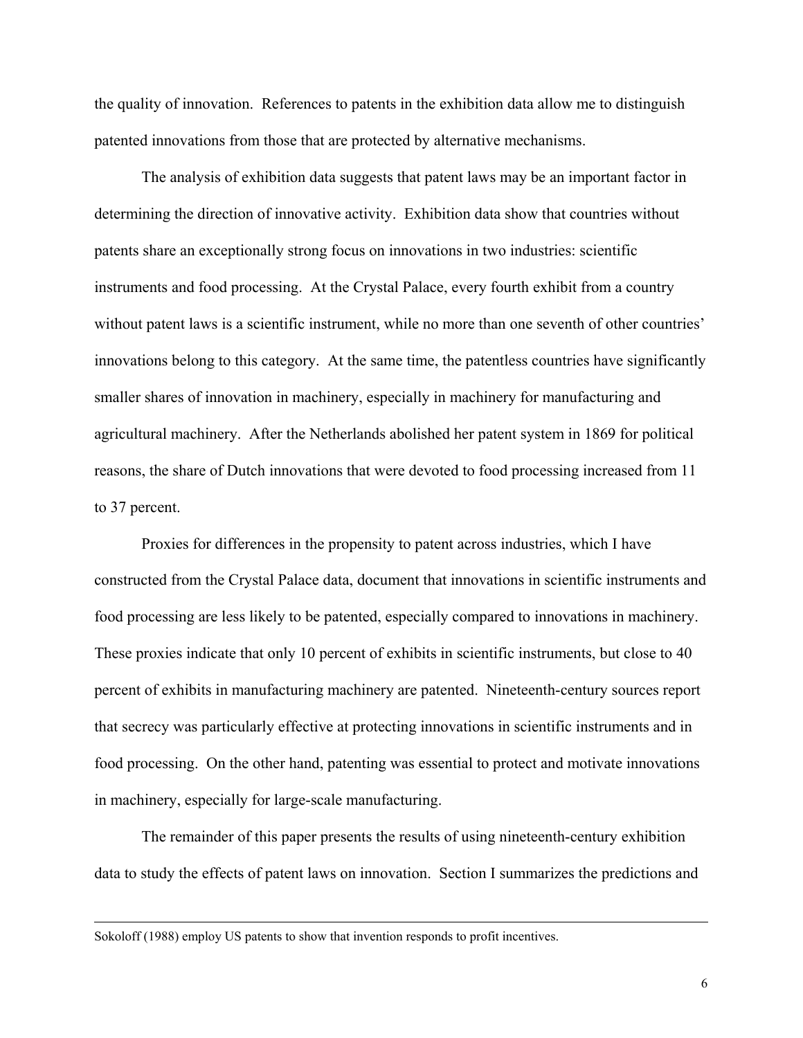the quality of innovation. References to patents in the exhibition data allow me to distinguish patented innovations from those that are protected by alternative mechanisms.

The analysis of exhibition data suggests that patent laws may be an important factor in determining the direction of innovative activity. Exhibition data show that countries without patents share an exceptionally strong focus on innovations in two industries: scientific instruments and food processing. At the Crystal Palace, every fourth exhibit from a country without patent laws is a scientific instrument, while no more than one seventh of other countries' innovations belong to this category. At the same time, the patentless countries have significantly smaller shares of innovation in machinery, especially in machinery for manufacturing and agricultural machinery. After the Netherlands abolished her patent system in 1869 for political reasons, the share of Dutch innovations that were devoted to food processing increased from 11 to 37 percent.

Proxies for differences in the propensity to patent across industries, which I have constructed from the Crystal Palace data, document that innovations in scientific instruments and food processing are less likely to be patented, especially compared to innovations in machinery. These proxies indicate that only 10 percent of exhibits in scientific instruments, but close to 40 percent of exhibits in manufacturing machinery are patented. Nineteenth-century sources report that secrecy was particularly effective at protecting innovations in scientific instruments and in food processing. On the other hand, patenting was essential to protect and motivate innovations in machinery, especially for large-scale manufacturing.

The remainder of this paper presents the results of using nineteenth-century exhibition data to study the effects of patent laws on innovation. Section I summarizes the predictions and

---

Sokoloff (1988) employ US patents to show that invention responds to profit incentives.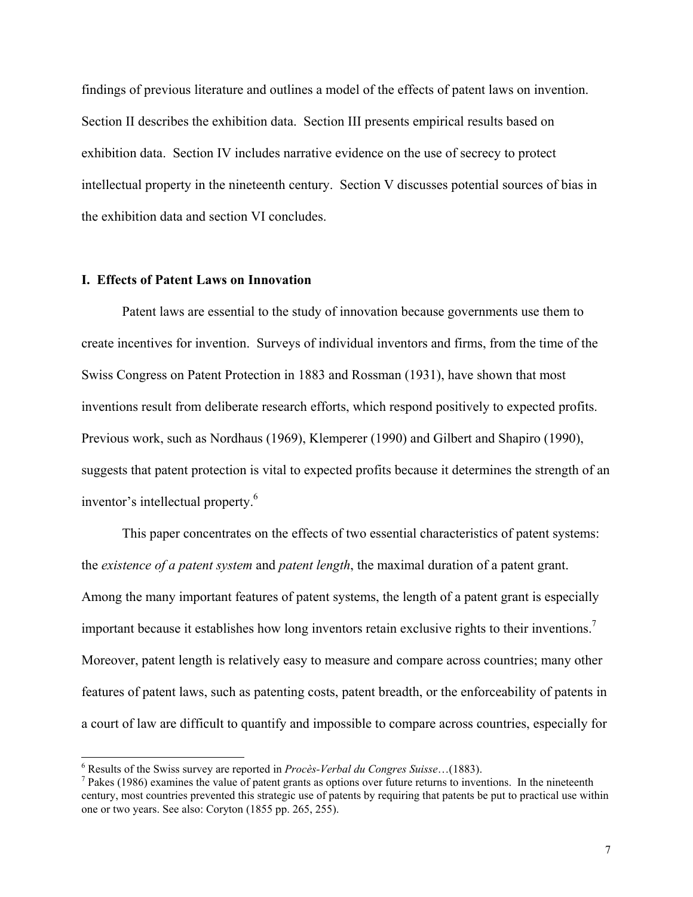findings of previous literature and outlines a model of the effects of patent laws on invention. Section II describes the exhibition data. Section III presents empirical results based on exhibition data. Section IV includes narrative evidence on the use of secrecy to protect intellectual property in the nineteenth century. Section V discusses potential sources of bias in the exhibition data and section VI concludes.

## I. Effects of Patent Laws on Innovation

Patent laws are essential to the study of innovation because governments use them to create incentives for invention. Surveys of individual inventors and firms, from the time of the Swiss Congress on Patent Protection in 1883 and Rossman (1931), have shown that most inventions result from deliberate research efforts, which respond positively to expected profits. Previous work, such as Nordhaus (1969), Klemperer (1990) and Gilbert and Shapiro (1990), suggests that patent protection is vital to expected profits because it determines the strength of an inventor's intellectual property.[6]

This paper concentrates on the effects of two essential characteristics of patent systems: the *existence of a patent system* and *patent length*, the maximal duration of a patent grant. Among the many important features of patent systems, the length of a patent grant is especially important because it establishes how long inventors retain exclusive rights to their inventions.[7] Moreover, patent length is relatively easy to measure and compare across countries; many other features of patent laws, such as patenting costs, patent breadth, or the enforceability of patents in a court of law are difficult to quantify and impossible to compare across countries, especially for

---

[6] Results of the Swiss survey are reported in *Procès-Verbal du Congres Suisse*…(1883).

[7] Pakes (1986) examines the value of patent grants as options over future returns to inventions. In the nineteenth century, most countries prevented this strategic use of patents by requiring that patents be put to practical use within one or two years. See also: Coryton (1855 pp. 265, 255).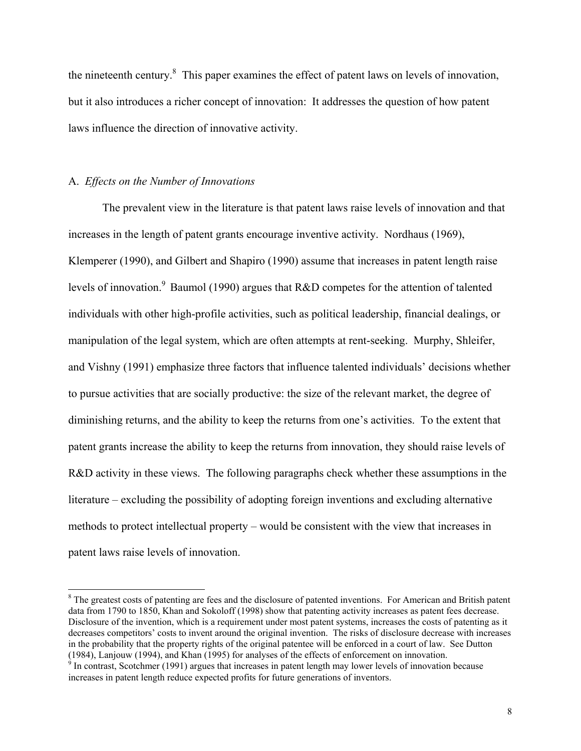the nineteenth century.[8] This paper examines the effect of patent laws on levels of innovation, but it also introduces a richer concept of innovation: It addresses the question of how patent laws influence the direction of innovative activity.

### A. *Effects on the Number of Innovations*

The prevalent view in the literature is that patent laws raise levels of innovation and that increases in the length of patent grants encourage inventive activity. Nordhaus (1969), Klemperer (1990), and Gilbert and Shapiro (1990) assume that increases in patent length raise levels of innovation.[9] Baumol (1990) argues that R&D competes for the attention of talented individuals with other high-profile activities, such as political leadership, financial dealings, or manipulation of the legal system, which are often attempts at rent-seeking. Murphy, Shleifer, and Vishny (1991) emphasize three factors that influence talented individuals' decisions whether to pursue activities that are socially productive: the size of the relevant market, the degree of diminishing returns, and the ability to keep the returns from one's activities. To the extent that patent grants increase the ability to keep the returns from innovation, they should raise levels of R&D activity in these views. The following paragraphs check whether these assumptions in the literature – excluding the possibility of adopting foreign inventions and excluding alternative methods to protect intellectual property – would be consistent with the view that increases in patent laws raise levels of innovation.

---

[8] The greatest costs of patenting are fees and the disclosure of patented inventions. For American and British patent data from 1790 to 1850, Khan and Sokoloff (1998) show that patenting activity increases as patent fees decrease. Disclosure of the invention, which is a requirement under most patent systems, increases the costs of patenting as it decreases competitors' costs to invent around the original invention. The risks of disclosure decrease with increases in the probability that the property rights of the original patentee will be enforced in a court of law. See Dutton (1984), Lanjouw (1994), and Khan (1995) for analyses of the effects of enforcement on innovation.

[9] In contrast, Scotchmer (1991) argues that increases in patent length may lower levels of innovation because increases in patent length reduce expected profits for future generations of inventors.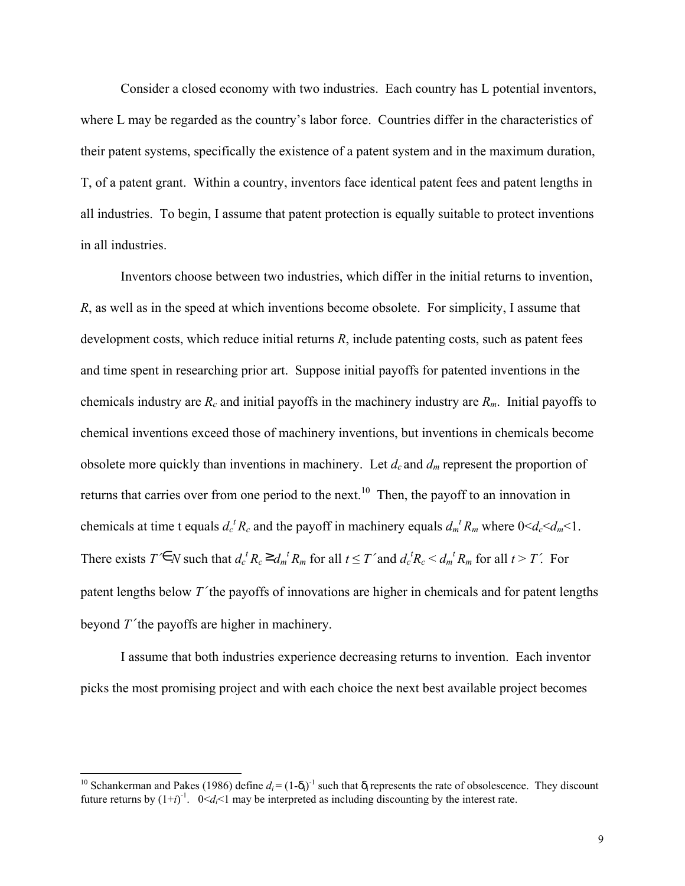Consider a closed economy with two industries. Each country has L potential inventors, where L may be regarded as the country's labor force. Countries differ in the characteristics of their patent systems, specifically the existence of a patent system and in the maximum duration, T, of a patent grant. Within a country, inventors face identical patent fees and patent lengths in all industries. To begin, I assume that patent protection is equally suitable to protect inventions in all industries.

Inventors choose between two industries, which differ in the initial returns to invention, $R$, as well as in the speed at which inventions become obsolete. For simplicity, I assume that development costs, which reduce initial returns $R$, include patenting costs, such as patent fees and time spent in researching prior art. Suppose initial payoffs for patented inventions in the chemicals industry are $R_c$ and initial payoffs in the machinery industry are $R_m$. Initial payoffs to chemical inventions exceed those of machinery inventions, but inventions in chemicals become obsolete more quickly than inventions in machinery. Let $d_c$ and $d_m$ represent the proportion of returns that carries over from one period to the next.[10] Then, the payoff to an innovation in chemicals at time t equals $d_c^t R_c$ and the payoff in machinery equals $d_m^t R_m$ where $0<d_c<d_m<1$. There exists $T' \in N$ such that $d_c^t R_c \geq d_m^t R_m$ for all $t \leq T'$ and $d_c^t R_c < d_m^t R_m$ for all $t > T'$. For patent lengths below $T'$ the payoffs of innovations are higher in chemicals and for patent lengths beyond $T'$ the payoffs are higher in machinery.

I assume that both industries experience decreasing returns to invention. Each inventor picks the most promising project and with each choice the next best available project becomes

[10] Schankerman and Pakes (1986) define $d_i = (1-\delta_i)^{-1}$ such that $\delta_i$ represents the rate of obsolescence. They discount future returns by $(1+i)^{-1}$. $0<d_i<1$ may be interpreted as including discounting by the interest rate.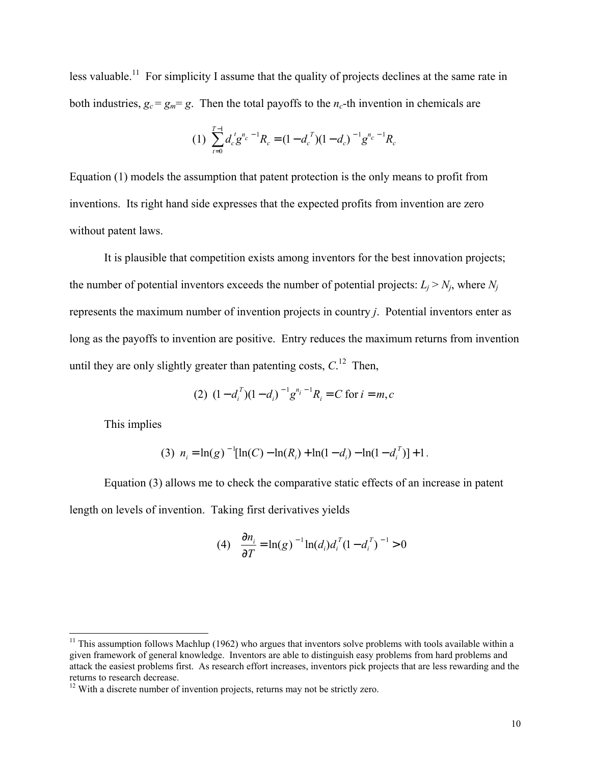less valuable.[11] For simplicity I assume that the quality of projects declines at the same rate in both industries, $g_c = g_m = g$. Then the total payoffs to the $n_c$-th invention in chemicals are

$$(1)\ \sum_{t=0}^{T-1} d_c^t g^{n_c - 1} R_c = (1 - d_c^T)(1 - d_c)^{-1} g^{n_c - 1} R_c$$

Equation (1) models the assumption that patent protection is the only means to profit from inventions. Its right hand side expresses that the expected profits from invention are zero without patent laws.

It is plausible that competition exists among inventors for the best innovation projects; the number of potential inventors exceeds the number of potential projects: $L_j > N_j$, where $N_j$ represents the maximum number of invention projects in country $j$. Potential inventors enter as long as the payoffs to invention are positive. Entry reduces the maximum returns from invention until they are only slightly greater than patenting costs, $C$.[12] Then,

$$(2)\ (1 - d_i^T)(1 - d_i)^{-1} g^{n_i - 1} R_i = C \text{ for } i = m, c$$

This implies

$$(3)\ n_i = \ln(g)^{-1}[\ln(C) - \ln(R_i) + \ln(1 - d_i) - \ln(1 - d_i^T)] + 1.$$

Equation (3) allows me to check the comparative static effects of an increase in patent length on levels of invention. Taking first derivatives yields

$$(4)\quad \frac{\partial n_i}{\partial T} = \ln(g)^{-1} \ln(d_i) d_i^T (1 - d_i^T)^{-1} > 0$$

---

[11] This assumption follows Machlup (1962) who argues that inventors solve problems with tools available within a given framework of general knowledge. Inventors are able to distinguish easy problems from hard problems and attack the easiest problems first. As research effort increases, inventors pick projects that are less rewarding and the returns to research decrease.

[12] With a discrete number of invention projects, returns may not be strictly zero.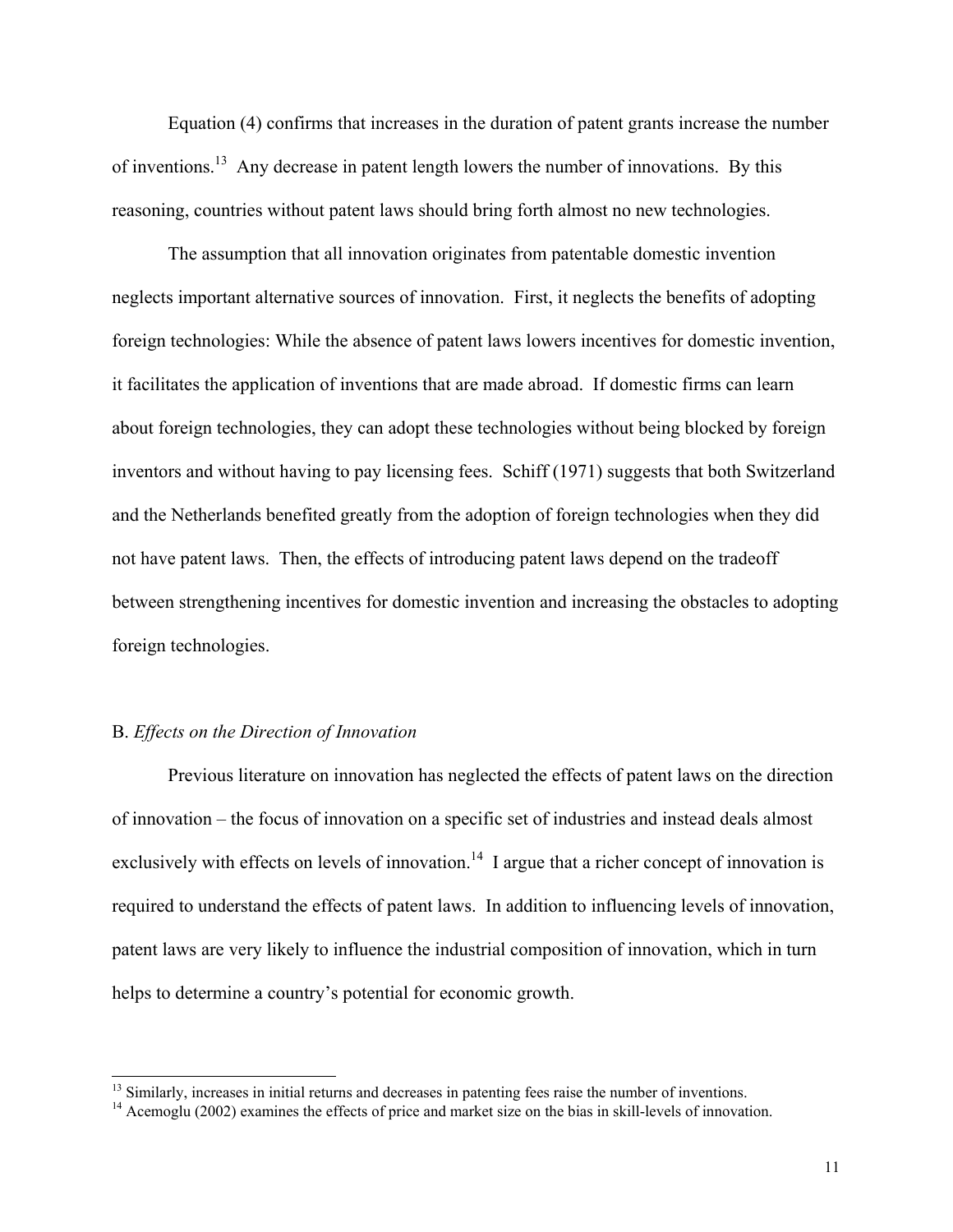Equation (4) confirms that increases in the duration of patent grants increase the number of inventions.[13] Any decrease in patent length lowers the number of innovations. By this reasoning, countries without patent laws should bring forth almost no new technologies.

The assumption that all innovation originates from patentable domestic invention neglects important alternative sources of innovation. First, it neglects the benefits of adopting foreign technologies: While the absence of patent laws lowers incentives for domestic invention, it facilitates the application of inventions that are made abroad. If domestic firms can learn about foreign technologies, they can adopt these technologies without being blocked by foreign inventors and without having to pay licensing fees. Schiff (1971) suggests that both Switzerland and the Netherlands benefited greatly from the adoption of foreign technologies when they did not have patent laws. Then, the effects of introducing patent laws depend on the tradeoff between strengthening incentives for domestic invention and increasing the obstacles to adopting foreign technologies.

### B. *Effects on the Direction of Innovation*

Previous literature on innovation has neglected the effects of patent laws on the direction of innovation – the focus of innovation on a specific set of industries and instead deals almost exclusively with effects on levels of innovation.[14] I argue that a richer concept of innovation is required to understand the effects of patent laws. In addition to influencing levels of innovation, patent laws are very likely to influence the industrial composition of innovation, which in turn helps to determine a country's potential for economic growth.

---

[13] Similarly, increases in initial returns and decreases in patenting fees raise the number of inventions.

[14] Acemoglu (2002) examines the effects of price and market size on the bias in skill-levels of innovation.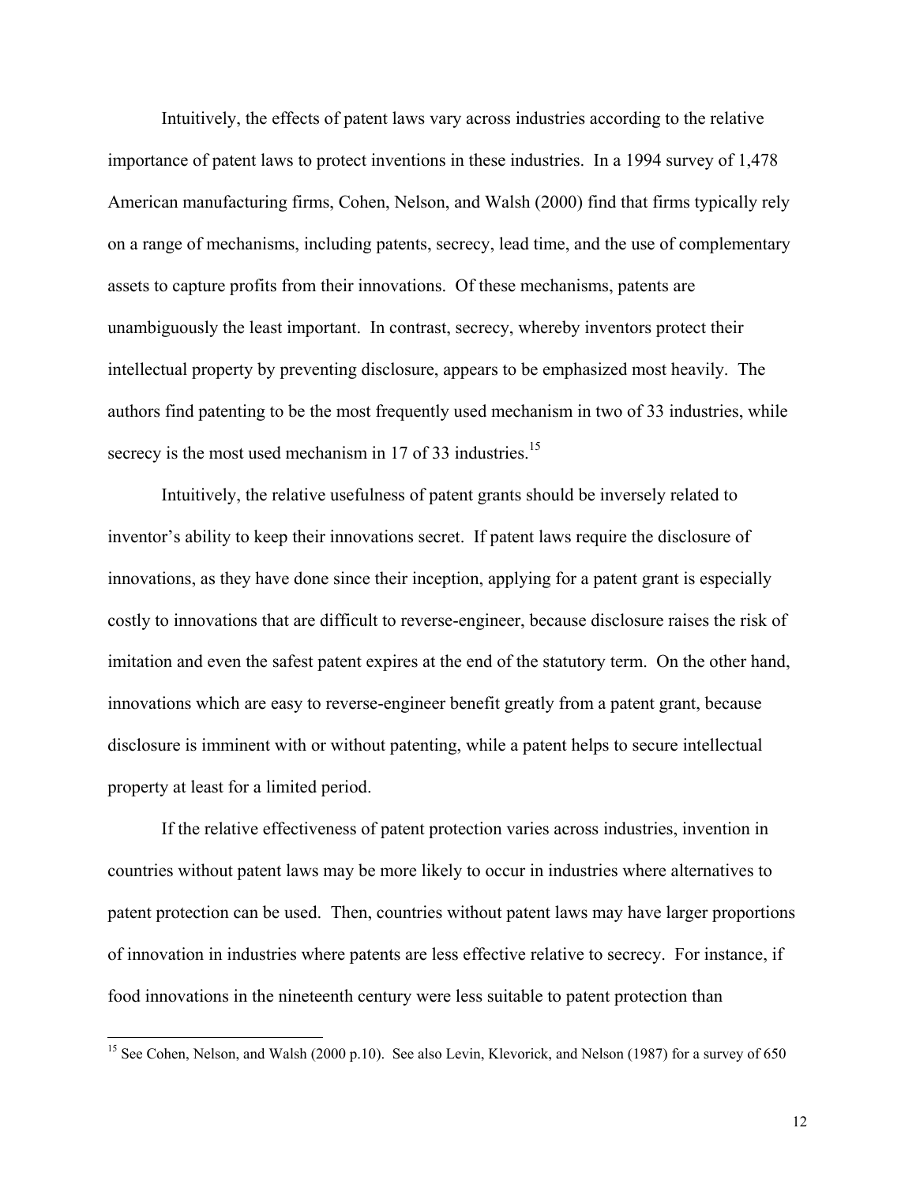Intuitively, the effects of patent laws vary across industries according to the relative importance of patent laws to protect inventions in these industries. In a 1994 survey of 1,478 American manufacturing firms, Cohen, Nelson, and Walsh (2000) find that firms typically rely on a range of mechanisms, including patents, secrecy, lead time, and the use of complementary assets to capture profits from their innovations. Of these mechanisms, patents are unambiguously the least important. In contrast, secrecy, whereby inventors protect their intellectual property by preventing disclosure, appears to be emphasized most heavily. The authors find patenting to be the most frequently used mechanism in two of 33 industries, while secrecy is the most used mechanism in 17 of 33 industries.[15]

Intuitively, the relative usefulness of patent grants should be inversely related to inventor's ability to keep their innovations secret. If patent laws require the disclosure of innovations, as they have done since their inception, applying for a patent grant is especially costly to innovations that are difficult to reverse-engineer, because disclosure raises the risk of imitation and even the safest patent expires at the end of the statutory term. On the other hand, innovations which are easy to reverse-engineer benefit greatly from a patent grant, because disclosure is imminent with or without patenting, while a patent helps to secure intellectual property at least for a limited period.

If the relative effectiveness of patent protection varies across industries, invention in countries without patent laws may be more likely to occur in industries where alternatives to patent protection can be used. Then, countries without patent laws may have larger proportions of innovation in industries where patents are less effective relative to secrecy. For instance, if food innovations in the nineteenth century were less suitable to patent protection than

[15] See Cohen, Nelson, and Walsh (2000 p.10). See also Levin, Klevorick, and Nelson (1987) for a survey of 650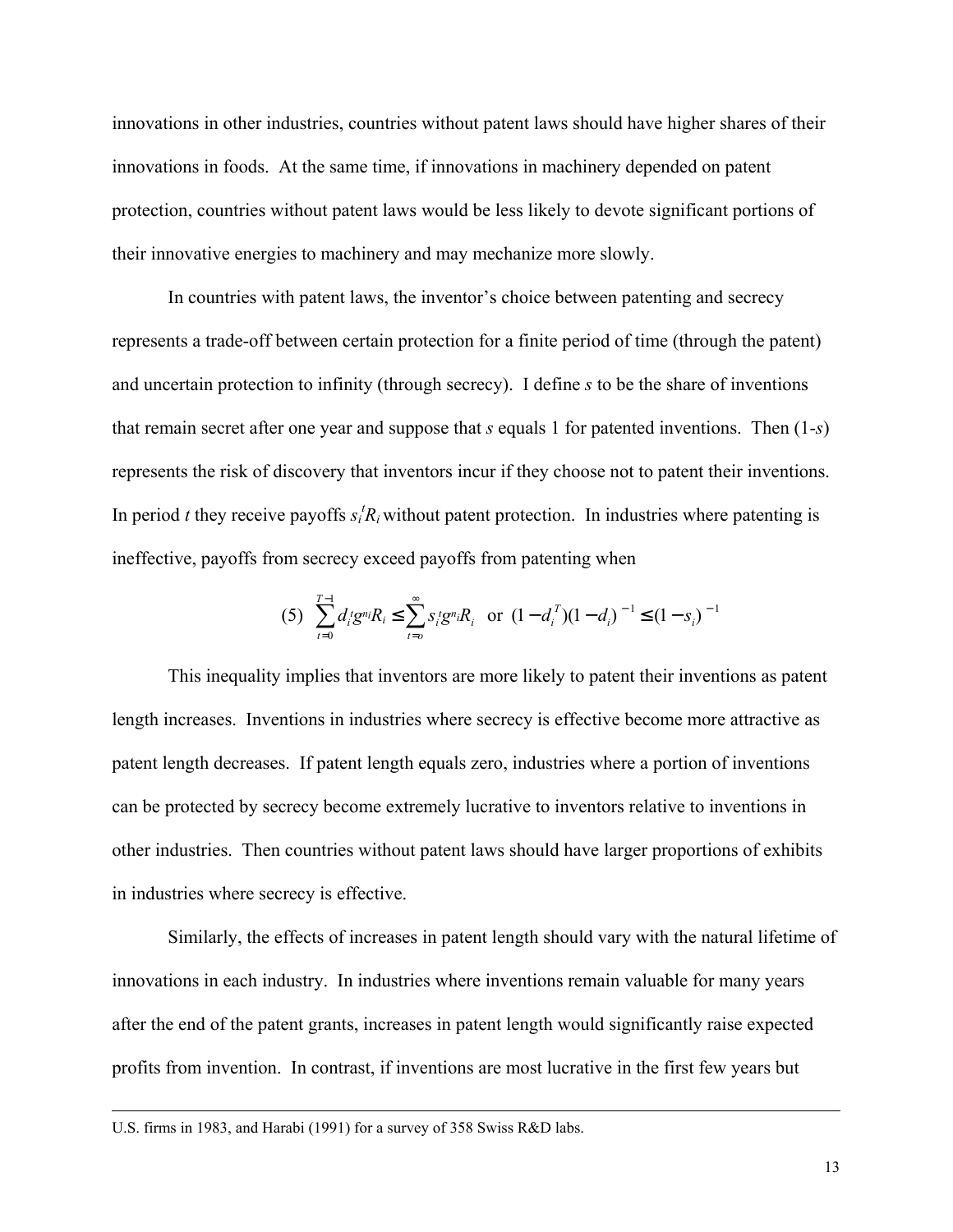innovations in other industries, countries without patent laws should have higher shares of their innovations in foods. At the same time, if innovations in machinery depended on patent protection, countries without patent laws would be less likely to devote significant portions of their innovative energies to machinery and may mechanize more slowly.

In countries with patent laws, the inventor's choice between patenting and secrecy represents a trade-off between certain protection for a finite period of time (through the patent) and uncertain protection to infinity (through secrecy). I define $s$ to be the share of inventions that remain secret after one year and suppose that $s$ equals 1 for patented inventions. Then $(1-s)$ represents the risk of discovery that inventors incur if they choose not to patent their inventions. In period $t$ they receive payoffs $s_i^t R_i$ without patent protection. In industries where patenting is ineffective, payoffs from secrecy exceed payoffs from patenting when

$$(5)\quad \sum_{t=0}^{T-1} d_i^t g^{n_i} R_i \leq \sum_{t=o}^{\infty} s_i^t g^{n_i} R_i \quad \text{or} \quad (1-d_i^T)(1-d_i)^{-1} \leq (1-s_i)^{-1}$$

This inequality implies that inventors are more likely to patent their inventions as patent length increases. Inventions in industries where secrecy is effective become more attractive as patent length decreases. If patent length equals zero, industries where a portion of inventions can be protected by secrecy become extremely lucrative to inventors relative to inventions in other industries. Then countries without patent laws should have larger proportions of exhibits in industries where secrecy is effective.

Similarly, the effects of increases in patent length should vary with the natural lifetime of innovations in each industry. In industries where inventions remain valuable for many years after the end of the patent grants, increases in patent length would significantly raise expected profits from invention. In contrast, if inventions are most lucrative in the first few years but

---

U.S. firms in 1983, and Harabi (1991) for a survey of 358 Swiss R&D labs.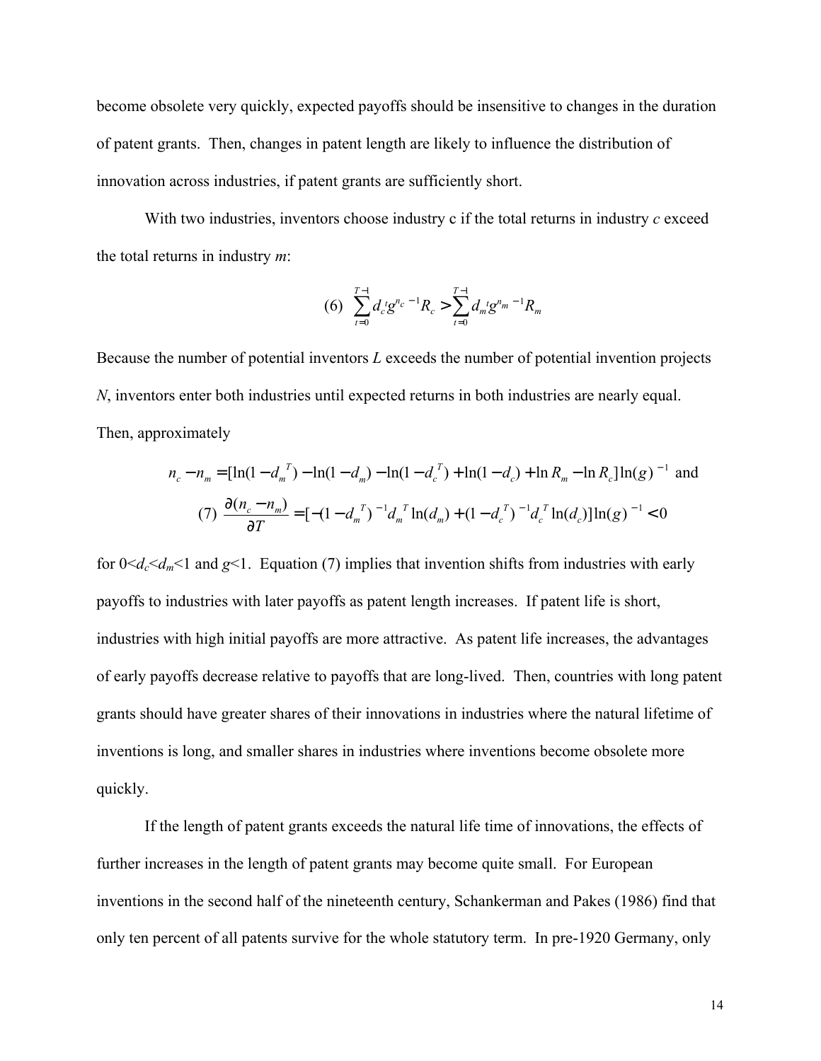become obsolete very quickly, expected payoffs should be insensitive to changes in the duration of patent grants. Then, changes in patent length are likely to influence the distribution of innovation across industries, if patent grants are sufficiently short.

With two industries, inventors choose industry c if the total returns in industry *c* exceed the total returns in industry *m*:

$$\text{(6)} \quad \sum_{t=0}^{T-1} d_c^{\,t} g^{n_c-1} R_c > \sum_{t=0}^{T-1} d_m^{\,t} g^{n_m-1} R_m$$

Because the number of potential inventors *L* exceeds the number of potential invention projects *N*, inventors enter both industries until expected returns in both industries are nearly equal. Then, approximately

$$n_c - n_m = [\ln(1-d_m^{\,T}) - \ln(1-d_m) - \ln(1-d_c^{\,T}) + \ln(1-d_c) + \ln R_m - \ln R_c]\ln(g)^{-1} \text{ and}$$

$$\text{(7)} \quad \frac{\partial(n_c - n_m)}{\partial T} = [-(1-d_m^{\,T})^{-1} d_m^{\,T}\ln(d_m) + (1-d_c^{\,T})^{-1} d_c^{\,T}\ln(d_c)]\ln(g)^{-1} < 0$$

for $0<d_c<d_m<1$ and $g<1$. Equation (7) implies that invention shifts from industries with early payoffs to industries with later payoffs as patent length increases. If patent life is short, industries with high initial payoffs are more attractive. As patent life increases, the advantages of early payoffs decrease relative to payoffs that are long-lived. Then, countries with long patent grants should have greater shares of their innovations in industries where the natural lifetime of inventions is long, and smaller shares in industries where inventions become obsolete more quickly.

If the length of patent grants exceeds the natural life time of innovations, the effects of further increases in the length of patent grants may become quite small. For European inventions in the second half of the nineteenth century, Schankerman and Pakes (1986) find that only ten percent of all patents survive for the whole statutory term. In pre-1920 Germany, only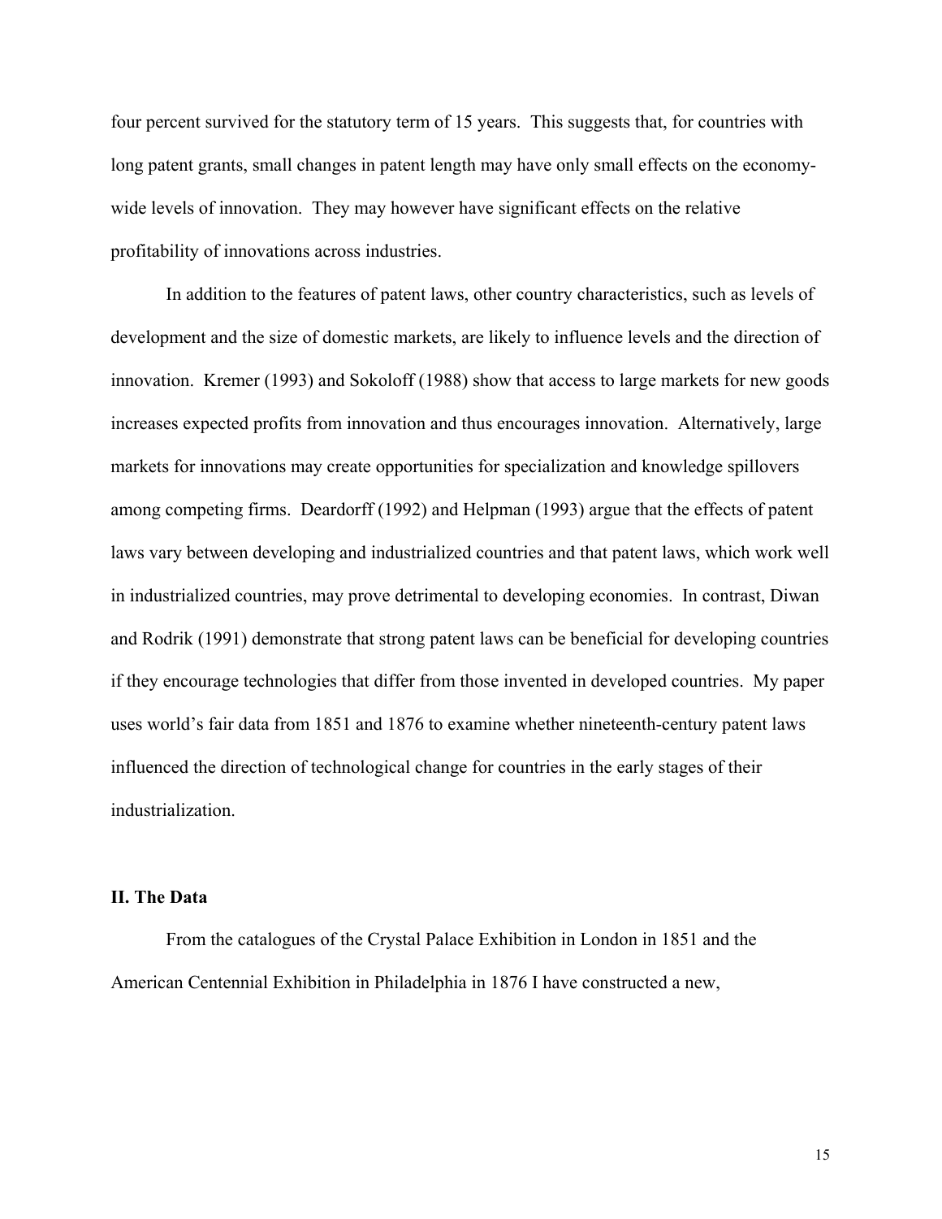four percent survived for the statutory term of 15 years. This suggests that, for countries with long patent grants, small changes in patent length may have only small effects on the economy-wide levels of innovation. They may however have significant effects on the relative profitability of innovations across industries.

In addition to the features of patent laws, other country characteristics, such as levels of development and the size of domestic markets, are likely to influence levels and the direction of innovation. Kremer (1993) and Sokoloff (1988) show that access to large markets for new goods increases expected profits from innovation and thus encourages innovation. Alternatively, large markets for innovations may create opportunities for specialization and knowledge spillovers among competing firms. Deardorff (1992) and Helpman (1993) argue that the effects of patent laws vary between developing and industrialized countries and that patent laws, which work well in industrialized countries, may prove detrimental to developing economies. In contrast, Diwan and Rodrik (1991) demonstrate that strong patent laws can be beneficial for developing countries if they encourage technologies that differ from those invented in developed countries. My paper uses world's fair data from 1851 and 1876 to examine whether nineteenth-century patent laws influenced the direction of technological change for countries in the early stages of their industrialization.

## II. The Data

From the catalogues of the Crystal Palace Exhibition in London in 1851 and the American Centennial Exhibition in Philadelphia in 1876 I have constructed a new,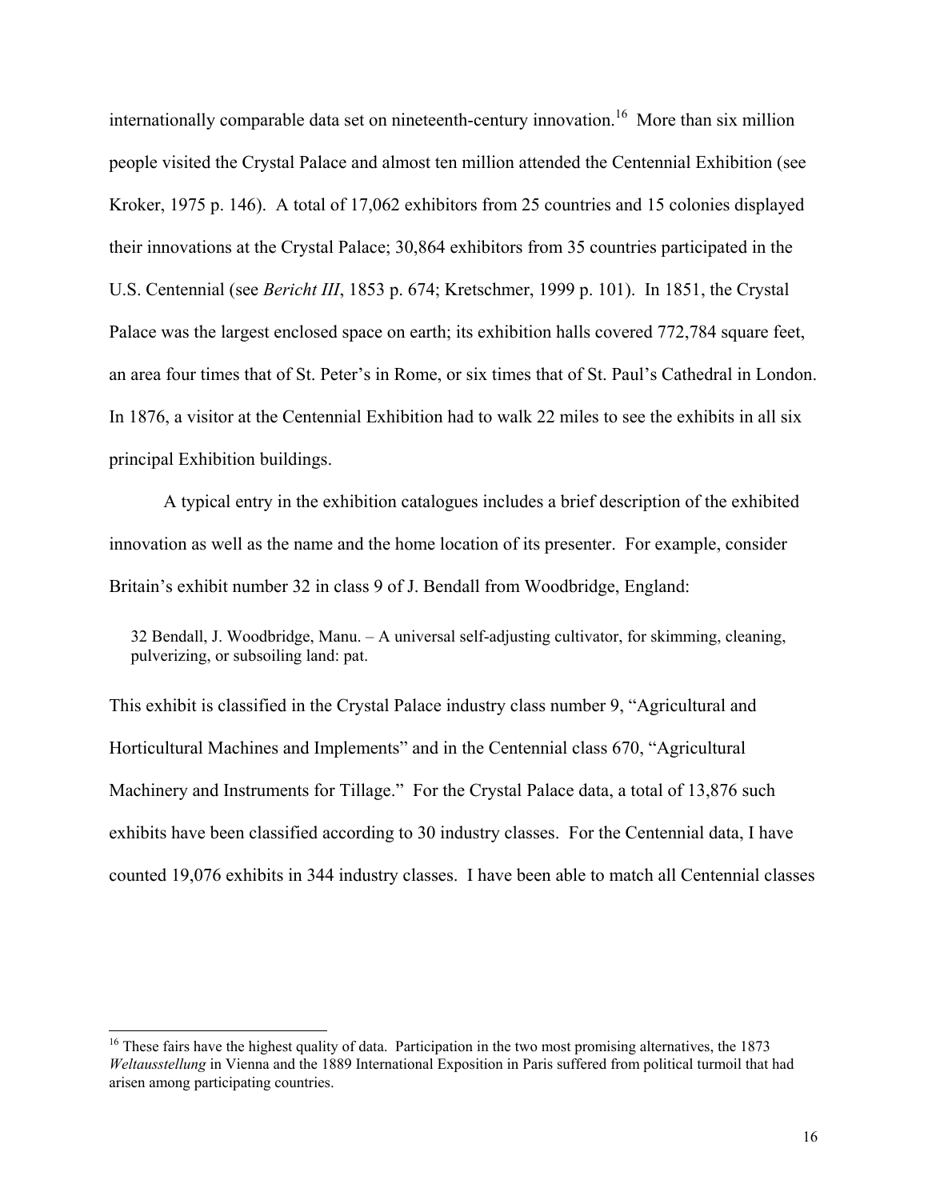internationally comparable data set on nineteenth-century innovation.[16] More than six million people visited the Crystal Palace and almost ten million attended the Centennial Exhibition (see Kroker, 1975 p. 146). A total of 17,062 exhibitors from 25 countries and 15 colonies displayed their innovations at the Crystal Palace; 30,864 exhibitors from 35 countries participated in the U.S. Centennial (see *Bericht III*, 1853 p. 674; Kretschmer, 1999 p. 101). In 1851, the Crystal Palace was the largest enclosed space on earth; its exhibition halls covered 772,784 square feet, an area four times that of St. Peter's in Rome, or six times that of St. Paul's Cathedral in London. In 1876, a visitor at the Centennial Exhibition had to walk 22 miles to see the exhibits in all six principal Exhibition buildings.

A typical entry in the exhibition catalogues includes a brief description of the exhibited innovation as well as the name and the home location of its presenter. For example, consider Britain's exhibit number 32 in class 9 of J. Bendall from Woodbridge, England:

> 32 Bendall, J. Woodbridge, Manu. – A universal self-adjusting cultivator, for skimming, cleaning, pulverizing, or subsoiling land: pat.

This exhibit is classified in the Crystal Palace industry class number 9, "Agricultural and Horticultural Machines and Implements" and in the Centennial class 670, "Agricultural Machinery and Instruments for Tillage." For the Crystal Palace data, a total of 13,876 such exhibits have been classified according to 30 industry classes. For the Centennial data, I have counted 19,076 exhibits in 344 industry classes. I have been able to match all Centennial classes

---

[16] These fairs have the highest quality of data. Participation in the two most promising alternatives, the 1873 *Weltausstellung* in Vienna and the 1889 International Exposition in Paris suffered from political turmoil that had arisen among participating countries.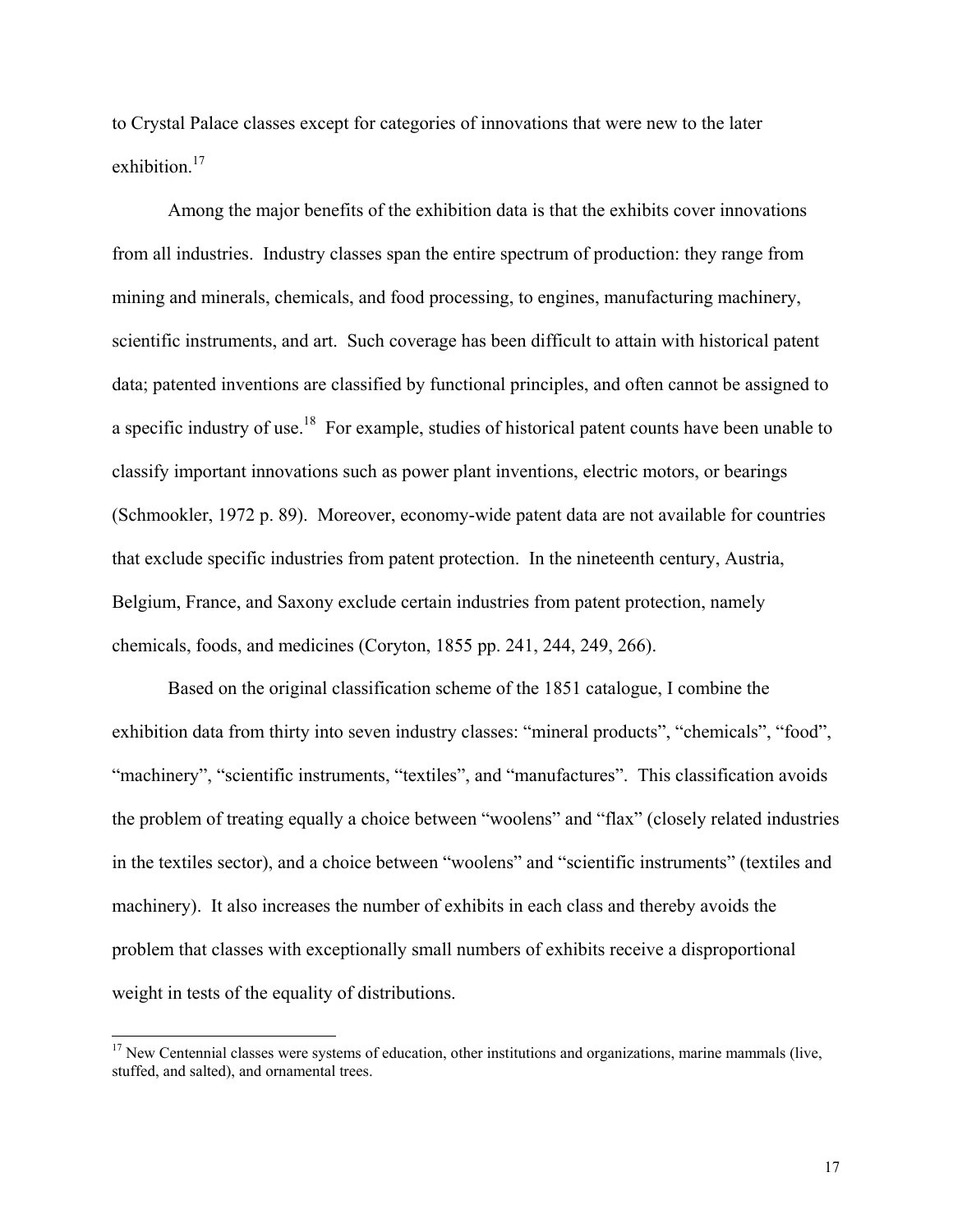to Crystal Palace classes except for categories of innovations that were new to the later exhibition.[17]

Among the major benefits of the exhibition data is that the exhibits cover innovations from all industries. Industry classes span the entire spectrum of production: they range from mining and minerals, chemicals, and food processing, to engines, manufacturing machinery, scientific instruments, and art. Such coverage has been difficult to attain with historical patent data; patented inventions are classified by functional principles, and often cannot be assigned to a specific industry of use.[18] For example, studies of historical patent counts have been unable to classify important innovations such as power plant inventions, electric motors, or bearings (Schmookler, 1972 p. 89). Moreover, economy-wide patent data are not available for countries that exclude specific industries from patent protection. In the nineteenth century, Austria, Belgium, France, and Saxony exclude certain industries from patent protection, namely chemicals, foods, and medicines (Coryton, 1855 pp. 241, 244, 249, 266).

Based on the original classification scheme of the 1851 catalogue, I combine the exhibition data from thirty into seven industry classes: "mineral products", "chemicals", "food", "machinery", "scientific instruments, "textiles", and "manufactures". This classification avoids the problem of treating equally a choice between "woolens" and "flax" (closely related industries in the textiles sector), and a choice between "woolens" and "scientific instruments" (textiles and machinery). It also increases the number of exhibits in each class and thereby avoids the problem that classes with exceptionally small numbers of exhibits receive a disproportional weight in tests of the equality of distributions.

---

[17] New Centennial classes were systems of education, other institutions and organizations, marine mammals (live, stuffed, and salted), and ornamental trees.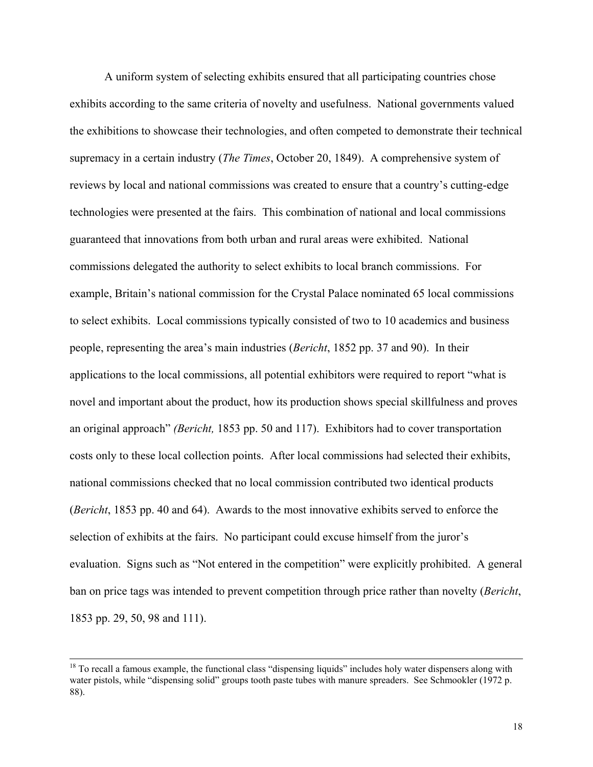A uniform system of selecting exhibits ensured that all participating countries chose exhibits according to the same criteria of novelty and usefulness. National governments valued the exhibitions to showcase their technologies, and often competed to demonstrate their technical supremacy in a certain industry (*The Times*, October 20, 1849). A comprehensive system of reviews by local and national commissions was created to ensure that a country's cutting-edge technologies were presented at the fairs. This combination of national and local commissions guaranteed that innovations from both urban and rural areas were exhibited. National commissions delegated the authority to select exhibits to local branch commissions. For example, Britain's national commission for the Crystal Palace nominated 65 local commissions to select exhibits. Local commissions typically consisted of two to 10 academics and business people, representing the area's main industries (*Bericht*, 1852 pp. 37 and 90). In their applications to the local commissions, all potential exhibitors were required to report "what is novel and important about the product, how its production shows special skillfulness and proves an original approach" *(Bericht,* 1853 pp. 50 and 117). Exhibitors had to cover transportation costs only to these local collection points. After local commissions had selected their exhibits, national commissions checked that no local commission contributed two identical products (*Bericht*, 1853 pp. 40 and 64). Awards to the most innovative exhibits served to enforce the selection of exhibits at the fairs. No participant could excuse himself from the juror's evaluation. Signs such as "Not entered in the competition" were explicitly prohibited. A general ban on price tags was intended to prevent competition through price rather than novelty (*Bericht*, 1853 pp. 29, 50, 98 and 111).

---

[18] To recall a famous example, the functional class "dispensing liquids" includes holy water dispensers along with water pistols, while "dispensing solid" groups tooth paste tubes with manure spreaders. See Schmookler (1972 p. 88).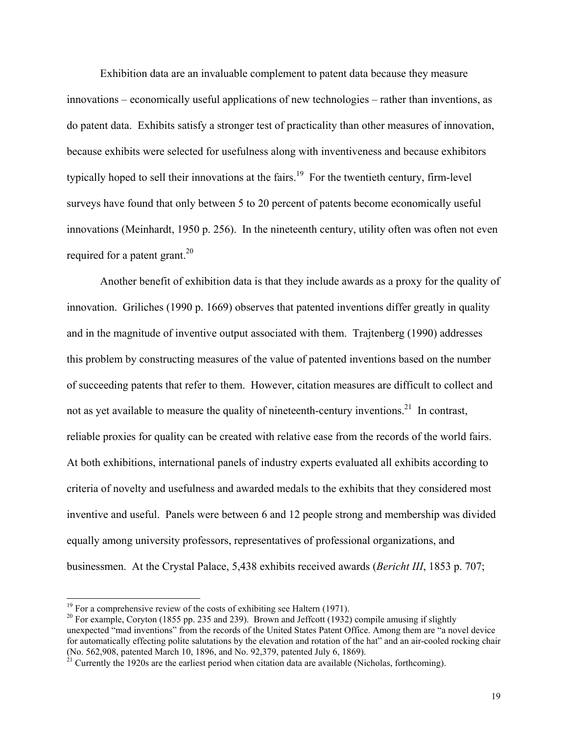Exhibition data are an invaluable complement to patent data because they measure innovations – economically useful applications of new technologies – rather than inventions, as do patent data. Exhibits satisfy a stronger test of practicality than other measures of innovation, because exhibits were selected for usefulness along with inventiveness and because exhibitors typically hoped to sell their innovations at the fairs.[19] For the twentieth century, firm-level surveys have found that only between 5 to 20 percent of patents become economically useful innovations (Meinhardt, 1950 p. 256). In the nineteenth century, utility often was often not even required for a patent grant.[20]

Another benefit of exhibition data is that they include awards as a proxy for the quality of innovation. Griliches (1990 p. 1669) observes that patented inventions differ greatly in quality and in the magnitude of inventive output associated with them. Trajtenberg (1990) addresses this problem by constructing measures of the value of patented inventions based on the number of succeeding patents that refer to them. However, citation measures are difficult to collect and not as yet available to measure the quality of nineteenth-century inventions.[21] In contrast, reliable proxies for quality can be created with relative ease from the records of the world fairs. At both exhibitions, international panels of industry experts evaluated all exhibits according to criteria of novelty and usefulness and awarded medals to the exhibits that they considered most inventive and useful. Panels were between 6 and 12 people strong and membership was divided equally among university professors, representatives of professional organizations, and businessmen. At the Crystal Palace, 5,438 exhibits received awards (*Bericht III*, 1853 p. 707;

---

[19] For a comprehensive review of the costs of exhibiting see Haltern (1971).

[20] For example, Coryton (1855 pp. 235 and 239). Brown and Jeffcott (1932) compile amusing if slightly unexpected "mad inventions" from the records of the United States Patent Office. Among them are "a novel device for automatically effecting polite salutations by the elevation and rotation of the hat" and an air-cooled rocking chair (No. 562,908, patented March 10, 1896, and No. 92,379, patented July 6, 1869).

[21] Currently the 1920s are the earliest period when citation data are available (Nicholas, forthcoming).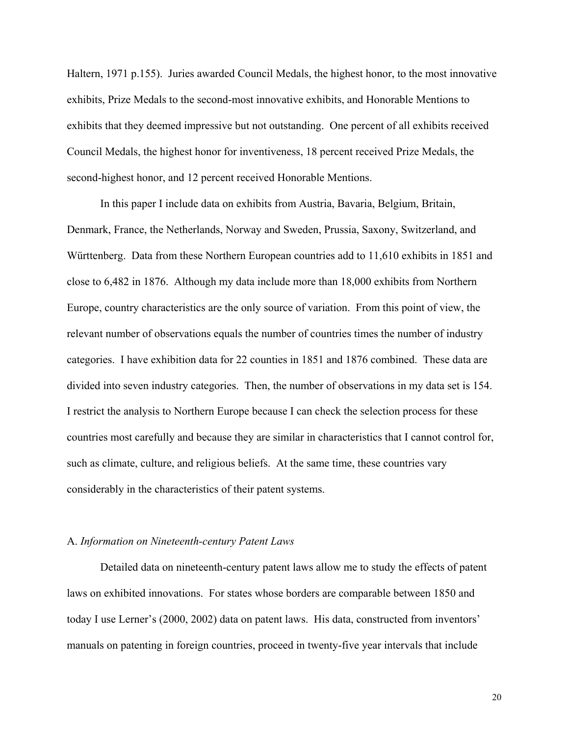Haltern, 1971 p.155). Juries awarded Council Medals, the highest honor, to the most innovative exhibits, Prize Medals to the second-most innovative exhibits, and Honorable Mentions to exhibits that they deemed impressive but not outstanding. One percent of all exhibits received Council Medals, the highest honor for inventiveness, 18 percent received Prize Medals, the second-highest honor, and 12 percent received Honorable Mentions.

In this paper I include data on exhibits from Austria, Bavaria, Belgium, Britain, Denmark, France, the Netherlands, Norway and Sweden, Prussia, Saxony, Switzerland, and Württenberg. Data from these Northern European countries add to 11,610 exhibits in 1851 and close to 6,482 in 1876. Although my data include more than 18,000 exhibits from Northern Europe, country characteristics are the only source of variation. From this point of view, the relevant number of observations equals the number of countries times the number of industry categories. I have exhibition data for 22 counties in 1851 and 1876 combined. These data are divided into seven industry categories. Then, the number of observations in my data set is 154. I restrict the analysis to Northern Europe because I can check the selection process for these countries most carefully and because they are similar in characteristics that I cannot control for, such as climate, culture, and religious beliefs. At the same time, these countries vary considerably in the characteristics of their patent systems.

### A. *Information on Nineteenth-century Patent Laws*

Detailed data on nineteenth-century patent laws allow me to study the effects of patent laws on exhibited innovations. For states whose borders are comparable between 1850 and today I use Lerner's (2000, 2002) data on patent laws. His data, constructed from inventors' manuals on patenting in foreign countries, proceed in twenty-five year intervals that include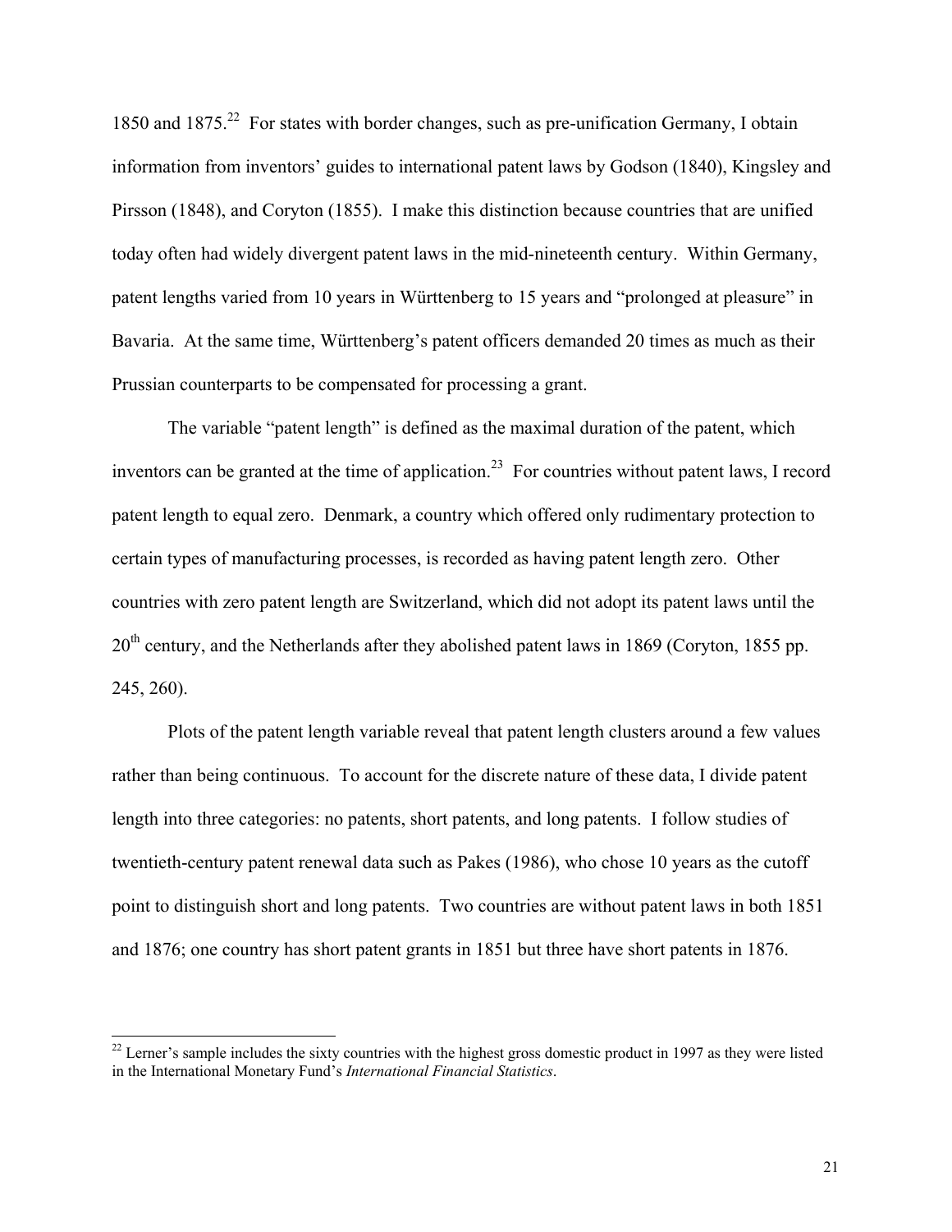1850 and 1875.[22] For states with border changes, such as pre-unification Germany, I obtain information from inventors' guides to international patent laws by Godson (1840), Kingsley and Pirsson (1848), and Coryton (1855). I make this distinction because countries that are unified today often had widely divergent patent laws in the mid-nineteenth century. Within Germany, patent lengths varied from 10 years in Württenberg to 15 years and "prolonged at pleasure" in Bavaria. At the same time, Württenberg's patent officers demanded 20 times as much as their Prussian counterparts to be compensated for processing a grant.

The variable "patent length" is defined as the maximal duration of the patent, which inventors can be granted at the time of application.[23] For countries without patent laws, I record patent length to equal zero. Denmark, a country which offered only rudimentary protection to certain types of manufacturing processes, is recorded as having patent length zero. Other countries with zero patent length are Switzerland, which did not adopt its patent laws until the 20th century, and the Netherlands after they abolished patent laws in 1869 (Coryton, 1855 pp. 245, 260).

Plots of the patent length variable reveal that patent length clusters around a few values rather than being continuous. To account for the discrete nature of these data, I divide patent length into three categories: no patents, short patents, and long patents. I follow studies of twentieth-century patent renewal data such as Pakes (1986), who chose 10 years as the cutoff point to distinguish short and long patents. Two countries are without patent laws in both 1851 and 1876; one country has short patent grants in 1851 but three have short patents in 1876.

[22] Lerner's sample includes the sixty countries with the highest gross domestic product in 1997 as they were listed in the International Monetary Fund's *International Financial Statistics*.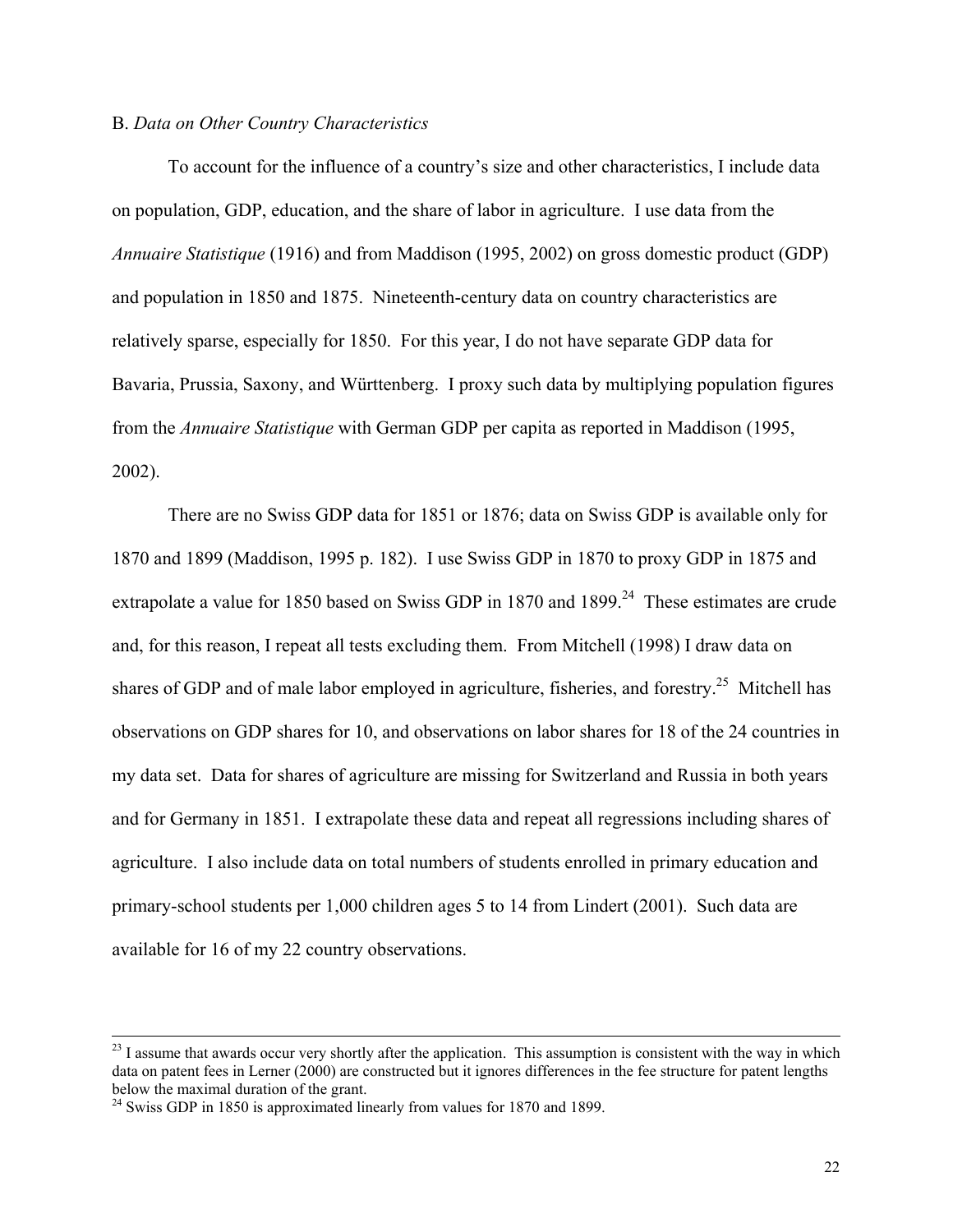B. *Data on Other Country Characteristics*

To account for the influence of a country's size and other characteristics, I include data on population, GDP, education, and the share of labor in agriculture. I use data from the *Annuaire Statistique* (1916) and from Maddison (1995, 2002) on gross domestic product (GDP) and population in 1850 and 1875. Nineteenth-century data on country characteristics are relatively sparse, especially for 1850. For this year, I do not have separate GDP data for Bavaria, Prussia, Saxony, and Württenberg. I proxy such data by multiplying population figures from the *Annuaire Statistique* with German GDP per capita as reported in Maddison (1995, 2002).

There are no Swiss GDP data for 1851 or 1876; data on Swiss GDP is available only for 1870 and 1899 (Maddison, 1995 p. 182). I use Swiss GDP in 1870 to proxy GDP in 1875 and extrapolate a value for 1850 based on Swiss GDP in 1870 and 1899.[24] These estimates are crude and, for this reason, I repeat all tests excluding them. From Mitchell (1998) I draw data on shares of GDP and of male labor employed in agriculture, fisheries, and forestry.[25] Mitchell has observations on GDP shares for 10, and observations on labor shares for 18 of the 24 countries in my data set. Data for shares of agriculture are missing for Switzerland and Russia in both years and for Germany in 1851. I extrapolate these data and repeat all regressions including shares of agriculture. I also include data on total numbers of students enrolled in primary education and primary-school students per 1,000 children ages 5 to 14 from Lindert (2001). Such data are available for 16 of my 22 country observations.

---

[23] I assume that awards occur very shortly after the application. This assumption is consistent with the way in which data on patent fees in Lerner (2000) are constructed but it ignores differences in the fee structure for patent lengths below the maximal duration of the grant.

[24] Swiss GDP in 1850 is approximated linearly from values for 1870 and 1899.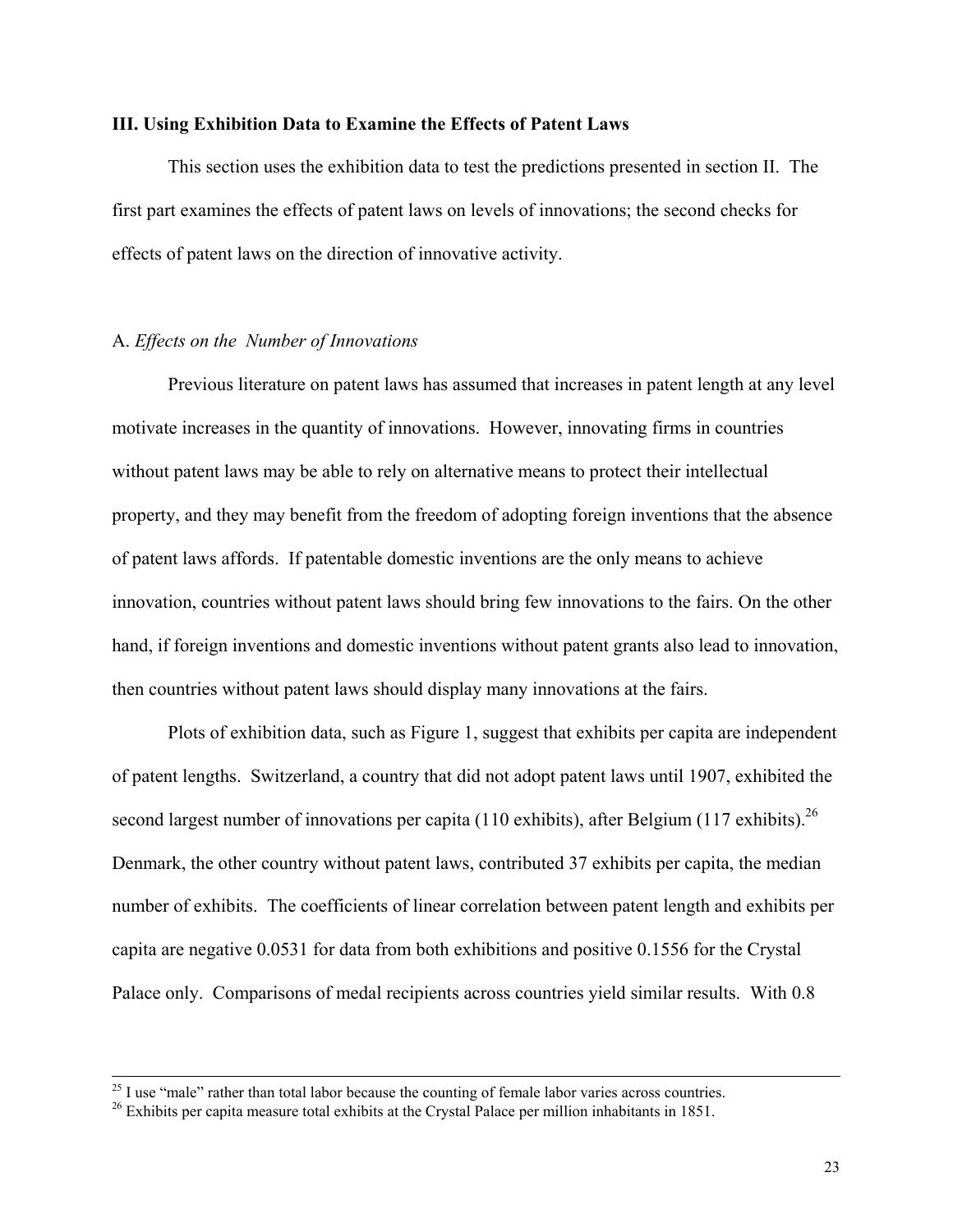### III. Using Exhibition Data to Examine the Effects of Patent Laws

This section uses the exhibition data to test the predictions presented in section II. The first part examines the effects of patent laws on levels of innovations; the second checks for effects of patent laws on the direction of innovative activity.

A. *Effects on the Number of Innovations*

Previous literature on patent laws has assumed that increases in patent length at any level motivate increases in the quantity of innovations. However, innovating firms in countries without patent laws may be able to rely on alternative means to protect their intellectual property, and they may benefit from the freedom of adopting foreign inventions that the absence of patent laws affords. If patentable domestic inventions are the only means to achieve innovation, countries without patent laws should bring few innovations to the fairs. On the other hand, if foreign inventions and domestic inventions without patent grants also lead to innovation, then countries without patent laws should display many innovations at the fairs.

Plots of exhibition data, such as Figure 1, suggest that exhibits per capita are independent of patent lengths. Switzerland, a country that did not adopt patent laws until 1907, exhibited the second largest number of innovations per capita (110 exhibits), after Belgium (117 exhibits).[26] Denmark, the other country without patent laws, contributed 37 exhibits per capita, the median number of exhibits. The coefficients of linear correlation between patent length and exhibits per capita are negative 0.0531 for data from both exhibitions and positive 0.1556 for the Crystal Palace only. Comparisons of medal recipients across countries yield similar results. With 0.8

---

[25] I use "male" rather than total labor because the counting of female labor varies across countries.

[26] Exhibits per capita measure total exhibits at the Crystal Palace per million inhabitants in 1851.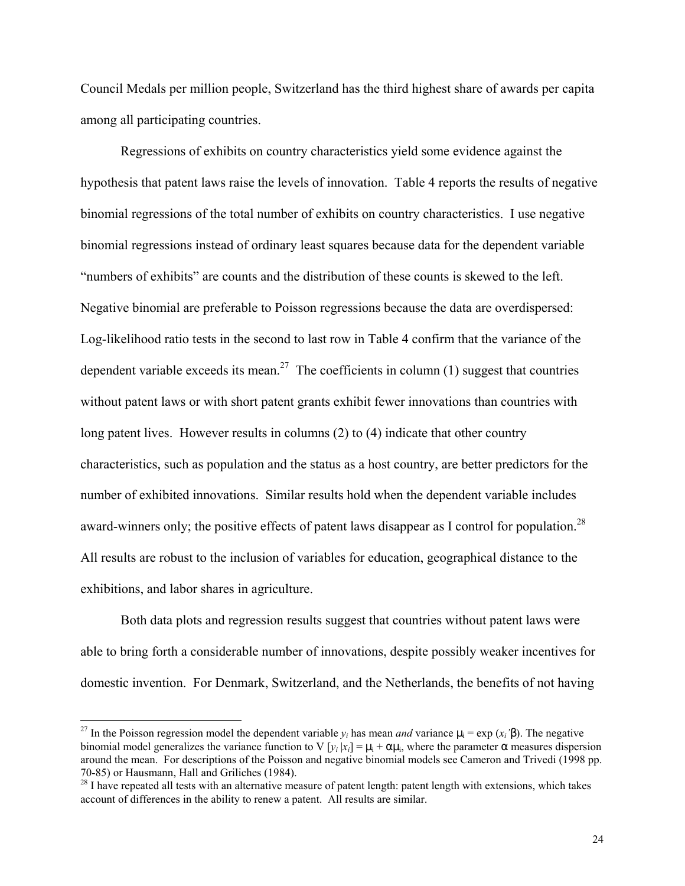Council Medals per million people, Switzerland has the third highest share of awards per capita among all participating countries.

Regressions of exhibits on country characteristics yield some evidence against the hypothesis that patent laws raise the levels of innovation. Table 4 reports the results of negative binomial regressions of the total number of exhibits on country characteristics. I use negative binomial regressions instead of ordinary least squares because data for the dependent variable "numbers of exhibits" are counts and the distribution of these counts is skewed to the left. Negative binomial are preferable to Poisson regressions because the data are overdispersed: Log-likelihood ratio tests in the second to last row in Table 4 confirm that the variance of the dependent variable exceeds its mean.[27] The coefficients in column (1) suggest that countries without patent laws or with short patent grants exhibit fewer innovations than countries with long patent lives. However results in columns (2) to (4) indicate that other country characteristics, such as population and the status as a host country, are better predictors for the number of exhibited innovations. Similar results hold when the dependent variable includes award-winners only; the positive effects of patent laws disappear as I control for population.[28] All results are robust to the inclusion of variables for education, geographical distance to the exhibitions, and labor shares in agriculture.

Both data plots and regression results suggest that countries without patent laws were able to bring forth a considerable number of innovations, despite possibly weaker incentives for domestic invention. For Denmark, Switzerland, and the Netherlands, the benefits of not having

---

[27] In the Poisson regression model the dependent variable $y_i$ has mean *and* variance $\mu_i = \exp(x_i'\beta)$. The negative binomial model generalizes the variance function to $V[y_i|x_i] = \mu_i + \alpha\mu_i$, where the parameter $\alpha$ measures dispersion around the mean. For descriptions of the Poisson and negative binomial models see Cameron and Trivedi (1998 pp. 70-85) or Hausmann, Hall and Griliches (1984).

[28] I have repeated all tests with an alternative measure of patent length: patent length with extensions, which takes account of differences in the ability to renew a patent. All results are similar.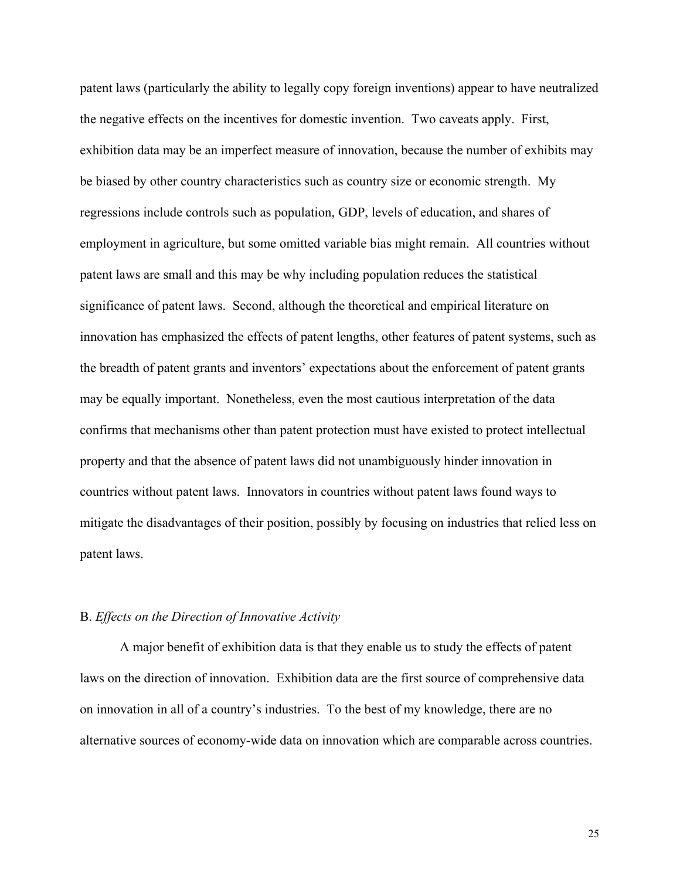patent laws (particularly the ability to legally copy foreign inventions) appear to have neutralized the negative effects on the incentives for domestic invention. Two caveats apply. First, exhibition data may be an imperfect measure of innovation, because the number of exhibits may be biased by other country characteristics such as country size or economic strength. My regressions include controls such as population, GDP, levels of education, and shares of employment in agriculture, but some omitted variable bias might remain. All countries without patent laws are small and this may be why including population reduces the statistical significance of patent laws. Second, although the theoretical and empirical literature on innovation has emphasized the effects of patent lengths, other features of patent systems, such as the breadth of patent grants and inventors' expectations about the enforcement of patent grants may be equally important. Nonetheless, even the most cautious interpretation of the data confirms that mechanisms other than patent protection must have existed to protect intellectual property and that the absence of patent laws did not unambiguously hinder innovation in countries without patent laws. Innovators in countries without patent laws found ways to mitigate the disadvantages of their position, possibly by focusing on industries that relied less on patent laws.

### B. *Effects on the Direction of Innovative Activity*

A major benefit of exhibition data is that they enable us to study the effects of patent laws on the direction of innovation. Exhibition data are the first source of comprehensive data on innovation in all of a country's industries. To the best of my knowledge, there are no alternative sources of economy-wide data on innovation which are comparable across countries.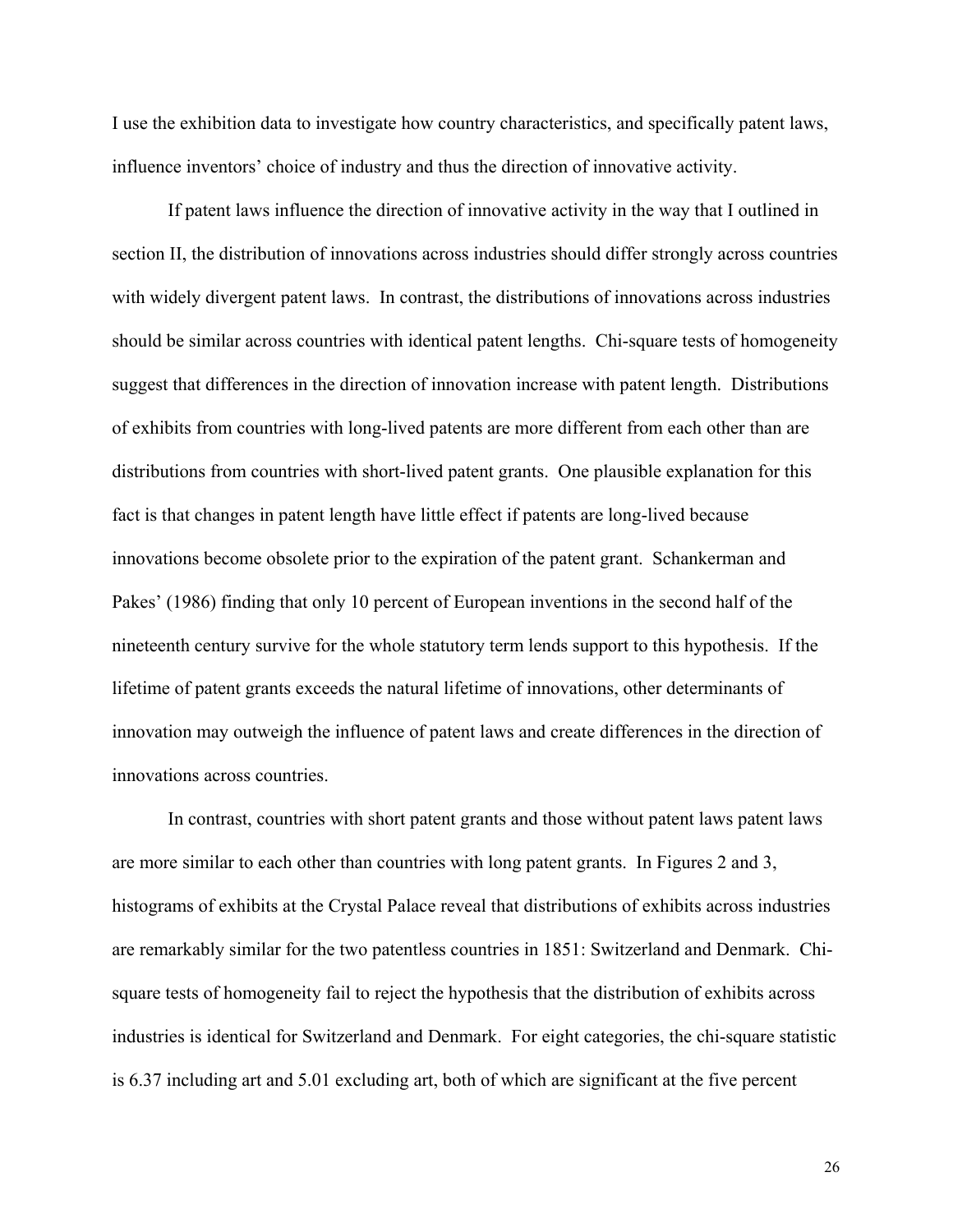I use the exhibition data to investigate how country characteristics, and specifically patent laws, influence inventors' choice of industry and thus the direction of innovative activity.

If patent laws influence the direction of innovative activity in the way that I outlined in section II, the distribution of innovations across industries should differ strongly across countries with widely divergent patent laws. In contrast, the distributions of innovations across industries should be similar across countries with identical patent lengths. Chi-square tests of homogeneity suggest that differences in the direction of innovation increase with patent length. Distributions of exhibits from countries with long-lived patents are more different from each other than are distributions from countries with short-lived patent grants. One plausible explanation for this fact is that changes in patent length have little effect if patents are long-lived because innovations become obsolete prior to the expiration of the patent grant. Schankerman and Pakes' (1986) finding that only 10 percent of European inventions in the second half of the nineteenth century survive for the whole statutory term lends support to this hypothesis. If the lifetime of patent grants exceeds the natural lifetime of innovations, other determinants of innovation may outweigh the influence of patent laws and create differences in the direction of innovations across countries.

In contrast, countries with short patent grants and those without patent laws patent laws are more similar to each other than countries with long patent grants. In Figures 2 and 3, histograms of exhibits at the Crystal Palace reveal that distributions of exhibits across industries are remarkably similar for the two patentless countries in 1851: Switzerland and Denmark. Chi-square tests of homogeneity fail to reject the hypothesis that the distribution of exhibits across industries is identical for Switzerland and Denmark. For eight categories, the chi-square statistic is 6.37 including art and 5.01 excluding art, both of which are significant at the five percent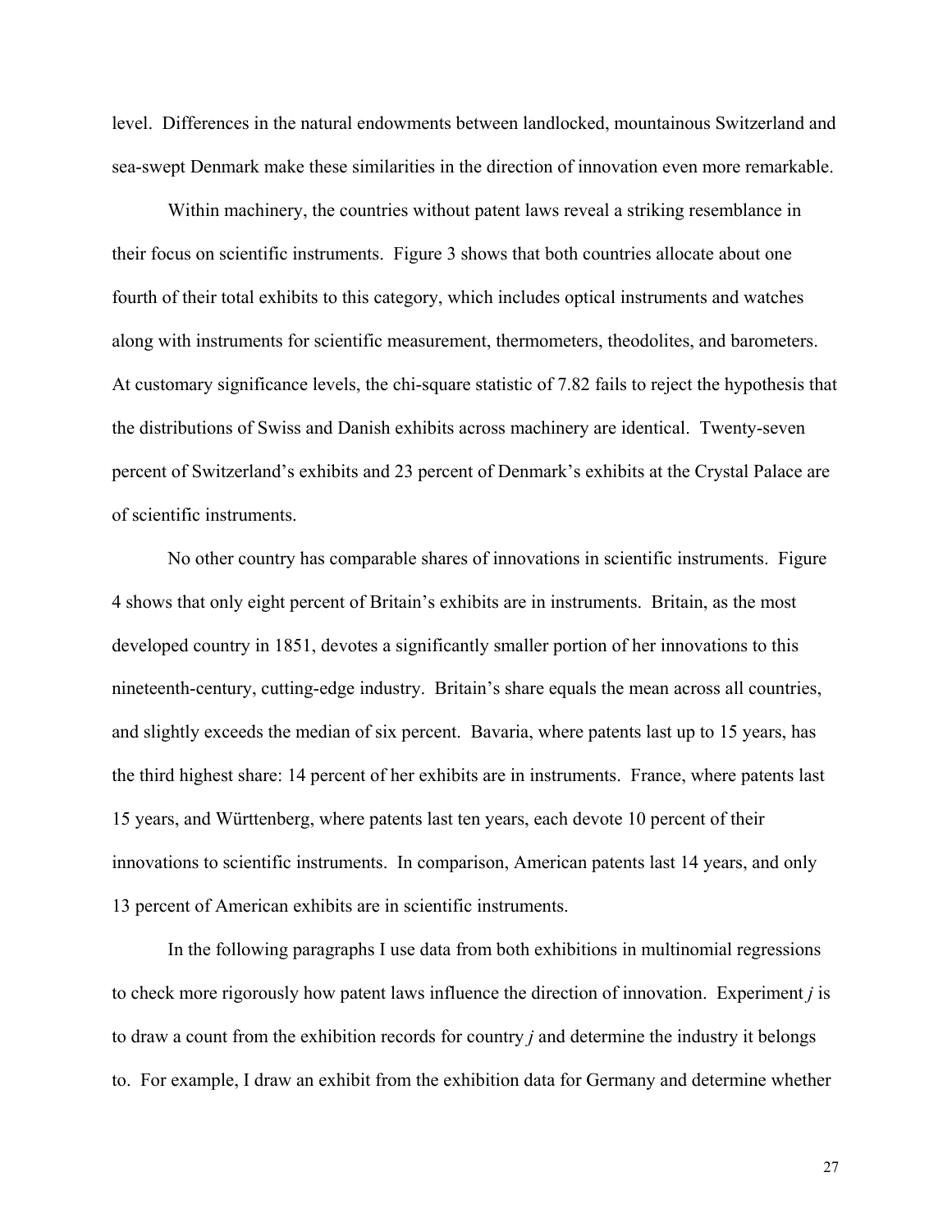level. Differences in the natural endowments between landlocked, mountainous Switzerland and sea-swept Denmark make these similarities in the direction of innovation even more remarkable.

Within machinery, the countries without patent laws reveal a striking resemblance in their focus on scientific instruments. Figure 3 shows that both countries allocate about one fourth of their total exhibits to this category, which includes optical instruments and watches along with instruments for scientific measurement, thermometers, theodolites, and barometers. At customary significance levels, the chi-square statistic of 7.82 fails to reject the hypothesis that the distributions of Swiss and Danish exhibits across machinery are identical. Twenty-seven percent of Switzerland's exhibits and 23 percent of Denmark's exhibits at the Crystal Palace are of scientific instruments.

No other country has comparable shares of innovations in scientific instruments. Figure 4 shows that only eight percent of Britain's exhibits are in instruments. Britain, as the most developed country in 1851, devotes a significantly smaller portion of her innovations to this nineteenth-century, cutting-edge industry. Britain's share equals the mean across all countries, and slightly exceeds the median of six percent. Bavaria, where patents last up to 15 years, has the third highest share: 14 percent of her exhibits are in instruments. France, where patents last 15 years, and Württenberg, where patents last ten years, each devote 10 percent of their innovations to scientific instruments. In comparison, American patents last 14 years, and only 13 percent of American exhibits are in scientific instruments.

In the following paragraphs I use data from both exhibitions in multinomial regressions to check more rigorously how patent laws influence the direction of innovation. Experiment *j* is to draw a count from the exhibition records for country *j* and determine the industry it belongs to. For example, I draw an exhibit from the exhibition data for Germany and determine whether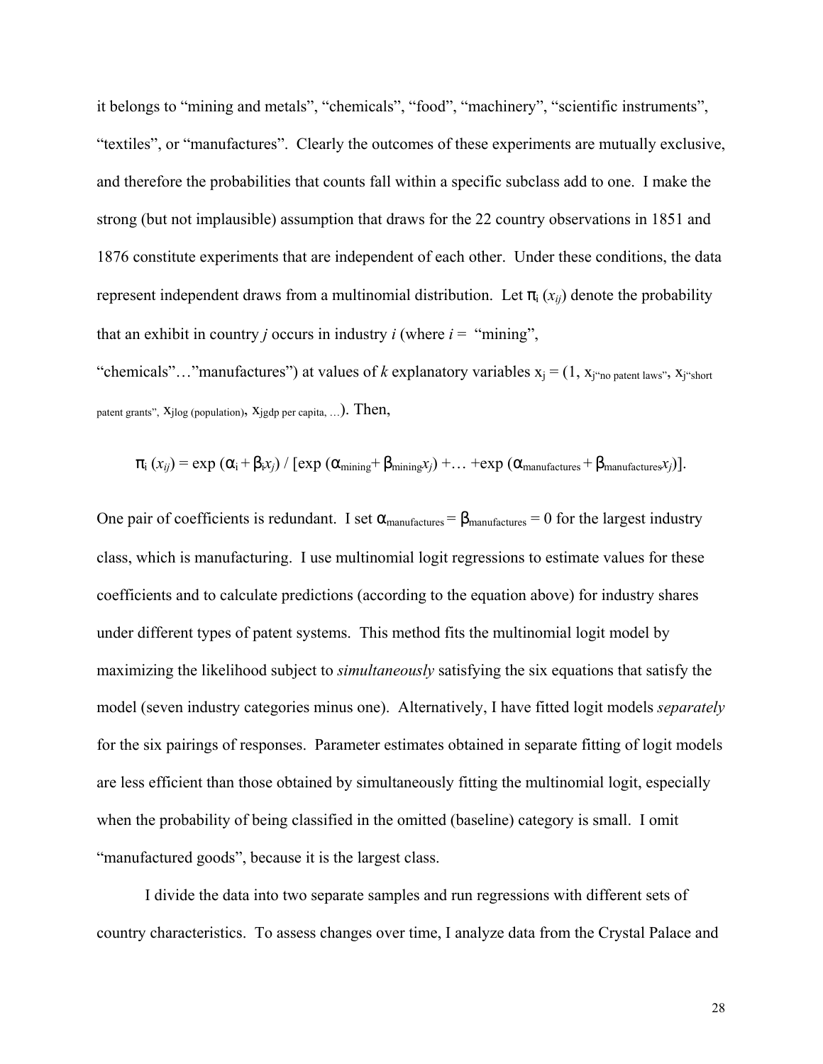it belongs to "mining and metals", "chemicals", "food", "machinery", "scientific instruments", "textiles", or "manufactures". Clearly the outcomes of these experiments are mutually exclusive, and therefore the probabilities that counts fall within a specific subclass add to one. I make the strong (but not implausible) assumption that draws for the 22 country observations in 1851 and 1876 constitute experiments that are independent of each other. Under these conditions, the data represent independent draws from a multinomial distribution. Let $\pi_i(x_{ij})$ denote the probability that an exhibit in country *j* occurs in industry *i* (where *i* = "mining", "chemicals"…"manufactures") at values of *k* explanatory variables $x_j = (1, x_{j\text{"no patent laws"}}, x_{j\text{"short patent grants"}}, x_{j\log(\text{population})}, x_{j\text{gdp per capita}}, \ldots)$. Then,

$$\pi_i(x_{ij}) = \exp(\alpha_i + \beta_i x_j) / [\exp(\alpha_{\text{mining}} + \beta_{\text{mining}} x_j) + \ldots + \exp(\alpha_{\text{manufactures}} + \beta_{\text{manufactures}} x_j)].$$

One pair of coefficients is redundant. I set $\alpha_{\text{manufactures}} = \beta_{\text{manufactures}} = 0$ for the largest industry class, which is manufacturing. I use multinomial logit regressions to estimate values for these coefficients and to calculate predictions (according to the equation above) for industry shares under different types of patent systems. This method fits the multinomial logit model by maximizing the likelihood subject to *simultaneously* satisfying the six equations that satisfy the model (seven industry categories minus one). Alternatively, I have fitted logit models *separately* for the six pairings of responses. Parameter estimates obtained in separate fitting of logit models are less efficient than those obtained by simultaneously fitting the multinomial logit, especially when the probability of being classified in the omitted (baseline) category is small. I omit "manufactured goods", because it is the largest class.

I divide the data into two separate samples and run regressions with different sets of country characteristics. To assess changes over time, I analyze data from the Crystal Palace and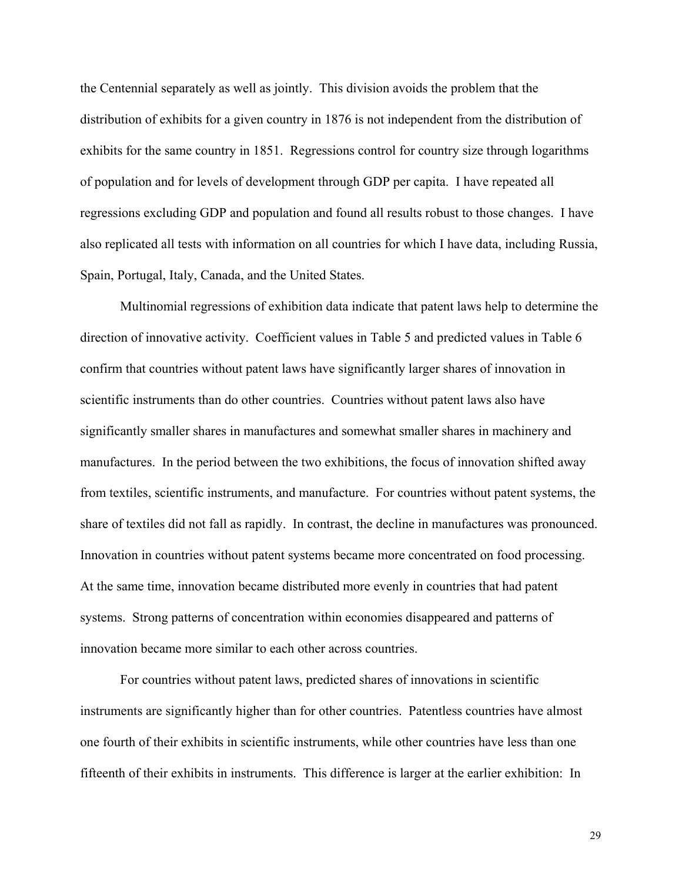the Centennial separately as well as jointly. This division avoids the problem that the distribution of exhibits for a given country in 1876 is not independent from the distribution of exhibits for the same country in 1851. Regressions control for country size through logarithms of population and for levels of development through GDP per capita. I have repeated all regressions excluding GDP and population and found all results robust to those changes. I have also replicated all tests with information on all countries for which I have data, including Russia, Spain, Portugal, Italy, Canada, and the United States.

Multinomial regressions of exhibition data indicate that patent laws help to determine the direction of innovative activity. Coefficient values in Table 5 and predicted values in Table 6 confirm that countries without patent laws have significantly larger shares of innovation in scientific instruments than do other countries. Countries without patent laws also have significantly smaller shares in manufactures and somewhat smaller shares in machinery and manufactures. In the period between the two exhibitions, the focus of innovation shifted away from textiles, scientific instruments, and manufacture. For countries without patent systems, the share of textiles did not fall as rapidly. In contrast, the decline in manufactures was pronounced. Innovation in countries without patent systems became more concentrated on food processing. At the same time, innovation became distributed more evenly in countries that had patent systems. Strong patterns of concentration within economies disappeared and patterns of innovation became more similar to each other across countries.

For countries without patent laws, predicted shares of innovations in scientific instruments are significantly higher than for other countries. Patentless countries have almost one fourth of their exhibits in scientific instruments, while other countries have less than one fifteenth of their exhibits in instruments. This difference is larger at the earlier exhibition: In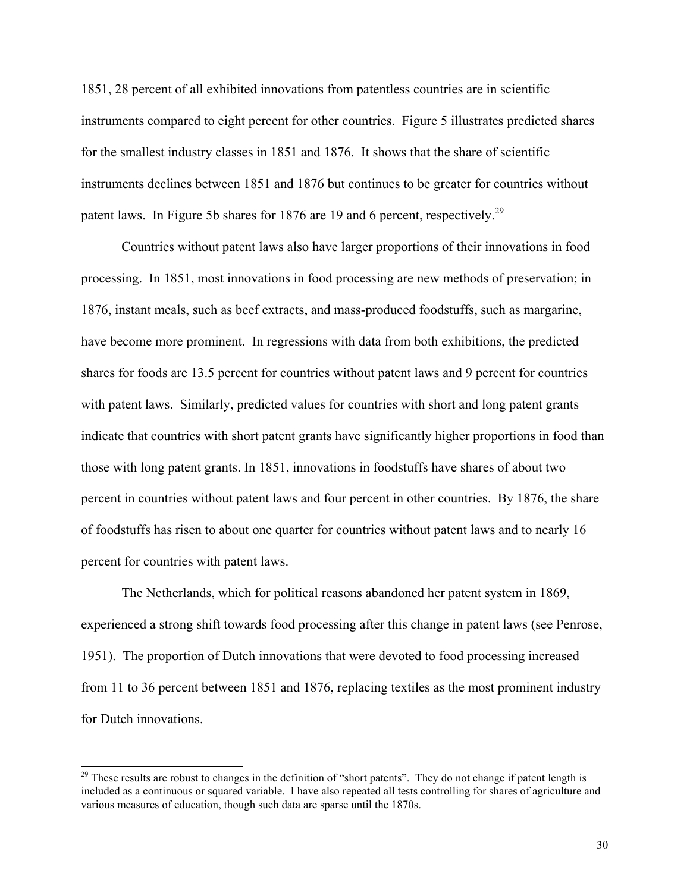1851, 28 percent of all exhibited innovations from patentless countries are in scientific instruments compared to eight percent for other countries. Figure 5 illustrates predicted shares for the smallest industry classes in 1851 and 1876. It shows that the share of scientific instruments declines between 1851 and 1876 but continues to be greater for countries without patent laws. In Figure 5b shares for 1876 are 19 and 6 percent, respectively.[29]

Countries without patent laws also have larger proportions of their innovations in food processing. In 1851, most innovations in food processing are new methods of preservation; in 1876, instant meals, such as beef extracts, and mass-produced foodstuffs, such as margarine, have become more prominent. In regressions with data from both exhibitions, the predicted shares for foods are 13.5 percent for countries without patent laws and 9 percent for countries with patent laws. Similarly, predicted values for countries with short and long patent grants indicate that countries with short patent grants have significantly higher proportions in food than those with long patent grants. In 1851, innovations in foodstuffs have shares of about two percent in countries without patent laws and four percent in other countries. By 1876, the share of foodstuffs has risen to about one quarter for countries without patent laws and to nearly 16 percent for countries with patent laws.

The Netherlands, which for political reasons abandoned her patent system in 1869, experienced a strong shift towards food processing after this change in patent laws (see Penrose, 1951). The proportion of Dutch innovations that were devoted to food processing increased from 11 to 36 percent between 1851 and 1876, replacing textiles as the most prominent industry for Dutch innovations.

---

[29] These results are robust to changes in the definition of "short patents". They do not change if patent length is included as a continuous or squared variable. I have also repeated all tests controlling for shares of agriculture and various measures of education, though such data are sparse until the 1870s.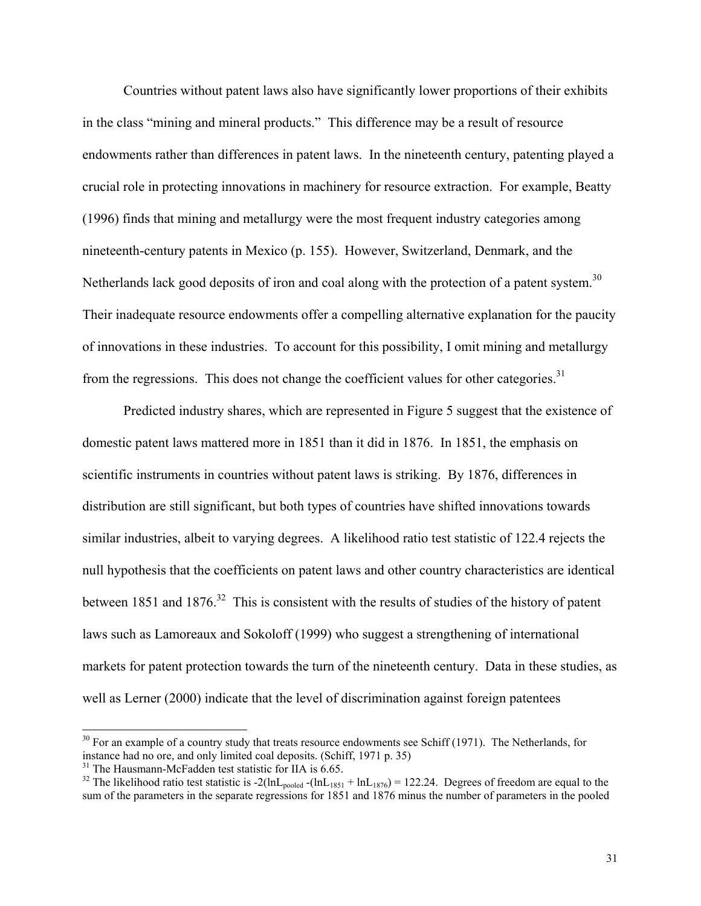Countries without patent laws also have significantly lower proportions of their exhibits in the class "mining and mineral products." This difference may be a result of resource endowments rather than differences in patent laws. In the nineteenth century, patenting played a crucial role in protecting innovations in machinery for resource extraction. For example, Beatty (1996) finds that mining and metallurgy were the most frequent industry categories among nineteenth-century patents in Mexico (p. 155). However, Switzerland, Denmark, and the Netherlands lack good deposits of iron and coal along with the protection of a patent system.[30] Their inadequate resource endowments offer a compelling alternative explanation for the paucity of innovations in these industries. To account for this possibility, I omit mining and metallurgy from the regressions. This does not change the coefficient values for other categories.[31]

Predicted industry shares, which are represented in Figure 5 suggest that the existence of domestic patent laws mattered more in 1851 than it did in 1876. In 1851, the emphasis on scientific instruments in countries without patent laws is striking. By 1876, differences in distribution are still significant, but both types of countries have shifted innovations towards similar industries, albeit to varying degrees. A likelihood ratio test statistic of 122.4 rejects the null hypothesis that the coefficients on patent laws and other country characteristics are identical between 1851 and 1876.[32] This is consistent with the results of studies of the history of patent laws such as Lamoreaux and Sokoloff (1999) who suggest a strengthening of international markets for patent protection towards the turn of the nineteenth century. Data in these studies, as well as Lerner (2000) indicate that the level of discrimination against foreign patentees

---

[30] For an example of a country study that treats resource endowments see Schiff (1971). The Netherlands, for instance had no ore, and only limited coal deposits. (Schiff, 1971 p. 35)

[31] The Hausmann-McFadden test statistic for IIA is 6.65.

[32] The likelihood ratio test statistic is $-2(\ln L_{pooled} - (\ln L_{1851} + \ln L_{1876}) = 122.24$. Degrees of freedom are equal to the sum of the parameters in the separate regressions for 1851 and 1876 minus the number of parameters in the pooled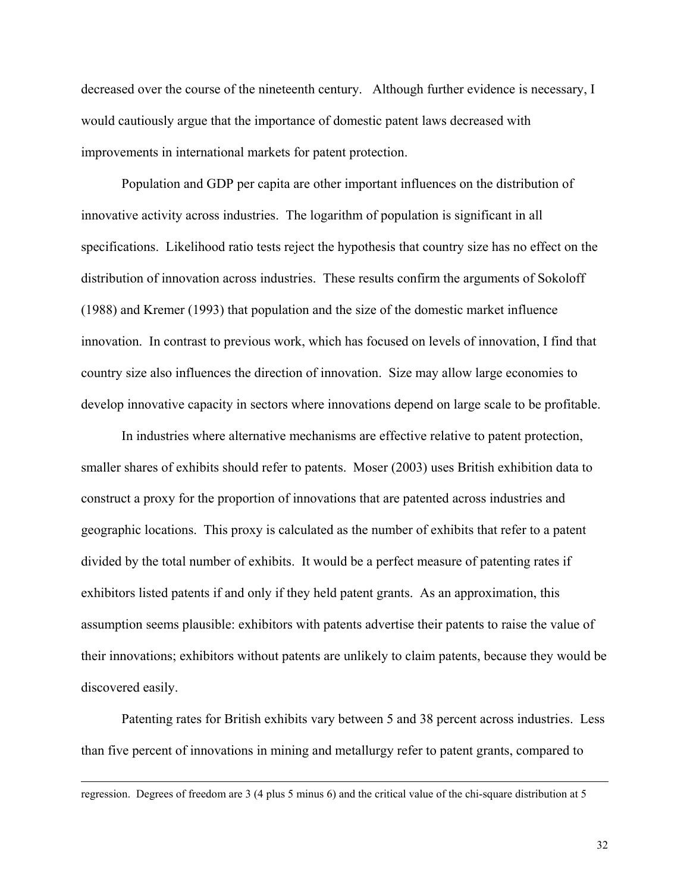decreased over the course of the nineteenth century. Although further evidence is necessary, I would cautiously argue that the importance of domestic patent laws decreased with improvements in international markets for patent protection.

Population and GDP per capita are other important influences on the distribution of innovative activity across industries. The logarithm of population is significant in all specifications. Likelihood ratio tests reject the hypothesis that country size has no effect on the distribution of innovation across industries. These results confirm the arguments of Sokoloff (1988) and Kremer (1993) that population and the size of the domestic market influence innovation. In contrast to previous work, which has focused on levels of innovation, I find that country size also influences the direction of innovation. Size may allow large economies to develop innovative capacity in sectors where innovations depend on large scale to be profitable.

In industries where alternative mechanisms are effective relative to patent protection, smaller shares of exhibits should refer to patents. Moser (2003) uses British exhibition data to construct a proxy for the proportion of innovations that are patented across industries and geographic locations. This proxy is calculated as the number of exhibits that refer to a patent divided by the total number of exhibits. It would be a perfect measure of patenting rates if exhibitors listed patents if and only if they held patent grants. As an approximation, this assumption seems plausible: exhibitors with patents advertise their patents to raise the value of their innovations; exhibitors without patents are unlikely to claim patents, because they would be discovered easily.

Patenting rates for British exhibits vary between 5 and 38 percent across industries. Less than five percent of innovations in mining and metallurgy refer to patent grants, compared to

---

regression. Degrees of freedom are 3 (4 plus 5 minus 6) and the critical value of the chi-square distribution at 5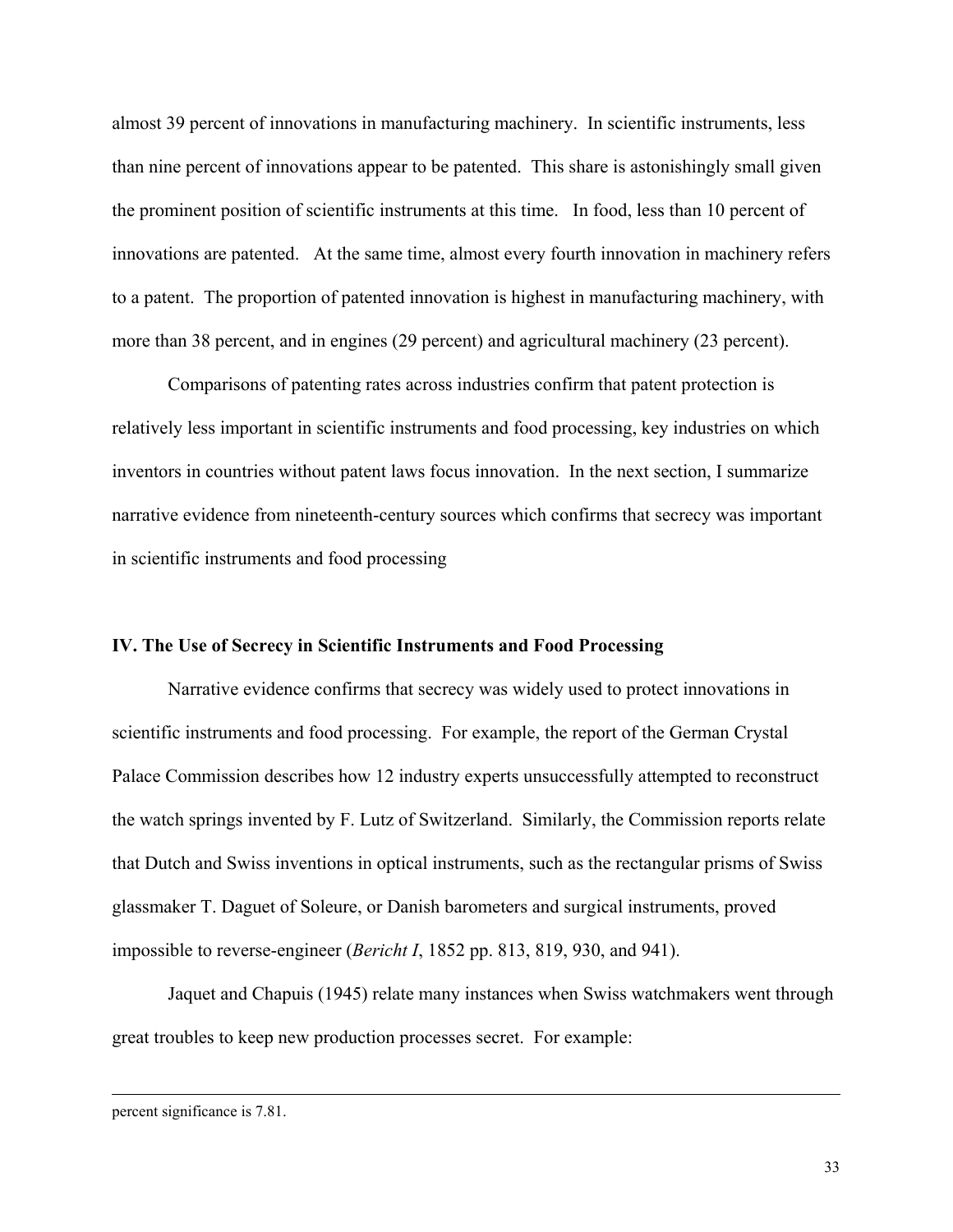almost 39 percent of innovations in manufacturing machinery. In scientific instruments, less than nine percent of innovations appear to be patented. This share is astonishingly small given the prominent position of scientific instruments at this time. In food, less than 10 percent of innovations are patented. At the same time, almost every fourth innovation in machinery refers to a patent. The proportion of patented innovation is highest in manufacturing machinery, with more than 38 percent, and in engines (29 percent) and agricultural machinery (23 percent).

Comparisons of patenting rates across industries confirm that patent protection is relatively less important in scientific instruments and food processing, key industries on which inventors in countries without patent laws focus innovation. In the next section, I summarize narrative evidence from nineteenth-century sources which confirms that secrecy was important in scientific instruments and food processing

## IV. The Use of Secrecy in Scientific Instruments and Food Processing

Narrative evidence confirms that secrecy was widely used to protect innovations in scientific instruments and food processing. For example, the report of the German Crystal Palace Commission describes how 12 industry experts unsuccessfully attempted to reconstruct the watch springs invented by F. Lutz of Switzerland. Similarly, the Commission reports relate that Dutch and Swiss inventions in optical instruments, such as the rectangular prisms of Swiss glassmaker T. Daguet of Soleure, or Danish barometers and surgical instruments, proved impossible to reverse-engineer (*Bericht I*, 1852 pp. 813, 819, 930, and 941).

Jaquet and Chapuis (1945) relate many instances when Swiss watchmakers went through great troubles to keep new production processes secret. For example:

---

percent significance is 7.81.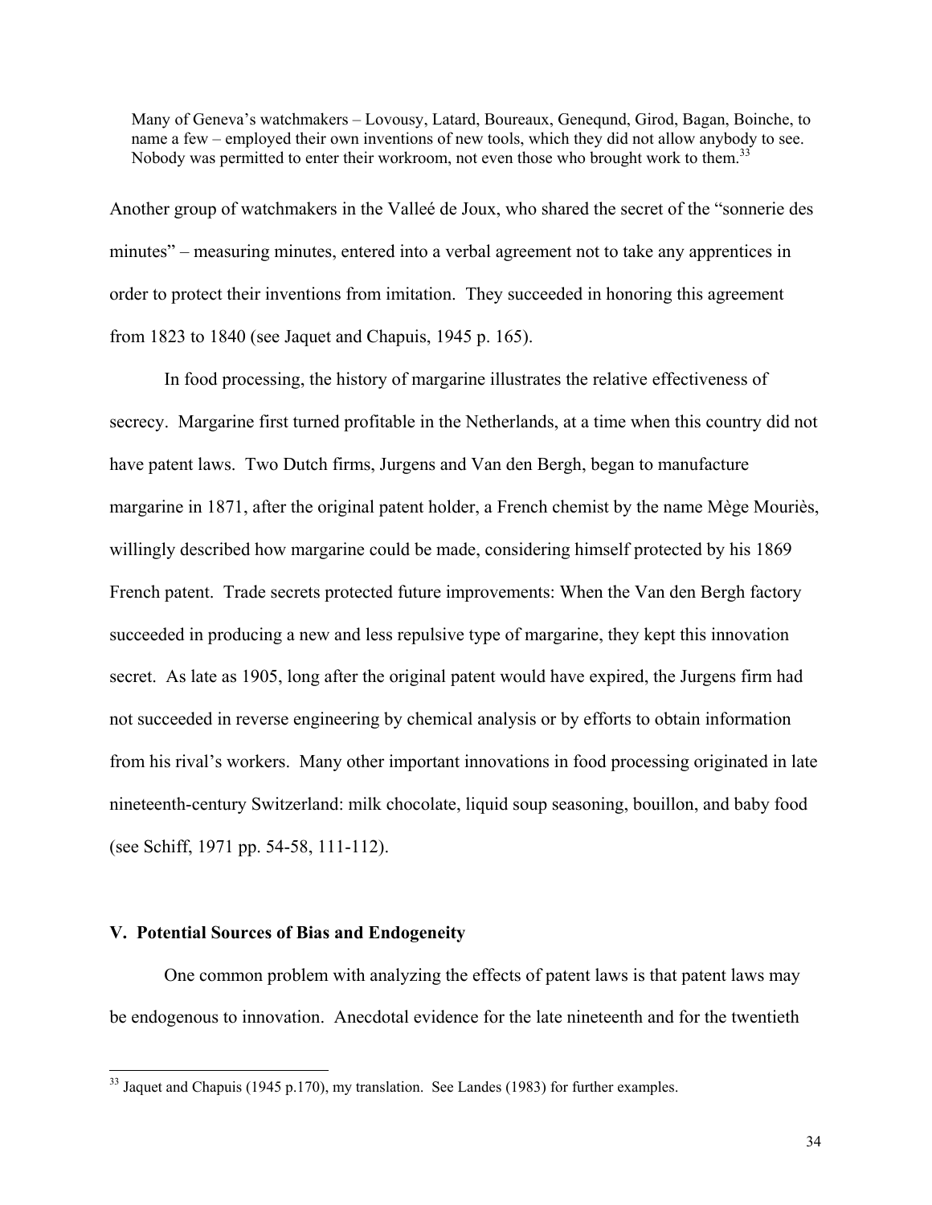> Many of Geneva's watchmakers – Lovousy, Latard, Boureaux, Geneqund, Girod, Bagan, Boinche, to name a few – employed their own inventions of new tools, which they did not allow anybody to see. Nobody was permitted to enter their workroom, not even those who brought work to them.[33]

Another group of watchmakers in the Valleé de Joux, who shared the secret of the "sonnerie des minutes" – measuring minutes, entered into a verbal agreement not to take any apprentices in order to protect their inventions from imitation. They succeeded in honoring this agreement from 1823 to 1840 (see Jaquet and Chapuis, 1945 p. 165).

In food processing, the history of margarine illustrates the relative effectiveness of secrecy. Margarine first turned profitable in the Netherlands, at a time when this country did not have patent laws. Two Dutch firms, Jurgens and Van den Bergh, began to manufacture margarine in 1871, after the original patent holder, a French chemist by the name Mège Mouriès, willingly described how margarine could be made, considering himself protected by his 1869 French patent. Trade secrets protected future improvements: When the Van den Bergh factory succeeded in producing a new and less repulsive type of margarine, they kept this innovation secret. As late as 1905, long after the original patent would have expired, the Jurgens firm had not succeeded in reverse engineering by chemical analysis or by efforts to obtain information from his rival's workers. Many other important innovations in food processing originated in late nineteenth-century Switzerland: milk chocolate, liquid soup seasoning, bouillon, and baby food (see Schiff, 1971 pp. 54-58, 111-112).

## V. Potential Sources of Bias and Endogeneity

One common problem with analyzing the effects of patent laws is that patent laws may be endogenous to innovation. Anecdotal evidence for the late nineteenth and for the twentieth

---

[33] Jaquet and Chapuis (1945 p.170), my translation. See Landes (1983) for further examples.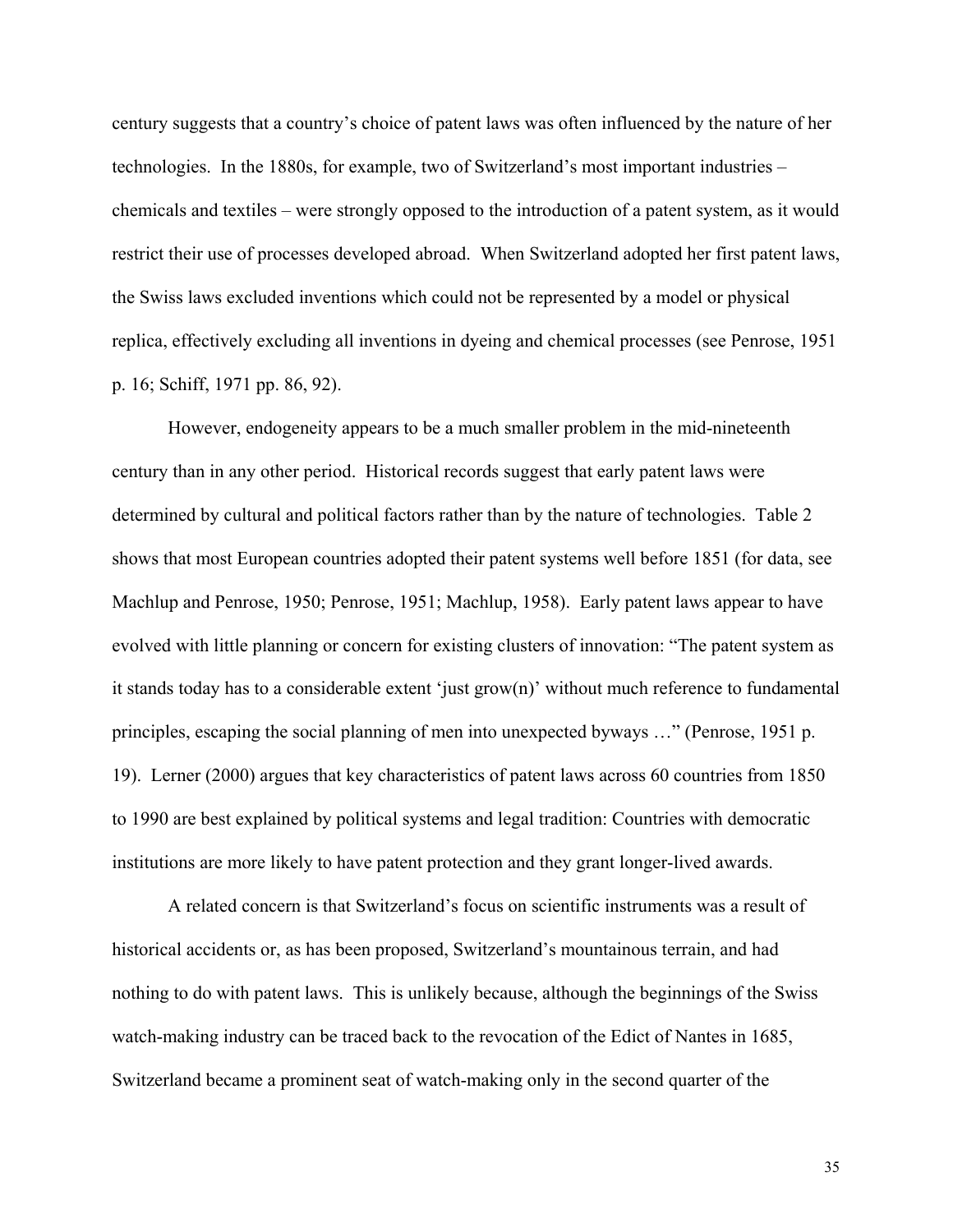century suggests that a country's choice of patent laws was often influenced by the nature of her technologies. In the 1880s, for example, two of Switzerland's most important industries – chemicals and textiles – were strongly opposed to the introduction of a patent system, as it would restrict their use of processes developed abroad. When Switzerland adopted her first patent laws, the Swiss laws excluded inventions which could not be represented by a model or physical replica, effectively excluding all inventions in dyeing and chemical processes (see Penrose, 1951 p. 16; Schiff, 1971 pp. 86, 92).

However, endogeneity appears to be a much smaller problem in the mid-nineteenth century than in any other period. Historical records suggest that early patent laws were determined by cultural and political factors rather than by the nature of technologies. Table 2 shows that most European countries adopted their patent systems well before 1851 (for data, see Machlup and Penrose, 1950; Penrose, 1951; Machlup, 1958). Early patent laws appear to have evolved with little planning or concern for existing clusters of innovation: "The patent system as it stands today has to a considerable extent 'just grow(n)' without much reference to fundamental principles, escaping the social planning of men into unexpected byways …" (Penrose, 1951 p. 19). Lerner (2000) argues that key characteristics of patent laws across 60 countries from 1850 to 1990 are best explained by political systems and legal tradition: Countries with democratic institutions are more likely to have patent protection and they grant longer-lived awards.

A related concern is that Switzerland's focus on scientific instruments was a result of historical accidents or, as has been proposed, Switzerland's mountainous terrain, and had nothing to do with patent laws. This is unlikely because, although the beginnings of the Swiss watch-making industry can be traced back to the revocation of the Edict of Nantes in 1685, Switzerland became a prominent seat of watch-making only in the second quarter of the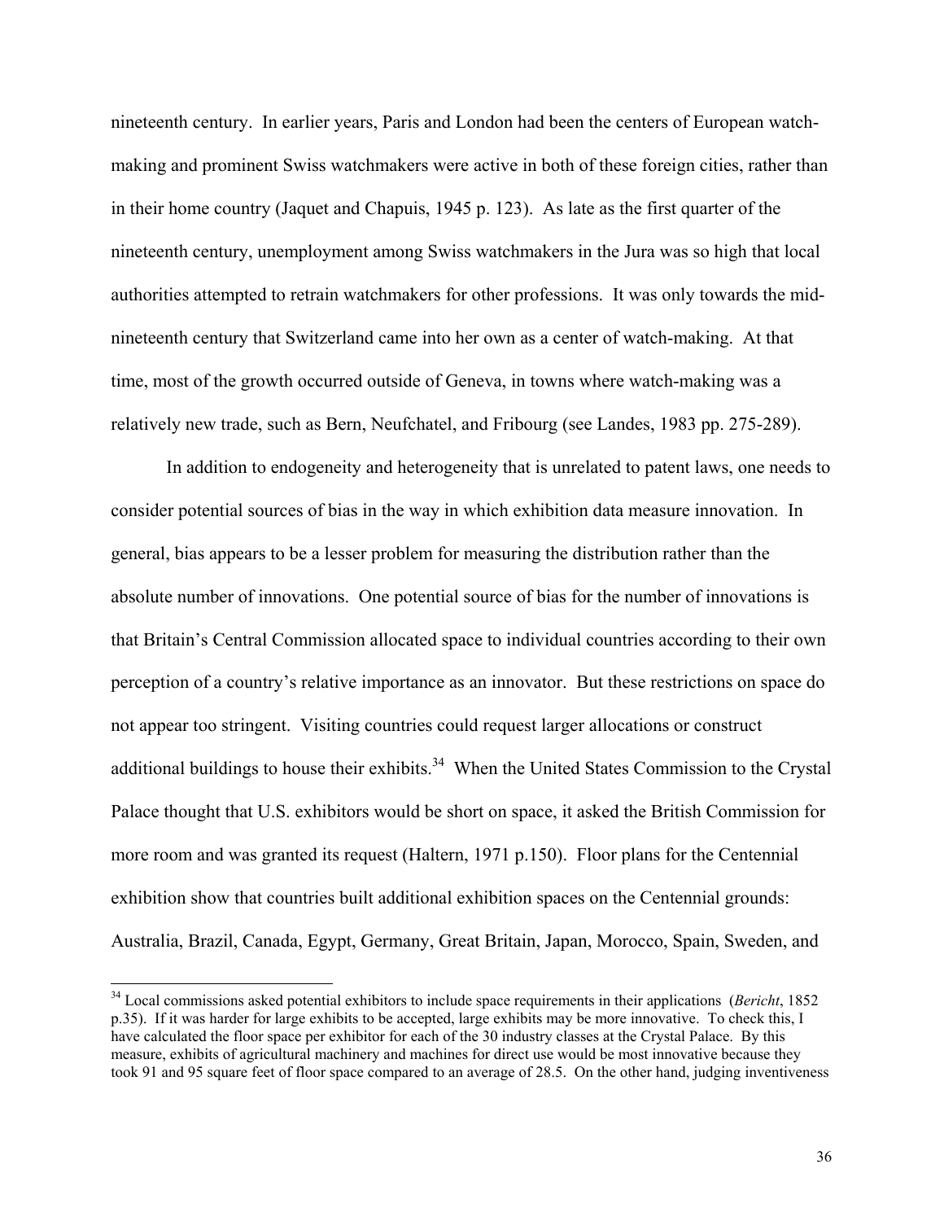nineteenth century. In earlier years, Paris and London had been the centers of European watch-making and prominent Swiss watchmakers were active in both of these foreign cities, rather than in their home country (Jaquet and Chapuis, 1945 p. 123). As late as the first quarter of the nineteenth century, unemployment among Swiss watchmakers in the Jura was so high that local authorities attempted to retrain watchmakers for other professions. It was only towards the mid-nineteenth century that Switzerland came into her own as a center of watch-making. At that time, most of the growth occurred outside of Geneva, in towns where watch-making was a relatively new trade, such as Bern, Neufchatel, and Fribourg (see Landes, 1983 pp. 275-289).

In addition to endogeneity and heterogeneity that is unrelated to patent laws, one needs to consider potential sources of bias in the way in which exhibition data measure innovation. In general, bias appears to be a lesser problem for measuring the distribution rather than the absolute number of innovations. One potential source of bias for the number of innovations is that Britain's Central Commission allocated space to individual countries according to their own perception of a country's relative importance as an innovator. But these restrictions on space do not appear too stringent. Visiting countries could request larger allocations or construct additional buildings to house their exhibits.[34] When the United States Commission to the Crystal Palace thought that U.S. exhibitors would be short on space, it asked the British Commission for more room and was granted its request (Haltern, 1971 p.150). Floor plans for the Centennial exhibition show that countries built additional exhibition spaces on the Centennial grounds: Australia, Brazil, Canada, Egypt, Germany, Great Britain, Japan, Morocco, Spain, Sweden, and

[34] Local commissions asked potential exhibitors to include space requirements in their applications (*Bericht*, 1852 p.35). If it was harder for large exhibits to be accepted, large exhibits may be more innovative. To check this, I have calculated the floor space per exhibitor for each of the 30 industry classes at the Crystal Palace. By this measure, exhibits of agricultural machinery and machines for direct use would be most innovative because they took 91 and 95 square feet of floor space compared to an average of 28.5. On the other hand, judging inventiveness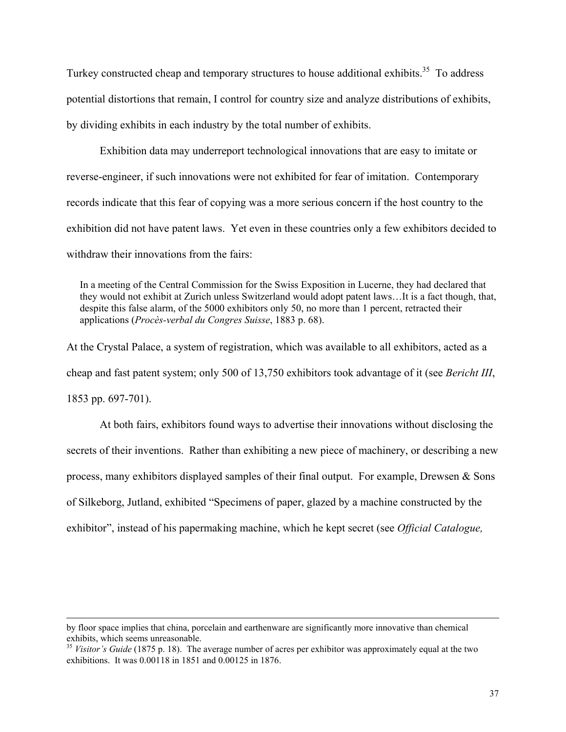Turkey constructed cheap and temporary structures to house additional exhibits.[35] To address potential distortions that remain, I control for country size and analyze distributions of exhibits, by dividing exhibits in each industry by the total number of exhibits.

Exhibition data may underreport technological innovations that are easy to imitate or reverse-engineer, if such innovations were not exhibited for fear of imitation. Contemporary records indicate that this fear of copying was a more serious concern if the host country to the exhibition did not have patent laws. Yet even in these countries only a few exhibitors decided to withdraw their innovations from the fairs:

> In a meeting of the Central Commission for the Swiss Exposition in Lucerne, they had declared that they would not exhibit at Zurich unless Switzerland would adopt patent laws…It is a fact though, that, despite this false alarm, of the 5000 exhibitors only 50, no more than 1 percent, retracted their applications (*Procès-verbal du Congres Suisse*, 1883 p. 68).

At the Crystal Palace, a system of registration, which was available to all exhibitors, acted as a cheap and fast patent system; only 500 of 13,750 exhibitors took advantage of it (see *Bericht III*, 1853 pp. 697-701).

At both fairs, exhibitors found ways to advertise their innovations without disclosing the secrets of their inventions. Rather than exhibiting a new piece of machinery, or describing a new process, many exhibitors displayed samples of their final output. For example, Drewsen & Sons of Silkeborg, Jutland, exhibited "Specimens of paper, glazed by a machine constructed by the exhibitor", instead of his papermaking machine, which he kept secret (see *Official Catalogue,*

---

by floor space implies that china, porcelain and earthenware are significantly more innovative than chemical exhibits, which seems unreasonable.

[35] *Visitor's Guide* (1875 p. 18). The average number of acres per exhibitor was approximately equal at the two exhibitions. It was 0.00118 in 1851 and 0.00125 in 1876.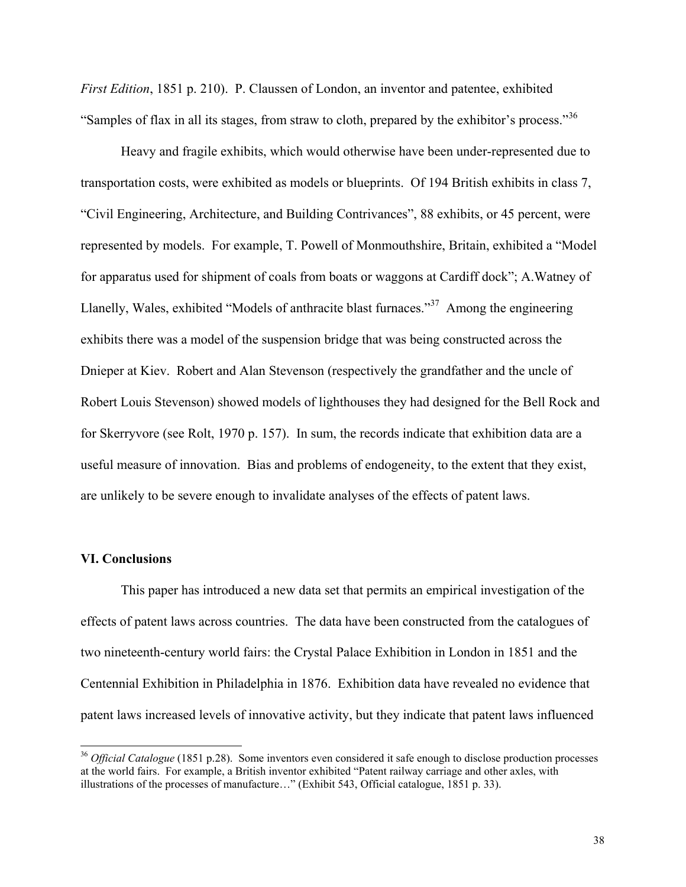*First Edition*, 1851 p. 210). P. Claussen of London, an inventor and patentee, exhibited "Samples of flax in all its stages, from straw to cloth, prepared by the exhibitor's process."[36]

Heavy and fragile exhibits, which would otherwise have been under-represented due to transportation costs, were exhibited as models or blueprints. Of 194 British exhibits in class 7, "Civil Engineering, Architecture, and Building Contrivances", 88 exhibits, or 45 percent, were represented by models. For example, T. Powell of Monmouthshire, Britain, exhibited a "Model for apparatus used for shipment of coals from boats or waggons at Cardiff dock"; A.Watney of Llanelly, Wales, exhibited "Models of anthracite blast furnaces."[37] Among the engineering exhibits there was a model of the suspension bridge that was being constructed across the Dnieper at Kiev. Robert and Alan Stevenson (respectively the grandfather and the uncle of Robert Louis Stevenson) showed models of lighthouses they had designed for the Bell Rock and for Skerryvore (see Rolt, 1970 p. 157). In sum, the records indicate that exhibition data are a useful measure of innovation. Bias and problems of endogeneity, to the extent that they exist, are unlikely to be severe enough to invalidate analyses of the effects of patent laws.

## VI. Conclusions

This paper has introduced a new data set that permits an empirical investigation of the effects of patent laws across countries. The data have been constructed from the catalogues of two nineteenth-century world fairs: the Crystal Palace Exhibition in London in 1851 and the Centennial Exhibition in Philadelphia in 1876. Exhibition data have revealed no evidence that patent laws increased levels of innovative activity, but they indicate that patent laws influenced

---

[36] *Official Catalogue* (1851 p.28). Some inventors even considered it safe enough to disclose production processes at the world fairs. For example, a British inventor exhibited "Patent railway carriage and other axles, with illustrations of the processes of manufacture…" (Exhibit 543, Official catalogue, 1851 p. 33).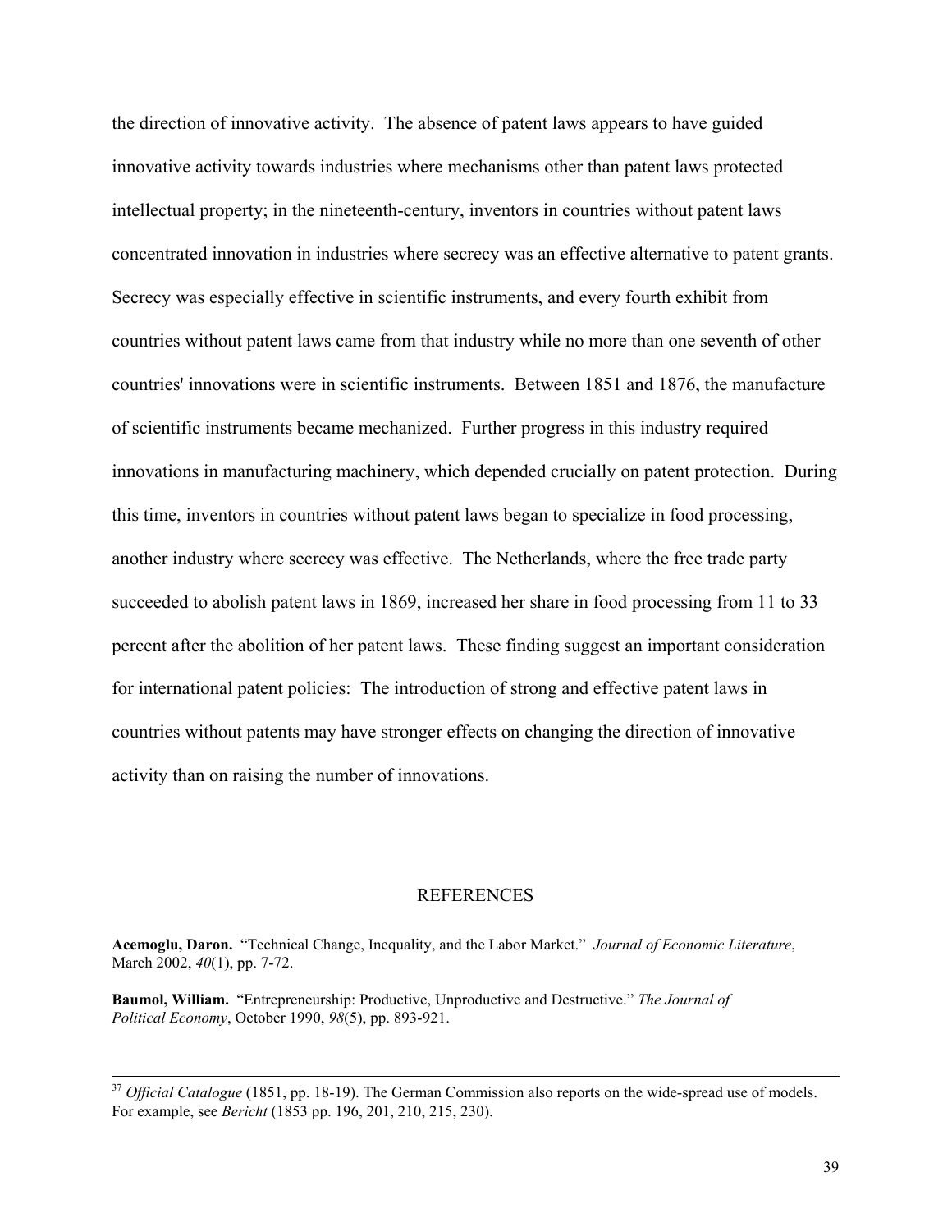the direction of innovative activity. The absence of patent laws appears to have guided innovative activity towards industries where mechanisms other than patent laws protected intellectual property; in the nineteenth-century, inventors in countries without patent laws concentrated innovation in industries where secrecy was an effective alternative to patent grants. Secrecy was especially effective in scientific instruments, and every fourth exhibit from countries without patent laws came from that industry while no more than one seventh of other countries' innovations were in scientific instruments. Between 1851 and 1876, the manufacture of scientific instruments became mechanized. Further progress in this industry required innovations in manufacturing machinery, which depended crucially on patent protection. During this time, inventors in countries without patent laws began to specialize in food processing, another industry where secrecy was effective. The Netherlands, where the free trade party succeeded to abolish patent laws in 1869, increased her share in food processing from 11 to 33 percent after the abolition of her patent laws. These finding suggest an important consideration for international patent policies: The introduction of strong and effective patent laws in countries without patents may have stronger effects on changing the direction of innovative activity than on raising the number of innovations.

## REFERENCES

**Acemoglu, Daron.** "Technical Change, Inequality, and the Labor Market." *Journal of Economic Literature*, March 2002, *40*(1), pp. 7-72.

**Baumol, William.** "Entrepreneurship: Productive, Unproductive and Destructive." *The Journal of Political Economy*, October 1990, *98*(5), pp. 893-921.

---

[37] *Official Catalogue* (1851, pp. 18-19). The German Commission also reports on the wide-spread use of models. For example, see *Bericht* (1853 pp. 196, 201, 210, 215, 230).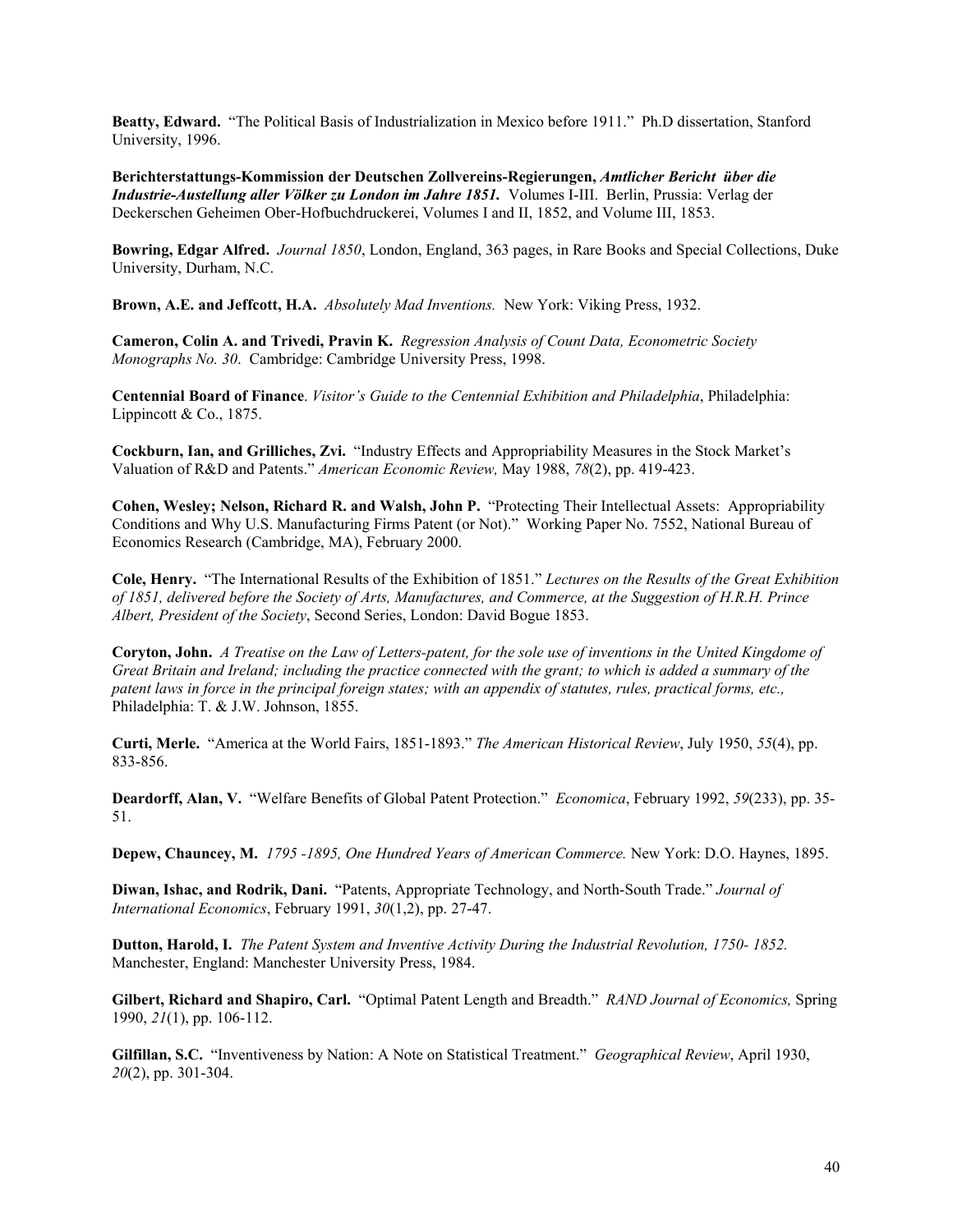**Beatty, Edward.** "The Political Basis of Industrialization in Mexico before 1911." Ph.D dissertation, Stanford University, 1996.

**Berichterstattungs-Kommission der Deutschen Zollvereins-Regierungen,** ***Amtlicher Bericht über die Industrie-Austellung aller Völker zu London im Jahre 1851.*** Volumes I-III. Berlin, Prussia: Verlag der Deckerschen Geheimen Ober-Hofbuchdruckerei, Volumes I and II, 1852, and Volume III, 1853.

**Bowring, Edgar Alfred.** *Journal 1850*, London, England, 363 pages, in Rare Books and Special Collections, Duke University, Durham, N.C.

**Brown, A.E. and Jeffcott, H.A.** *Absolutely Mad Inventions.* New York: Viking Press, 1932.

**Cameron, Colin A. and Trivedi, Pravin K.** *Regression Analysis of Count Data, Econometric Society Monographs No. 30*. Cambridge: Cambridge University Press, 1998.

**Centennial Board of Finance**. *Visitor's Guide to the Centennial Exhibition and Philadelphia*, Philadelphia: Lippincott & Co., 1875.

**Cockburn, Ian, and Grilliches, Zvi.** "Industry Effects and Appropriability Measures in the Stock Market's Valuation of R&D and Patents." *American Economic Review,* May 1988, *78*(2), pp. 419-423.

**Cohen, Wesley; Nelson, Richard R. and Walsh, John P.** "Protecting Their Intellectual Assets: Appropriability Conditions and Why U.S. Manufacturing Firms Patent (or Not)." Working Paper No. 7552, National Bureau of Economics Research (Cambridge, MA), February 2000.

**Cole, Henry.** "The International Results of the Exhibition of 1851." *Lectures on the Results of the Great Exhibition of 1851, delivered before the Society of Arts, Manufactures, and Commerce, at the Suggestion of H.R.H. Prince Albert, President of the Society*, Second Series, London: David Bogue 1853.

**Coryton, John.** *A Treatise on the Law of Letters-patent, for the sole use of inventions in the United Kingdome of Great Britain and Ireland; including the practice connected with the grant; to which is added a summary of the patent laws in force in the principal foreign states; with an appendix of statutes, rules, practical forms, etc.,* Philadelphia: T. & J.W. Johnson, 1855.

**Curti, Merle.** "America at the World Fairs, 1851-1893." *The American Historical Review*, July 1950, *55*(4), pp. 833-856.

**Deardorff, Alan, V.** "Welfare Benefits of Global Patent Protection." *Economica*, February 1992, *59*(233), pp. 35-51.

**Depew, Chauncey, M.** *1795 -1895, One Hundred Years of American Commerce.* New York: D.O. Haynes, 1895.

**Diwan, Ishac, and Rodrik, Dani.** "Patents, Appropriate Technology, and North-South Trade." *Journal of International Economics*, February 1991, *30*(1,2), pp. 27-47.

**Dutton, Harold, I.** *The Patent System and Inventive Activity During the Industrial Revolution, 1750- 1852.* Manchester, England: Manchester University Press, 1984.

**Gilbert, Richard and Shapiro, Carl.** "Optimal Patent Length and Breadth." *RAND Journal of Economics,* Spring 1990, *21*(1), pp. 106-112.

**Gilfillan, S.C.** "Inventiveness by Nation: A Note on Statistical Treatment." *Geographical Review*, April 1930, *20*(2), pp. 301-304.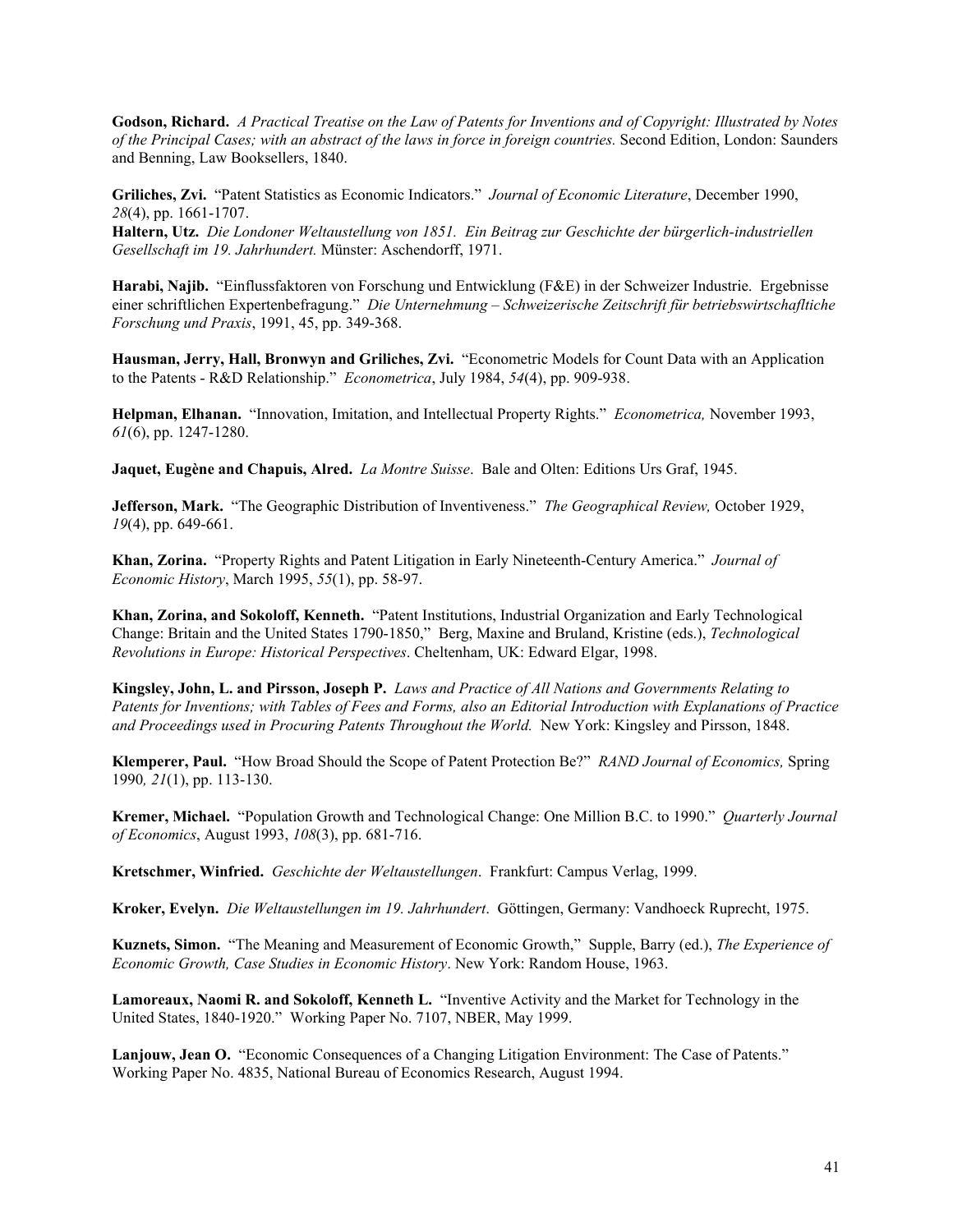**Godson, Richard.** *A Practical Treatise on the Law of Patents for Inventions and of Copyright: Illustrated by Notes of the Principal Cases; with an abstract of the laws in force in foreign countries.* Second Edition, London: Saunders and Benning, Law Booksellers, 1840.

**Griliches, Zvi.** "Patent Statistics as Economic Indicators." *Journal of Economic Literature*, December 1990, *28*(4), pp. 1661-1707.

**Haltern, Utz.** *Die Londoner Weltaustellung von 1851. Ein Beitrag zur Geschichte der bürgerlich-industriellen Gesellschaft im 19. Jahrhundert.* Münster: Aschendorff, 1971.

**Harabi, Najib.** "Einflussfaktoren von Forschung und Entwicklung (F&E) in der Schweizer Industrie. Ergebnisse einer schriftlichen Expertenbefragung." *Die Unternehmung – Schweizerische Zeitschrift für betriebswirtschafltiche Forschung und Praxis*, 1991, 45, pp. 349-368.

**Hausman, Jerry, Hall, Bronwyn and Griliches, Zvi.** "Econometric Models for Count Data with an Application to the Patents - R&D Relationship." *Econometrica*, July 1984, *54*(4), pp. 909-938.

**Helpman, Elhanan.** "Innovation, Imitation, and Intellectual Property Rights." *Econometrica,* November 1993, *61*(6), pp. 1247-1280.

**Jaquet, Eugène and Chapuis, Alred.** *La Montre Suisse*. Bale and Olten: Editions Urs Graf, 1945.

**Jefferson, Mark.** "The Geographic Distribution of Inventiveness." *The Geographical Review,* October 1929, *19*(4), pp. 649-661.

**Khan, Zorina.** "Property Rights and Patent Litigation in Early Nineteenth-Century America." *Journal of Economic History*, March 1995, *55*(1), pp. 58-97.

**Khan, Zorina, and Sokoloff, Kenneth.** "Patent Institutions, Industrial Organization and Early Technological Change: Britain and the United States 1790-1850," Berg, Maxine and Bruland, Kristine (eds.), *Technological Revolutions in Europe: Historical Perspectives*. Cheltenham, UK: Edward Elgar, 1998.

**Kingsley, John, L. and Pirsson, Joseph P.** *Laws and Practice of All Nations and Governments Relating to Patents for Inventions; with Tables of Fees and Forms, also an Editorial Introduction with Explanations of Practice and Proceedings used in Procuring Patents Throughout the World.* New York: Kingsley and Pirsson, 1848.

**Klemperer, Paul.** "How Broad Should the Scope of Patent Protection Be?" *RAND Journal of Economics,* Spring 1990*, 21*(1), pp. 113-130.

**Kremer, Michael.** "Population Growth and Technological Change: One Million B.C. to 1990." *Quarterly Journal of Economics*, August 1993, *108*(3), pp. 681-716.

**Kretschmer, Winfried.** *Geschichte der Weltaustellungen*. Frankfurt: Campus Verlag, 1999.

**Kroker, Evelyn.** *Die Weltaustellungen im 19. Jahrhundert*. Göttingen, Germany: Vandhoeck Ruprecht, 1975.

**Kuznets, Simon.** "The Meaning and Measurement of Economic Growth," Supple, Barry (ed.), *The Experience of Economic Growth, Case Studies in Economic History*. New York: Random House, 1963.

**Lamoreaux, Naomi R. and Sokoloff, Kenneth L.** "Inventive Activity and the Market for Technology in the United States, 1840-1920." Working Paper No. 7107, NBER, May 1999.

**Lanjouw, Jean O.** "Economic Consequences of a Changing Litigation Environment: The Case of Patents." Working Paper No. 4835, National Bureau of Economics Research, August 1994.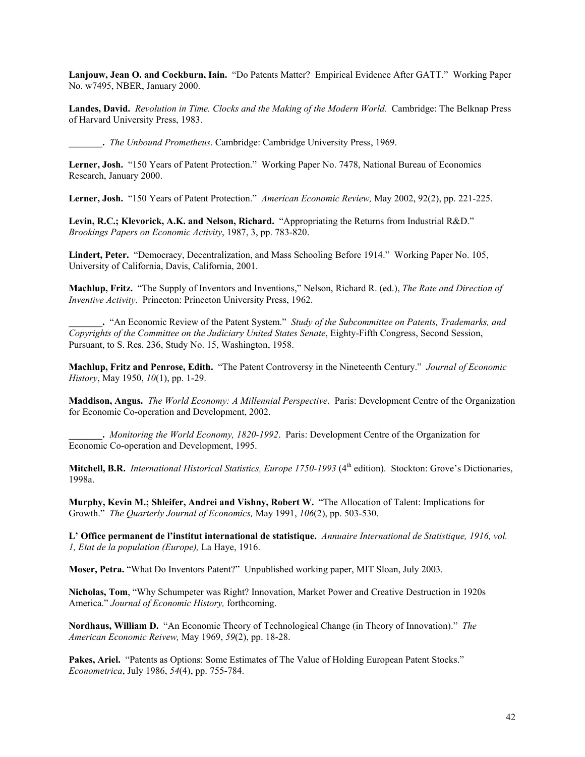**Lanjouw, Jean O. and Cockburn, Iain.** "Do Patents Matter? Empirical Evidence After GATT." Working Paper No. w7495, NBER, January 2000.

**Landes, David.** *Revolution in Time. Clocks and the Making of the Modern World.* Cambridge: The Belknap Press of Harvard University Press, 1983.

**\_\_\_\_\_\_\_.** *The Unbound Prometheus*. Cambridge: Cambridge University Press, 1969.

**Lerner, Josh.** "150 Years of Patent Protection." Working Paper No. 7478, National Bureau of Economics Research, January 2000.

**Lerner, Josh.** "150 Years of Patent Protection." *American Economic Review,* May 2002, 92(2), pp. 221-225.

**Levin, R.C.; Klevorick, A.K. and Nelson, Richard.** "Appropriating the Returns from Industrial R&D." *Brookings Papers on Economic Activity*, 1987, 3, pp. 783-820.

**Lindert, Peter.** "Democracy, Decentralization, and Mass Schooling Before 1914." Working Paper No. 105, University of California, Davis, California, 2001.

**Machlup, Fritz.** "The Supply of Inventors and Inventions," Nelson, Richard R. (ed.), *The Rate and Direction of Inventive Activity*. Princeton: Princeton University Press, 1962.

**\_\_\_\_\_\_\_.** "An Economic Review of the Patent System." *Study of the Subcommittee on Patents, Trademarks, and Copyrights of the Committee on the Judiciary United States Senate*, Eighty-Fifth Congress, Second Session, Pursuant, to S. Res. 236, Study No. 15, Washington, 1958.

**Machlup, Fritz and Penrose, Edith.** "The Patent Controversy in the Nineteenth Century." *Journal of Economic History*, May 1950, *10*(1), pp. 1-29.

**Maddison, Angus.** *The World Economy: A Millennial Perspective*. Paris: Development Centre of the Organization for Economic Co-operation and Development, 2002.

**\_\_\_\_\_\_\_.** *Monitoring the World Economy, 1820-1992*. Paris: Development Centre of the Organization for Economic Co-operation and Development, 1995.

**Mitchell, B.R.** *International Historical Statistics, Europe 1750-1993* (4th edition). Stockton: Grove's Dictionaries, 1998a.

**Murphy, Kevin M.; Shleifer, Andrei and Vishny, Robert W.** "The Allocation of Talent: Implications for Growth." *The Quarterly Journal of Economics,* May 1991, *106*(2), pp. 503-530.

**L' Office permanent de l'institut international de statistique.** *Annuaire International de Statistique, 1916, vol. 1, Etat de la population (Europe),* La Haye, 1916.

**Moser, Petra.** "What Do Inventors Patent?" Unpublished working paper, MIT Sloan, July 2003.

**Nicholas, Tom**, "Why Schumpeter was Right? Innovation, Market Power and Creative Destruction in 1920s America." *Journal of Economic History,* forthcoming.

**Nordhaus, William D.** "An Economic Theory of Technological Change (in Theory of Innovation)." *The American Economic Reivew,* May 1969, *59*(2), pp. 18-28.

**Pakes, Ariel.** "Patents as Options: Some Estimates of The Value of Holding European Patent Stocks." *Econometrica*, July 1986, *54*(4), pp. 755-784.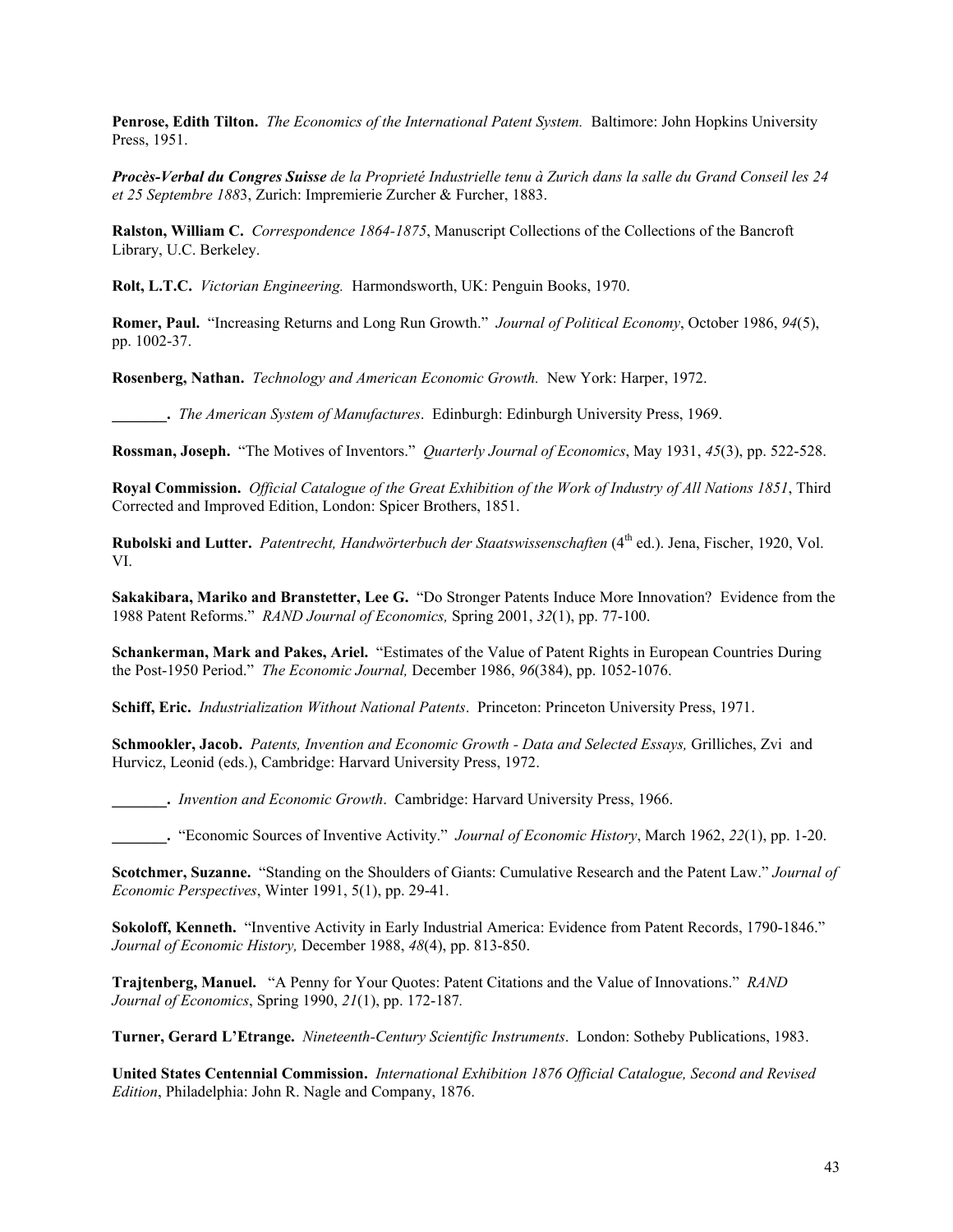**Penrose, Edith Tilton.** *The Economics of the International Patent System.* Baltimore: John Hopkins University Press, 1951.

***Procès-Verbal du Congres Suisse** de la Proprieté Industrielle tenu à Zurich dans la salle du Grand Conseil les 24 et 25 Septembre 188*3, Zurich: Impremierie Zurcher & Furcher, 1883.

**Ralston, William C.** *Correspondence 1864-1875*, Manuscript Collections of the Collections of the Bancroft Library, U.C. Berkeley.

**Rolt, L.T.C.** *Victorian Engineering.* Harmondsworth, UK: Penguin Books, 1970.

**Romer, Paul.** "Increasing Returns and Long Run Growth." *Journal of Political Economy*, October 1986, *94*(5), pp. 1002-37.

**Rosenberg, Nathan.** *Technology and American Economic Growth.* New York: Harper, 1972.

**_______.** *The American System of Manufactures*. Edinburgh: Edinburgh University Press, 1969.

**Rossman, Joseph.** "The Motives of Inventors." *Quarterly Journal of Economics*, May 1931, *45*(3), pp. 522-528.

**Royal Commission.** *Official Catalogue of the Great Exhibition of the Work of Industry of All Nations 1851*, Third Corrected and Improved Edition, London: Spicer Brothers, 1851.

**Rubolski and Lutter.** *Patentrecht, Handwörterbuch der Staatswissenschaften* (4th ed.). Jena, Fischer, 1920, Vol. VI.

**Sakakibara, Mariko and Branstetter, Lee G.** "Do Stronger Patents Induce More Innovation? Evidence from the 1988 Patent Reforms." *RAND Journal of Economics,* Spring 2001, *32*(1), pp. 77-100.

**Schankerman, Mark and Pakes, Ariel.** "Estimates of the Value of Patent Rights in European Countries During the Post-1950 Period." *The Economic Journal,* December 1986, *96*(384), pp. 1052-1076.

**Schiff, Eric.** *Industrialization Without National Patents*. Princeton: Princeton University Press, 1971.

**Schmookler, Jacob.** *Patents, Invention and Economic Growth - Data and Selected Essays,* Grilliches, Zvi and Hurvicz, Leonid (eds.), Cambridge: Harvard University Press, 1972.

**_______.** *Invention and Economic Growth*. Cambridge: Harvard University Press, 1966.

**_______.** "Economic Sources of Inventive Activity." *Journal of Economic History*, March 1962, *22*(1), pp. 1-20.

**Scotchmer, Suzanne.** "Standing on the Shoulders of Giants: Cumulative Research and the Patent Law." *Journal of Economic Perspectives*, Winter 1991, 5(1), pp. 29-41.

**Sokoloff, Kenneth.** "Inventive Activity in Early Industrial America: Evidence from Patent Records, 1790-1846." *Journal of Economic History,* December 1988, *48*(4), pp. 813-850.

**Trajtenberg, Manuel.** "A Penny for Your Quotes: Patent Citations and the Value of Innovations." *RAND Journal of Economics*, Spring 1990, *21*(1), pp. 172-187.

**Turner, Gerard L'Etrange.** *Nineteenth-Century Scientific Instruments*. London: Sotheby Publications, 1983.

**United States Centennial Commission.** *International Exhibition 1876 Official Catalogue, Second and Revised Edition*, Philadelphia: John R. Nagle and Company, 1876.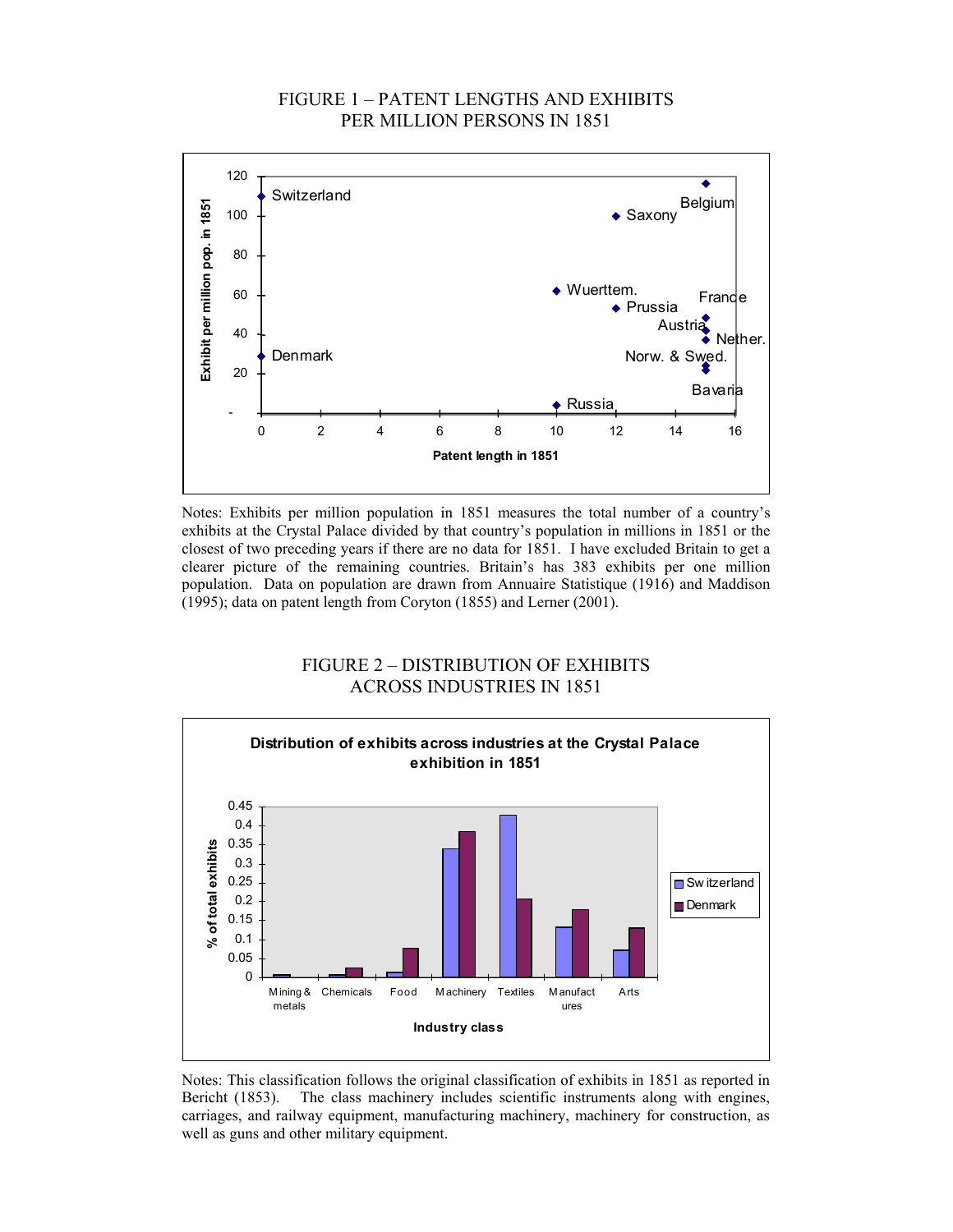FIGURE 1 – PATENT LENGTHS AND EXHIBITS PER MILLION PERSONS IN 1851

Notes: Exhibits per million population in 1851 measures the total number of a country's exhibits at the Crystal Palace divided by that country's population in millions in 1851 or the closest of two preceding years if there are no data for 1851. I have excluded Britain to get a clearer picture of the remaining countries. Britain's has 383 exhibits per one million population. Data on population are drawn from Annuaire Statistique (1916) and Maddison (1995); data on patent length from Coryton (1855) and Lerner (2001).

FIGURE 2 – DISTRIBUTION OF EXHIBITS ACROSS INDUSTRIES IN 1851

Notes: This classification follows the original classification of exhibits in 1851 as reported in Bericht (1853). The class machinery includes scientific instruments along with engines, carriages, and railway equipment, manufacturing machinery, machinery for construction, as well as guns and other military equipment.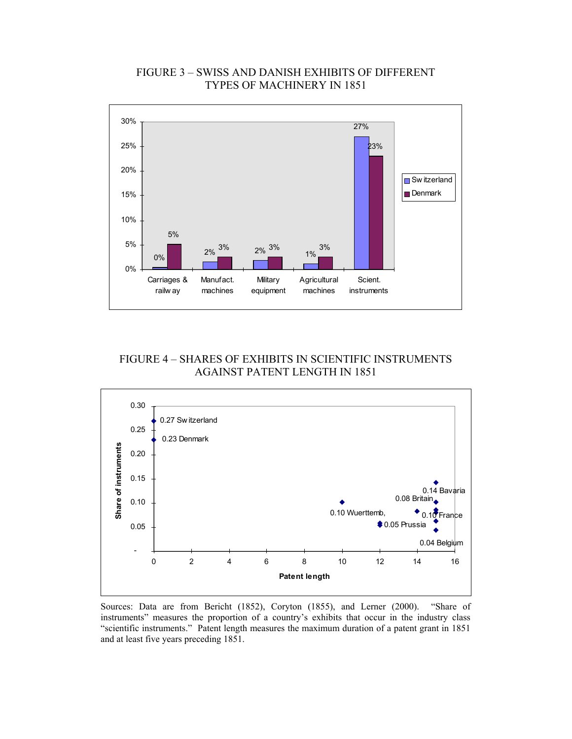FIGURE 3 – SWISS AND DANISH EXHIBITS OF DIFFERENT TYPES OF MACHINERY IN 1851

| | Switzerland | Denmark |
|---|---|---|
| Carriages & railway | 0% | 5% |
| Manufact. machines | 2% | 3% |
| Military equipment | 2% | 3% |
| Agricultural machines | 1% | 3% |
| Scient. instruments | 27% | 23% |

FIGURE 4 – SHARES OF EXHIBITS IN SCIENTIFIC INSTRUMENTS AGAINST PATENT LENGTH IN 1851

| Country | Patent length | Share of instruments |
|---|---|---|
| Switzerland | 0 | 0.27 |
| Denmark | 0 | 0.23 |
| Wuerttemb. | 10 | 0.10 |
| Prussia | 12 | 0.05 |
| Britain | 14 | 0.08 |
| Bavaria | 15 | 0.14 |
| France | 15 | 0.10 |
| Belgium | 15 | 0.04 |

Sources: Data are from Bericht (1852), Coryton (1855), and Lerner (2000). "Share of instruments" measures the proportion of a country's exhibits that occur in the industry class "scientific instruments." Patent length measures the maximum duration of a patent grant in 1851 and at least five years preceding 1851.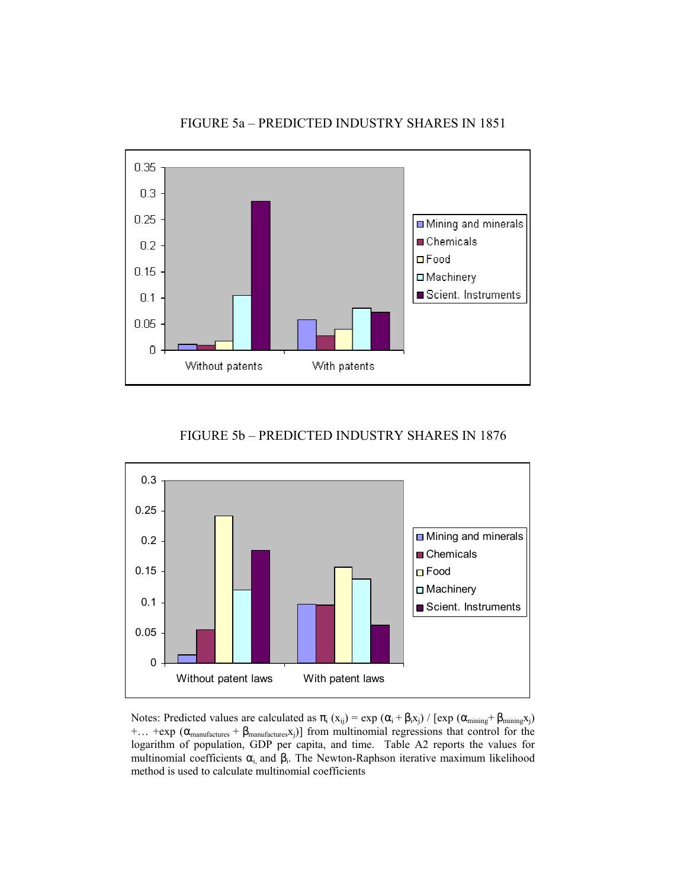FIGURE 5a – PREDICTED INDUSTRY SHARES IN 1851

FIGURE 5b – PREDICTED INDUSTRY SHARES IN 1876

Notes: Predicted values are calculated as $\pi_i(x_{ij}) = \exp(\alpha_i + \beta_i x_j) / [\exp(\alpha_{mining} + \beta_{mining} x_j) + \ldots + \exp(\alpha_{manufactures} + \beta_{manufactures} x_j)]$ from multinomial regressions that control for the logarithm of population, GDP per capita, and time. Table A2 reports the values for multinomial coefficients $\alpha_i$ and $\beta_i$. The Newton-Raphson iterative maximum likelihood method is used to calculate multinomial coefficients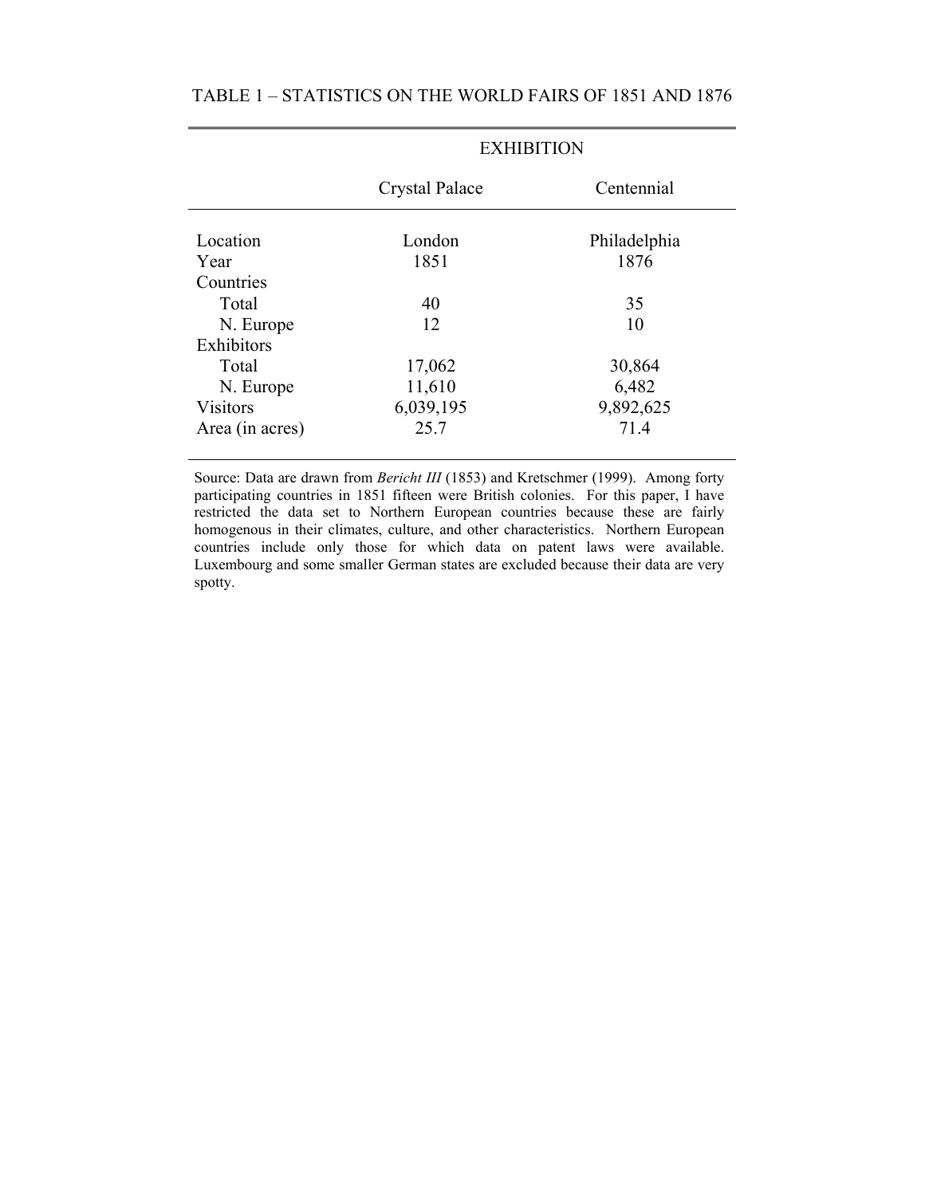TABLE 1 – STATISTICS ON THE WORLD FAIRS OF 1851 AND 1876

| | EXHIBITION | |
|---|---|---|
| | Crystal Palace | Centennial |
| Location | London | Philadelphia |
| Year | 1851 | 1876 |
| Countries | | |
| Total | 40 | 35 |
| N. Europe | 12 | 10 |
| Exhibitors | | |
| Total | 17,062 | 30,864 |
| N. Europe | 11,610 | 6,482 |
| Visitors | 6,039,195 | 9,892,625 |
| Area (in acres) | 25.7 | 71.4 |

Source: Data are drawn from *Bericht III* (1853) and Kretschmer (1999). Among forty participating countries in 1851 fifteen were British colonies. For this paper, I have restricted the data set to Northern European countries because these are fairly homogenous in their climates, culture, and other characteristics. Northern European countries include only those for which data on patent laws were available. Luxembourg and some smaller German states are excluded because their data are very spotty.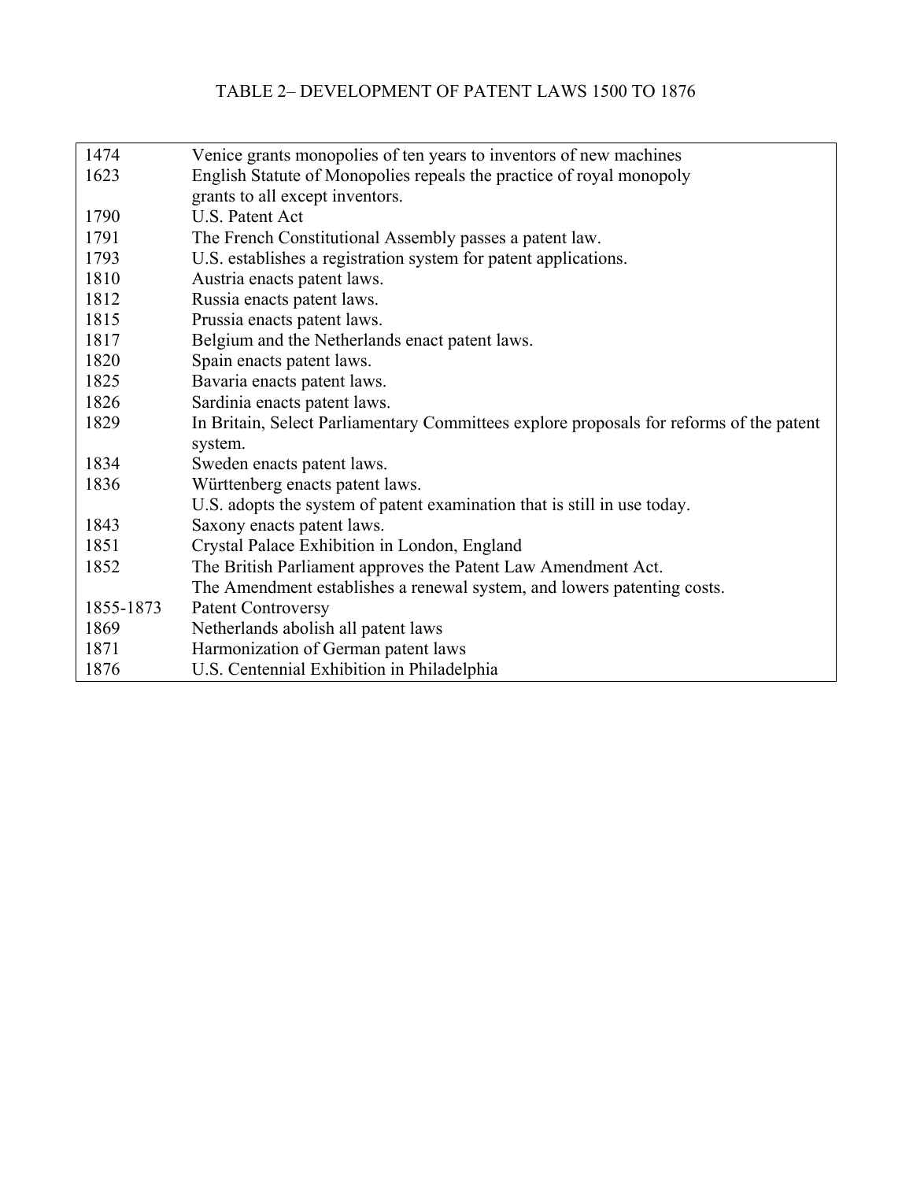TABLE 2– DEVELOPMENT OF PATENT LAWS 1500 TO 1876

| | |
|---|---|
| 1474 | Venice grants monopolies of ten years to inventors of new machines |
| 1623 | English Statute of Monopolies repeals the practice of royal monopoly grants to all except inventors. |
| 1790 | U.S. Patent Act |
| 1791 | The French Constitutional Assembly passes a patent law. |
| 1793 | U.S. establishes a registration system for patent applications. |
| 1810 | Austria enacts patent laws. |
| 1812 | Russia enacts patent laws. |
| 1815 | Prussia enacts patent laws. |
| 1817 | Belgium and the Netherlands enact patent laws. |
| 1820 | Spain enacts patent laws. |
| 1825 | Bavaria enacts patent laws. |
| 1826 | Sardinia enacts patent laws. |
| 1829 | In Britain, Select Parliamentary Committees explore proposals for reforms of the patent system. |
| 1834 | Sweden enacts patent laws. |
| 1836 | Württenberg enacts patent laws. |
| | U.S. adopts the system of patent examination that is still in use today. |
| 1843 | Saxony enacts patent laws. |
| 1851 | Crystal Palace Exhibition in London, England |
| 1852 | The British Parliament approves the Patent Law Amendment Act. |
| | The Amendment establishes a renewal system, and lowers patenting costs. |
| 1855-1873 | Patent Controversy |
| 1869 | Netherlands abolish all patent laws |
| 1871 | Harmonization of German patent laws |
| 1876 | U.S. Centennial Exhibition in Philadelphia |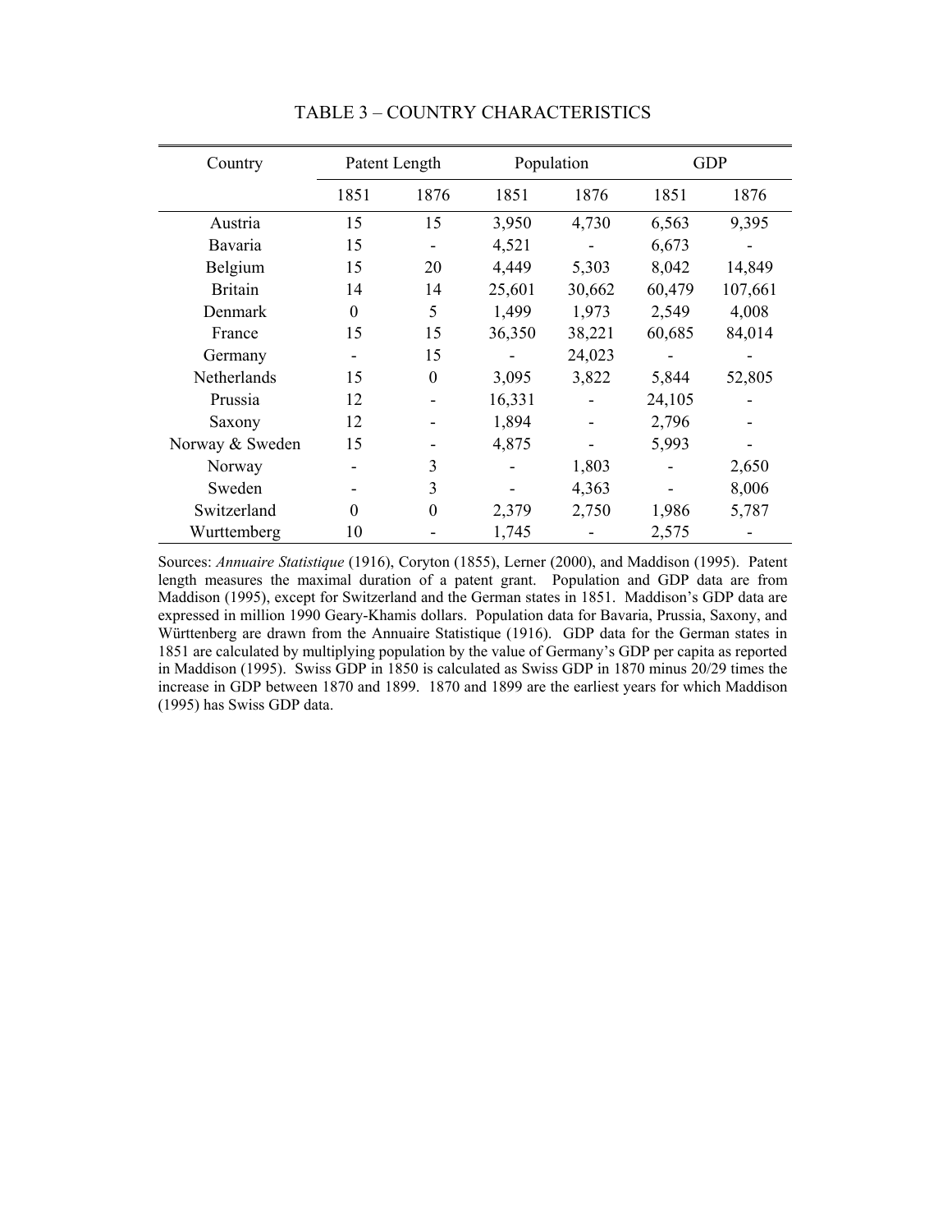## TABLE 3 – COUNTRY CHARACTERISTICS

| Country | Patent Length | | Population | | GDP | |
|---|---|---|---|---|---|---|
| | 1851 | 1876 | 1851 | 1876 | 1851 | 1876 |
| Austria | 15 | 15 | 3,950 | 4,730 | 6,563 | 9,395 |
| Bavaria | 15 | - | 4,521 | - | 6,673 | - |
| Belgium | 15 | 20 | 4,449 | 5,303 | 8,042 | 14,849 |
| Britain | 14 | 14 | 25,601 | 30,662 | 60,479 | 107,661 |
| Denmark | 0 | 5 | 1,499 | 1,973 | 2,549 | 4,008 |
| France | 15 | 15 | 36,350 | 38,221 | 60,685 | 84,014 |
| Germany | - | 15 | - | 24,023 | - | - |
| Netherlands | 15 | 0 | 3,095 | 3,822 | 5,844 | 52,805 |
| Prussia | 12 | - | 16,331 | - | 24,105 | - |
| Saxony | 12 | - | 1,894 | - | 2,796 | - |
| Norway & Sweden | 15 | - | 4,875 | - | 5,993 | - |
| Norway | - | 3 | - | 1,803 | - | 2,650 |
| Sweden | - | 3 | - | 4,363 | - | 8,006 |
| Switzerland | 0 | 0 | 2,379 | 2,750 | 1,986 | 5,787 |
| Wurttemberg | 10 | - | 1,745 | - | 2,575 | - |

Sources: *Annuaire Statistique* (1916), Coryton (1855), Lerner (2000), and Maddison (1995). Patent length measures the maximal duration of a patent grant. Population and GDP data are from Maddison (1995), except for Switzerland and the German states in 1851. Maddison's GDP data are expressed in million 1990 Geary-Khamis dollars. Population data for Bavaria, Prussia, Saxony, and Württenberg are drawn from the Annuaire Statistique (1916). GDP data for the German states in 1851 are calculated by multiplying population by the value of Germany's GDP per capita as reported in Maddison (1995). Swiss GDP in 1850 is calculated as Swiss GDP in 1870 minus 20/29 times the increase in GDP between 1870 and 1899. 1870 and 1899 are the earliest years for which Maddison (1995) has Swiss GDP data.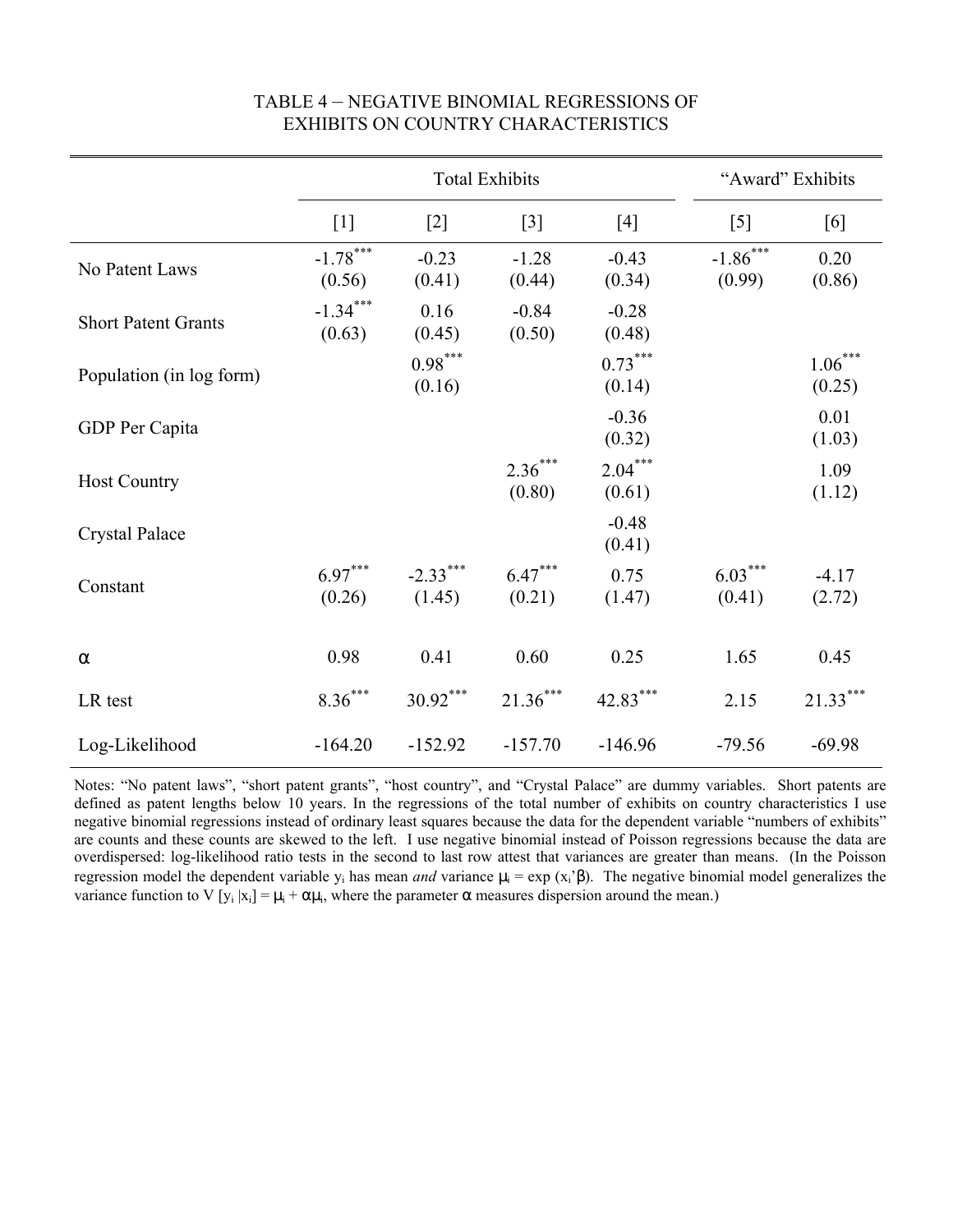# TABLE 4 – NEGATIVE BINOMIAL REGRESSIONS OF EXHIBITS ON COUNTRY CHARACTERISTICS

| | Total Exhibits | | | | "Award" Exhibits | |
|---|---|---|---|---|---|---|
| | [1] | [2] | [3] | [4] | [5] | [6] |
| No Patent Laws | -1.78*** (0.56) | -0.23 (0.41) | -1.28 (0.44) | -0.43 (0.34) | -1.86*** (0.99) | 0.20 (0.86) |
| Short Patent Grants | -1.34*** (0.63) | 0.16 (0.45) | -0.84 (0.50) | -0.28 (0.48) | | |
| Population (in log form) | | 0.98*** (0.16) | | 0.73*** (0.14) | | 1.06*** (0.25) |
| GDP Per Capita | | | | -0.36 (0.32) | | 0.01 (1.03) |
| Host Country | | | 2.36*** (0.80) | 2.04*** (0.61) | | 1.09 (1.12) |
| Crystal Palace | | | | -0.48 (0.41) | | |
| Constant | 6.97*** (0.26) | -2.33*** (1.45) | 6.47*** (0.21) | 0.75 (1.47) | 6.03*** (0.41) | -4.17 (2.72) |
| $\alpha$ | 0.98 | 0.41 | 0.60 | 0.25 | 1.65 | 0.45 |
| LR test | 8.36*** | 30.92*** | 21.36*** | 42.83*** | 2.15 | 21.33*** |
| Log-Likelihood | -164.20 | -152.92 | -157.70 | -146.96 | -79.56 | -69.98 |

Notes: "No patent laws", "short patent grants", "host country", and "Crystal Palace" are dummy variables. Short patents are defined as patent lengths below 10 years. In the regressions of the total number of exhibits on country characteristics I use negative binomial regressions instead of ordinary least squares because the data for the dependent variable "numbers of exhibits" are counts and these counts are skewed to the left. I use negative binomial instead of Poisson regressions because the data are overdispersed: log-likelihood ratio tests in the second to last row attest that variances are greater than means. (In the Poisson regression model the dependent variable $y_i$ has mean *and* variance $\mu_i = \exp(x_i'\beta)$. The negative binomial model generalizes the variance function to $V[y_i|x_i] = \mu_i + \alpha\mu_i$, where the parameter $\alpha$ measures dispersion around the mean.)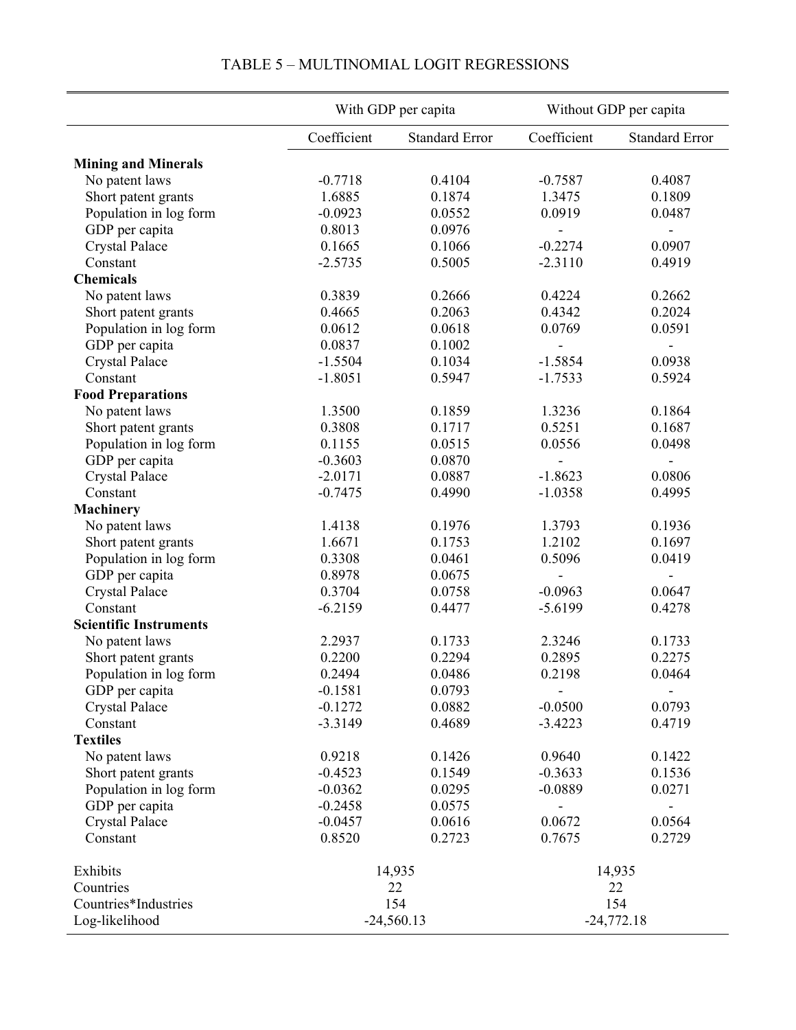# TABLE 5 – MULTINOMIAL LOGIT REGRESSIONS

| | With GDP per capita | | Without GDP per capita | |
|---|---|---|---|---|
| | Coefficient | Standard Error | Coefficient | Standard Error |
| **Mining and Minerals** | | | | |
| No patent laws | -0.7718 | 0.4104 | -0.7587 | 0.4087 |
| Short patent grants | 1.6885 | 0.1874 | 1.3475 | 0.1809 |
| Population in log form | -0.0923 | 0.0552 | 0.0919 | 0.0487 |
| GDP per capita | 0.8013 | 0.0976 | - | - |
| Crystal Palace | 0.1665 | 0.1066 | -0.2274 | 0.0907 |
| Constant | -2.5735 | 0.5005 | -2.3110 | 0.4919 |
| **Chemicals** | | | | |
| No patent laws | 0.3839 | 0.2666 | 0.4224 | 0.2662 |
| Short patent grants | 0.4665 | 0.2063 | 0.4342 | 0.2024 |
| Population in log form | 0.0612 | 0.0618 | 0.0769 | 0.0591 |
| GDP per capita | 0.0837 | 0.1002 | - | - |
| Crystal Palace | -1.5504 | 0.1034 | -1.5854 | 0.0938 |
| Constant | -1.8051 | 0.5947 | -1.7533 | 0.5924 |
| **Food Preparations** | | | | |
| No patent laws | 1.3500 | 0.1859 | 1.3236 | 0.1864 |
| Short patent grants | 0.3808 | 0.1717 | 0.5251 | 0.1687 |
| Population in log form | 0.1155 | 0.0515 | 0.0556 | 0.0498 |
| GDP per capita | -0.3603 | 0.0870 | - | - |
| Crystal Palace | -2.0171 | 0.0887 | -1.8623 | 0.0806 |
| Constant | -0.7475 | 0.4990 | -1.0358 | 0.4995 |
| **Machinery** | | | | |
| No patent laws | 1.4138 | 0.1976 | 1.3793 | 0.1936 |
| Short patent grants | 1.6671 | 0.1753 | 1.2102 | 0.1697 |
| Population in log form | 0.3308 | 0.0461 | 0.5096 | 0.0419 |
| GDP per capita | 0.8978 | 0.0675 | - | - |
| Crystal Palace | 0.3704 | 0.0758 | -0.0963 | 0.0647 |
| Constant | -6.2159 | 0.4477 | -5.6199 | 0.4278 |
| **Scientific Instruments** | | | | |
| No patent laws | 2.2937 | 0.1733 | 2.3246 | 0.1733 |
| Short patent grants | 0.2200 | 0.2294 | 0.2895 | 0.2275 |
| Population in log form | 0.2494 | 0.0486 | 0.2198 | 0.0464 |
| GDP per capita | -0.1581 | 0.0793 | - | - |
| Crystal Palace | -0.1272 | 0.0882 | -0.0500 | 0.0793 |
| Constant | -3.3149 | 0.4689 | -3.4223 | 0.4719 |
| **Textiles** | | | | |
| No patent laws | 0.9218 | 0.1426 | 0.9640 | 0.1422 |
| Short patent grants | -0.4523 | 0.1549 | -0.3633 | 0.1536 |
| Population in log form | -0.0362 | 0.0295 | -0.0889 | 0.0271 |
| GDP per capita | -0.2458 | 0.0575 | - | - |
| Crystal Palace | -0.0457 | 0.0616 | 0.0672 | 0.0564 |
| Constant | 0.8520 | 0.2723 | 0.7675 | 0.2729 |
| Exhibits | 14,935 | | 14,935 | |
| Countries | 22 | | 22 | |
| Countries*Industries | 154 | | 154 | |
| Log-likelihood | -24,560.13 | | -24,772.18 | |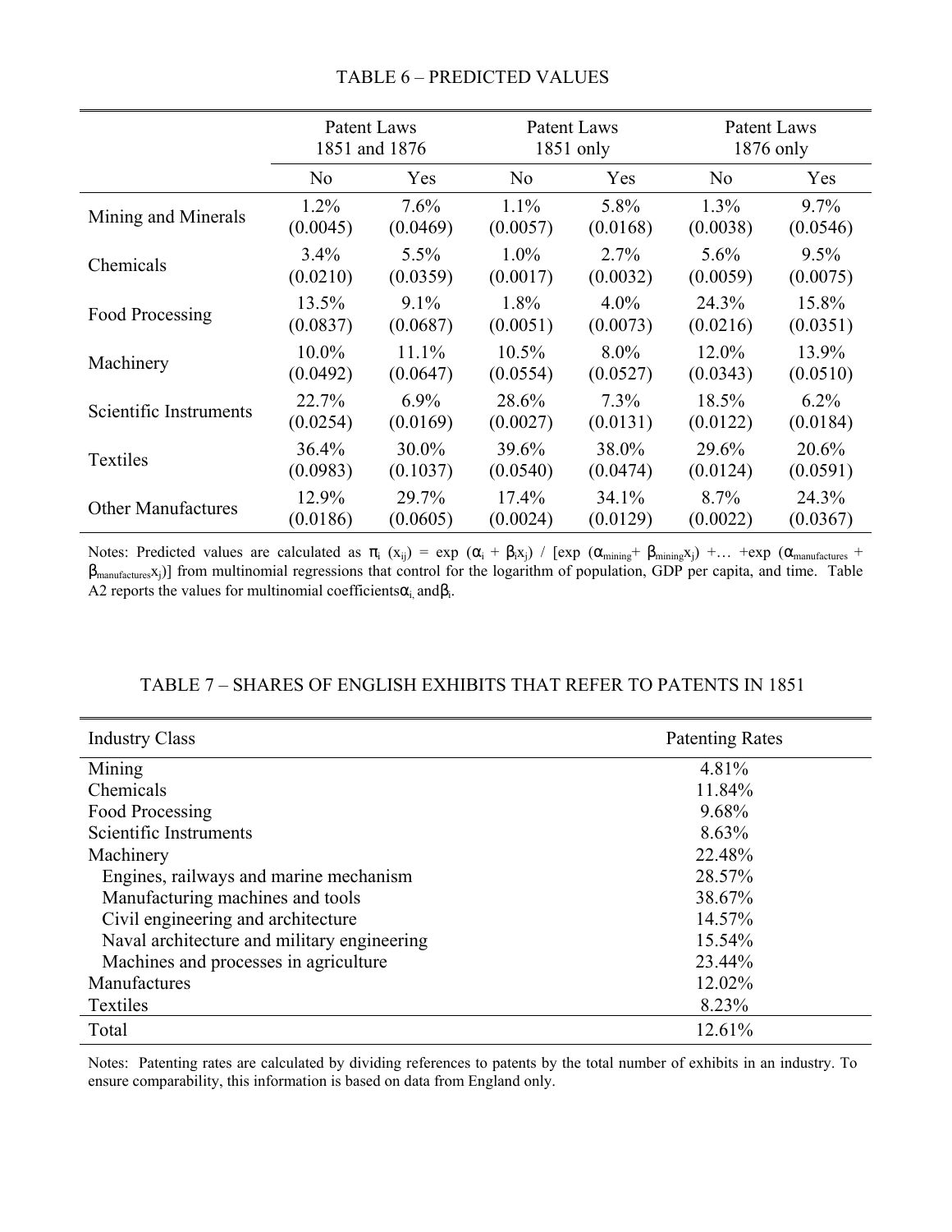TABLE 6 – PREDICTED VALUES

| | Patent Laws 1851 and 1876 | | Patent Laws 1851 only | | Patent Laws 1876 only | |
|---|---|---|---|---|---|---|
| | No | Yes | No | Yes | No | Yes |
| Mining and Minerals | 1.2% (0.0045) | 7.6% (0.0469) | 1.1% (0.0057) | 5.8% (0.0168) | 1.3% (0.0038) | 9.7% (0.0546) |
| Chemicals | 3.4% (0.0210) | 5.5% (0.0359) | 1.0% (0.0017) | 2.7% (0.0032) | 5.6% (0.0059) | 9.5% (0.0075) |
| Food Processing | 13.5% (0.0837) | 9.1% (0.0687) | 1.8% (0.0051) | 4.0% (0.0073) | 24.3% (0.0216) | 15.8% (0.0351) |
| Machinery | 10.0% (0.0492) | 11.1% (0.0647) | 10.5% (0.0554) | 8.0% (0.0527) | 12.0% (0.0343) | 13.9% (0.0510) |
| Scientific Instruments | 22.7% (0.0254) | 6.9% (0.0169) | 28.6% (0.0027) | 7.3% (0.0131) | 18.5% (0.0122) | 6.2% (0.0184) |
| Textiles | 36.4% (0.0983) | 30.0% (0.1037) | 39.6% (0.0540) | 38.0% (0.0474) | 29.6% (0.0124) | 20.6% (0.0591) |
| Other Manufactures | 12.9% (0.0186) | 29.7% (0.0605) | 17.4% (0.0024) | 34.1% (0.0129) | 8.7% (0.0022) | 24.3% (0.0367) |

Notes: Predicted values are calculated as $\pi_i\ (x_{ij}) = \exp\ (\alpha_i + \beta_i x_j)\ /\ [\exp\ (\alpha_{mining} + \beta_{mining} x_j) + \ldots + \exp\ (\alpha_{manufactures} + \beta_{manufactures} x_j)]$ from multinomial regressions that control for the logarithm of population, GDP per capita, and time. Table A2 reports the values for multinomial coefficients $\alpha_i$ and $\beta_i$.

TABLE 7 – SHARES OF ENGLISH EXHIBITS THAT REFER TO PATENTS IN 1851

| Industry Class | Patenting Rates |
|---|---|
| Mining | 4.81% |
| Chemicals | 11.84% |
| Food Processing | 9.68% |
| Scientific Instruments | 8.63% |
| Machinery | 22.48% |
| Engines, railways and marine mechanism | 28.57% |
| Manufacturing machines and tools | 38.67% |
| Civil engineering and architecture | 14.57% |
| Naval architecture and military engineering | 15.54% |
| Machines and processes in agriculture | 23.44% |
| Manufactures | 12.02% |
| Textiles | 8.23% |
| Total | 12.61% |

Notes: Patenting rates are calculated by dividing references to patents by the total number of exhibits in an industry. To ensure comparability, this information is based on data from England only.